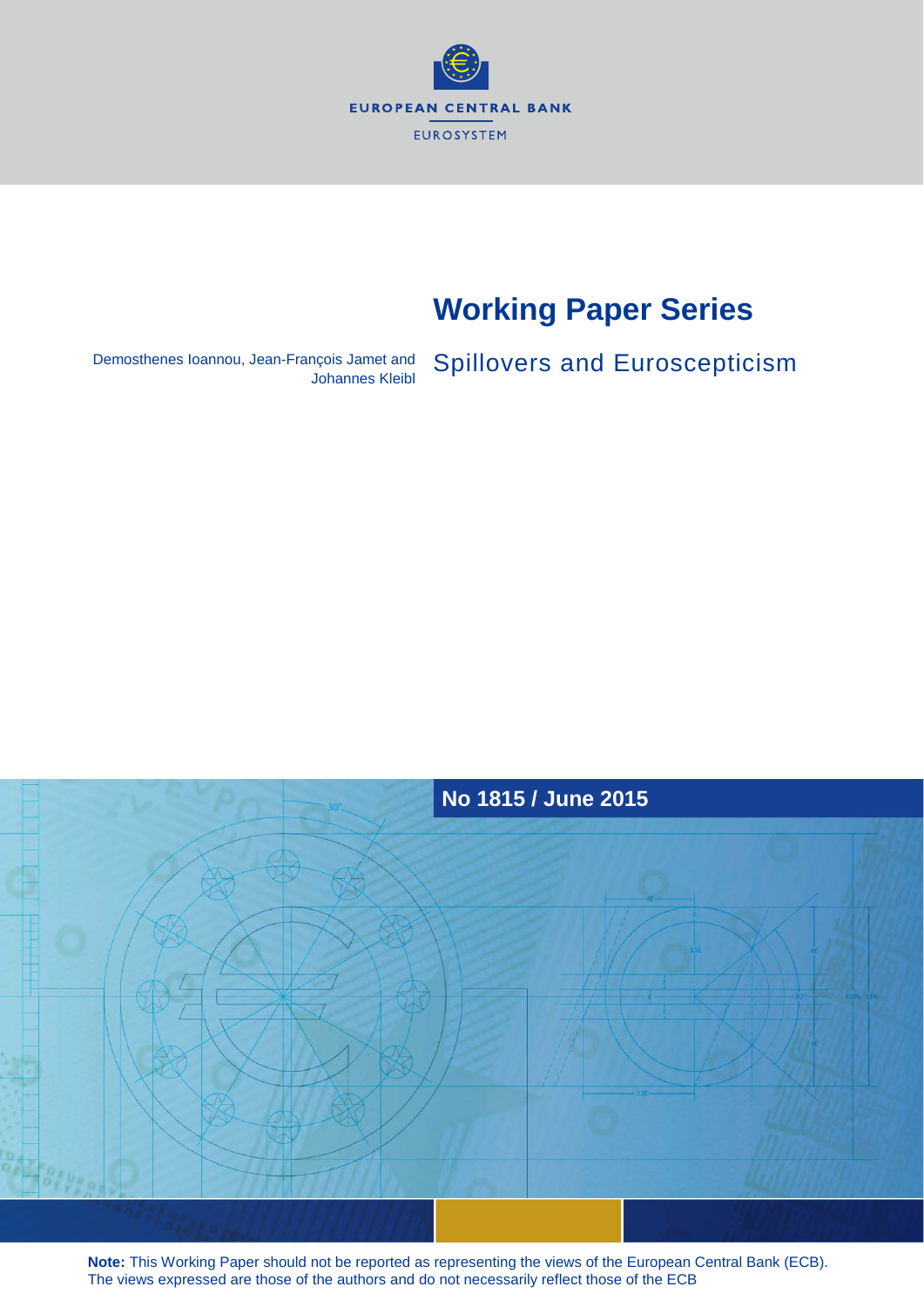EUROPEAN CENTRAL BANK

EUROSYSTEM

# Working Paper Series

Demosthenes Ioannou, Jean-François Jamet and Johannes Kleibl

## Spillovers and Euroscepticism

**No 1815 / June 2015**

**Note:** This Working Paper should not be reported as representing the views of the European Central Bank (ECB). The views expressed are those of the authors and do not necessarily reflect those of the ECB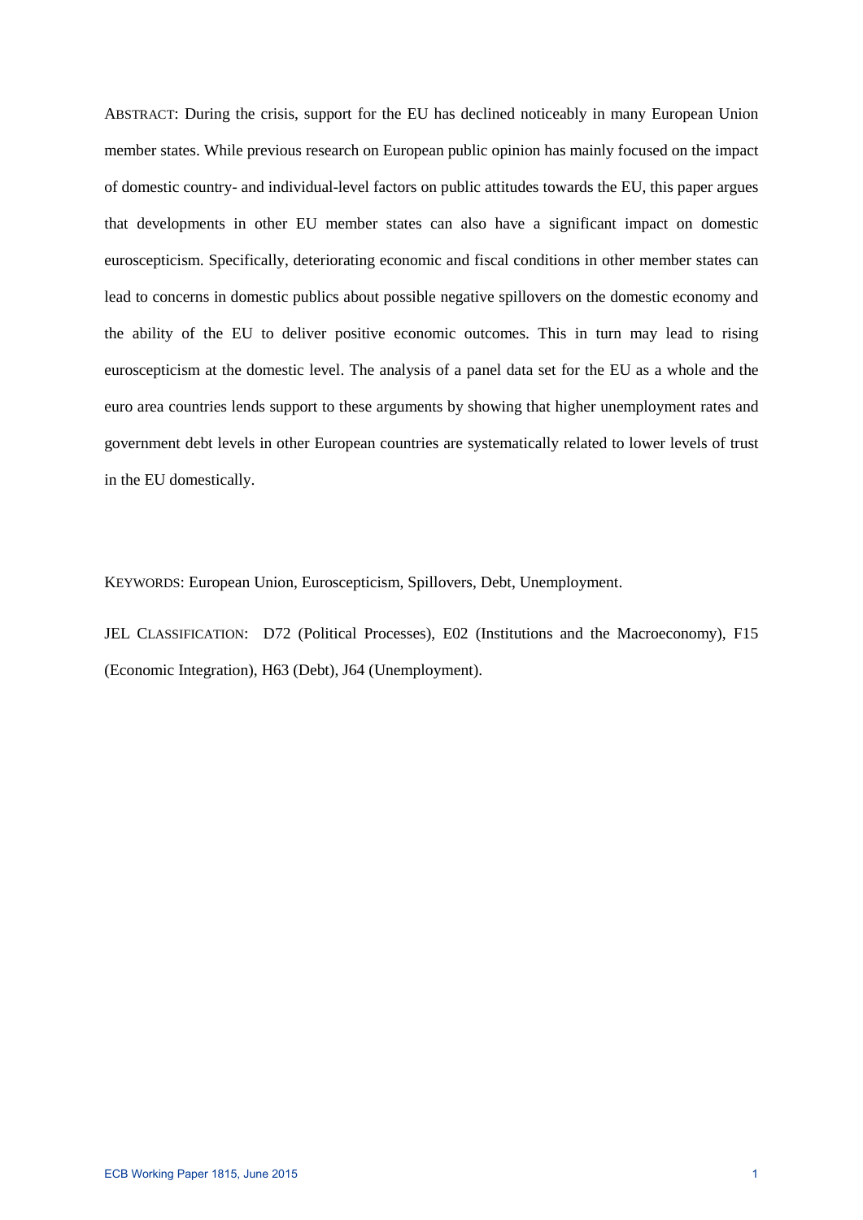ABSTRACT: During the crisis, support for the EU has declined noticeably in many European Union member states. While previous research on European public opinion has mainly focused on the impact of domestic country- and individual-level factors on public attitudes towards the EU, this paper argues that developments in other EU member states can also have a significant impact on domestic euroscepticism. Specifically, deteriorating economic and fiscal conditions in other member states can lead to concerns in domestic publics about possible negative spillovers on the domestic economy and the ability of the EU to deliver positive economic outcomes. This in turn may lead to rising euroscepticism at the domestic level. The analysis of a panel data set for the EU as a whole and the euro area countries lends support to these arguments by showing that higher unemployment rates and government debt levels in other European countries are systematically related to lower levels of trust in the EU domestically.

KEYWORDS: European Union, Euroscepticism, Spillovers, Debt, Unemployment.

JEL CLASSIFICATION: D72 (Political Processes), E02 (Institutions and the Macroeconomy), F15 (Economic Integration), H63 (Debt), J64 (Unemployment).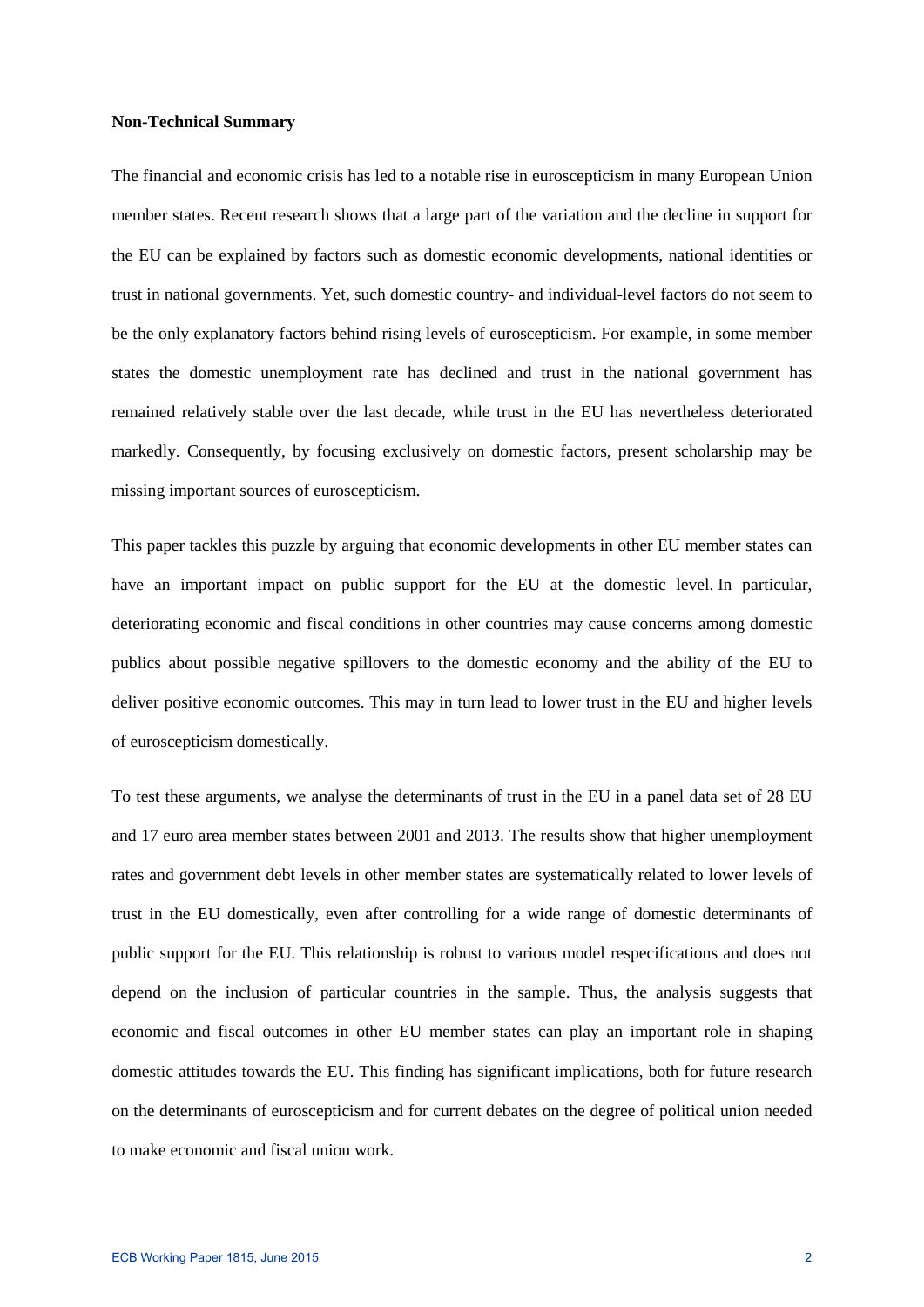**Non-Technical Summary**

The financial and economic crisis has led to a notable rise in euroscepticism in many European Union member states. Recent research shows that a large part of the variation and the decline in support for the EU can be explained by factors such as domestic economic developments, national identities or trust in national governments. Yet, such domestic country- and individual-level factors do not seem to be the only explanatory factors behind rising levels of euroscepticism. For example, in some member states the domestic unemployment rate has declined and trust in the national government has remained relatively stable over the last decade, while trust in the EU has nevertheless deteriorated markedly. Consequently, by focusing exclusively on domestic factors, present scholarship may be missing important sources of euroscepticism.

This paper tackles this puzzle by arguing that economic developments in other EU member states can have an important impact on public support for the EU at the domestic level. In particular, deteriorating economic and fiscal conditions in other countries may cause concerns among domestic publics about possible negative spillovers to the domestic economy and the ability of the EU to deliver positive economic outcomes. This may in turn lead to lower trust in the EU and higher levels of euroscepticism domestically.

To test these arguments, we analyse the determinants of trust in the EU in a panel data set of 28 EU and 17 euro area member states between 2001 and 2013. The results show that higher unemployment rates and government debt levels in other member states are systematically related to lower levels of trust in the EU domestically, even after controlling for a wide range of domestic determinants of public support for the EU. This relationship is robust to various model respecifications and does not depend on the inclusion of particular countries in the sample. Thus, the analysis suggests that economic and fiscal outcomes in other EU member states can play an important role in shaping domestic attitudes towards the EU. This finding has significant implications, both for future research on the determinants of euroscepticism and for current debates on the degree of political union needed to make economic and fiscal union work.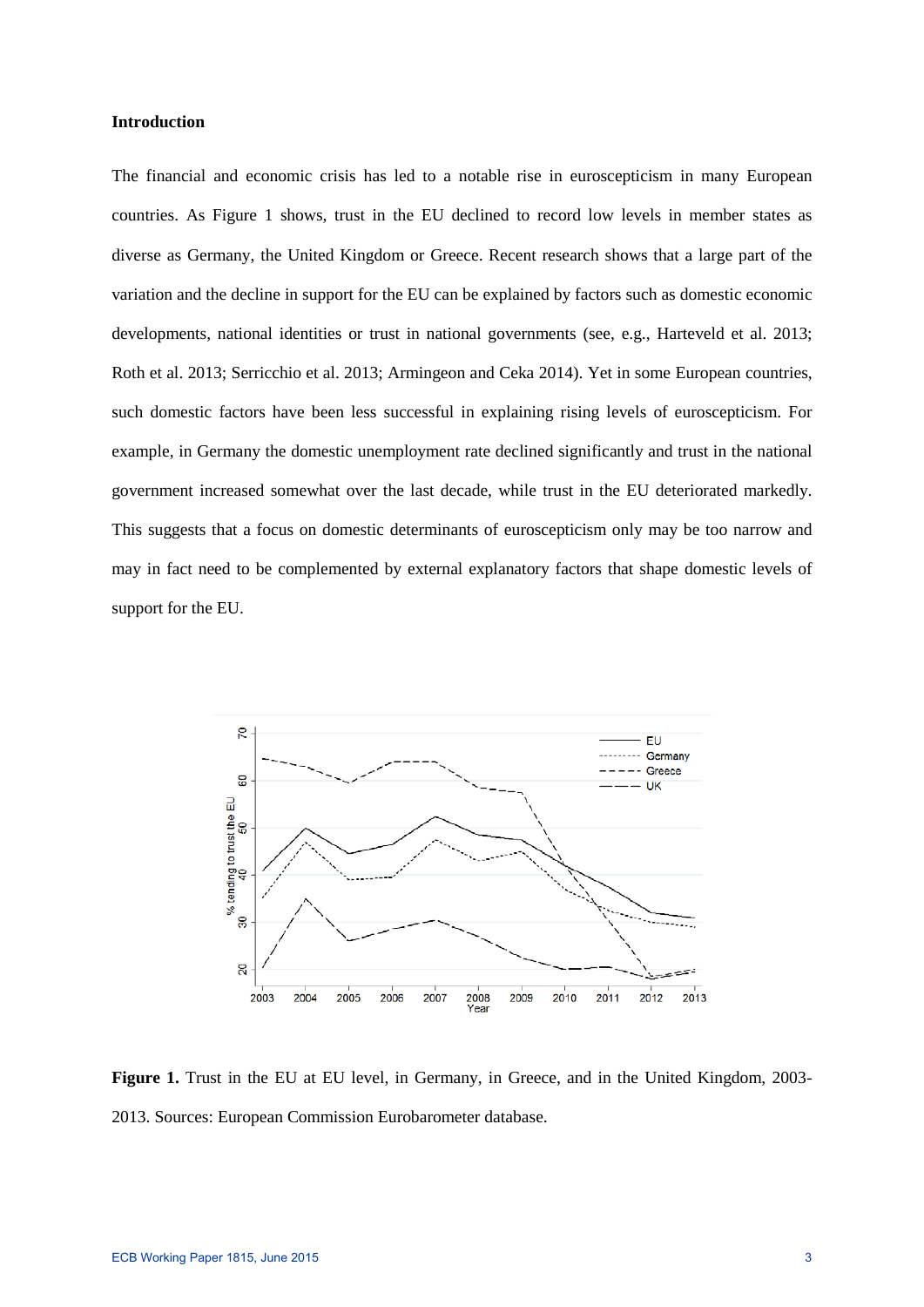## Introduction

The financial and economic crisis has led to a notable rise in euroscepticism in many European countries. As Figure 1 shows, trust in the EU declined to record low levels in member states as diverse as Germany, the United Kingdom or Greece. Recent research shows that a large part of the variation and the decline in support for the EU can be explained by factors such as domestic economic developments, national identities or trust in national governments (see, e.g., Harteveld et al. 2013; Roth et al. 2013; Serricchio et al. 2013; Armingeon and Ceka 2014). Yet in some European countries, such domestic factors have been less successful in explaining rising levels of euroscepticism. For example, in Germany the domestic unemployment rate declined significantly and trust in the national government increased somewhat over the last decade, while trust in the EU deteriorated markedly. This suggests that a focus on domestic determinants of euroscepticism only may be too narrow and may in fact need to be complemented by external explanatory factors that shape domestic levels of support for the EU.

**Figure 1.** Trust in the EU at EU level, in Germany, in Greece, and in the United Kingdom, 2003-2013. Sources: European Commission Eurobarometer database.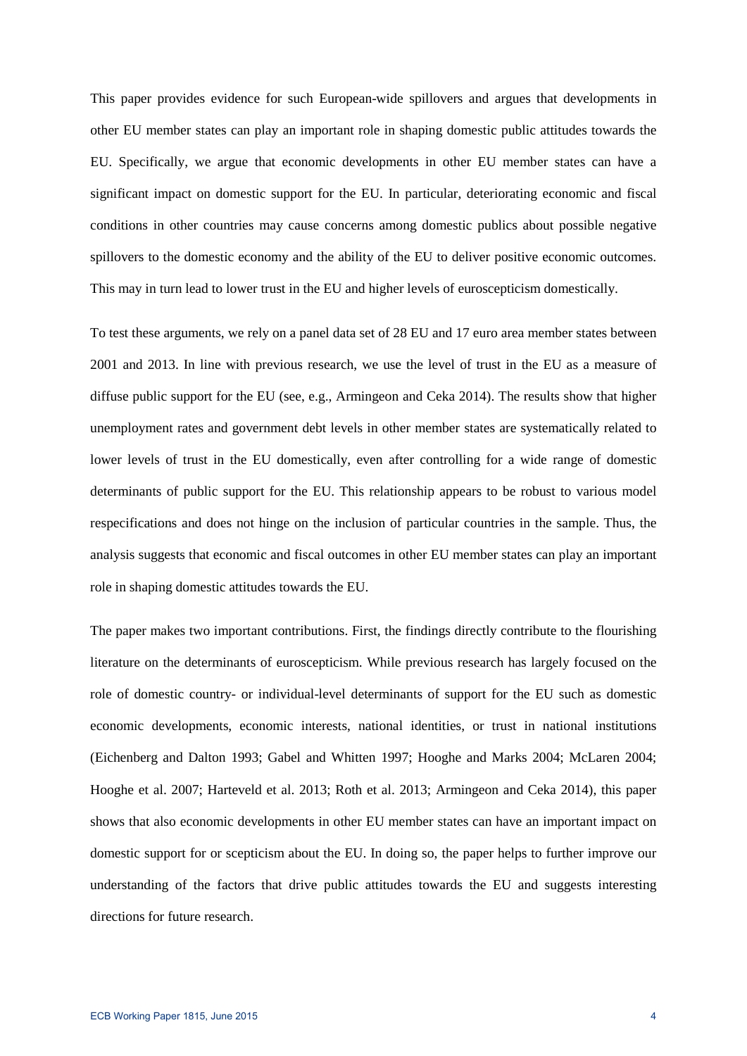This paper provides evidence for such European-wide spillovers and argues that developments in other EU member states can play an important role in shaping domestic public attitudes towards the EU. Specifically, we argue that economic developments in other EU member states can have a significant impact on domestic support for the EU. In particular, deteriorating economic and fiscal conditions in other countries may cause concerns among domestic publics about possible negative spillovers to the domestic economy and the ability of the EU to deliver positive economic outcomes. This may in turn lead to lower trust in the EU and higher levels of euroscepticism domestically.

To test these arguments, we rely on a panel data set of 28 EU and 17 euro area member states between 2001 and 2013. In line with previous research, we use the level of trust in the EU as a measure of diffuse public support for the EU (see, e.g., Armingeon and Ceka 2014). The results show that higher unemployment rates and government debt levels in other member states are systematically related to lower levels of trust in the EU domestically, even after controlling for a wide range of domestic determinants of public support for the EU. This relationship appears to be robust to various model respecifications and does not hinge on the inclusion of particular countries in the sample. Thus, the analysis suggests that economic and fiscal outcomes in other EU member states can play an important role in shaping domestic attitudes towards the EU.

The paper makes two important contributions. First, the findings directly contribute to the flourishing literature on the determinants of euroscepticism. While previous research has largely focused on the role of domestic country- or individual-level determinants of support for the EU such as domestic economic developments, economic interests, national identities, or trust in national institutions (Eichenberg and Dalton 1993; Gabel and Whitten 1997; Hooghe and Marks 2004; McLaren 2004; Hooghe et al. 2007; Harteveld et al. 2013; Roth et al. 2013; Armingeon and Ceka 2014), this paper shows that also economic developments in other EU member states can have an important impact on domestic support for or scepticism about the EU. In doing so, the paper helps to further improve our understanding of the factors that drive public attitudes towards the EU and suggests interesting directions for future research.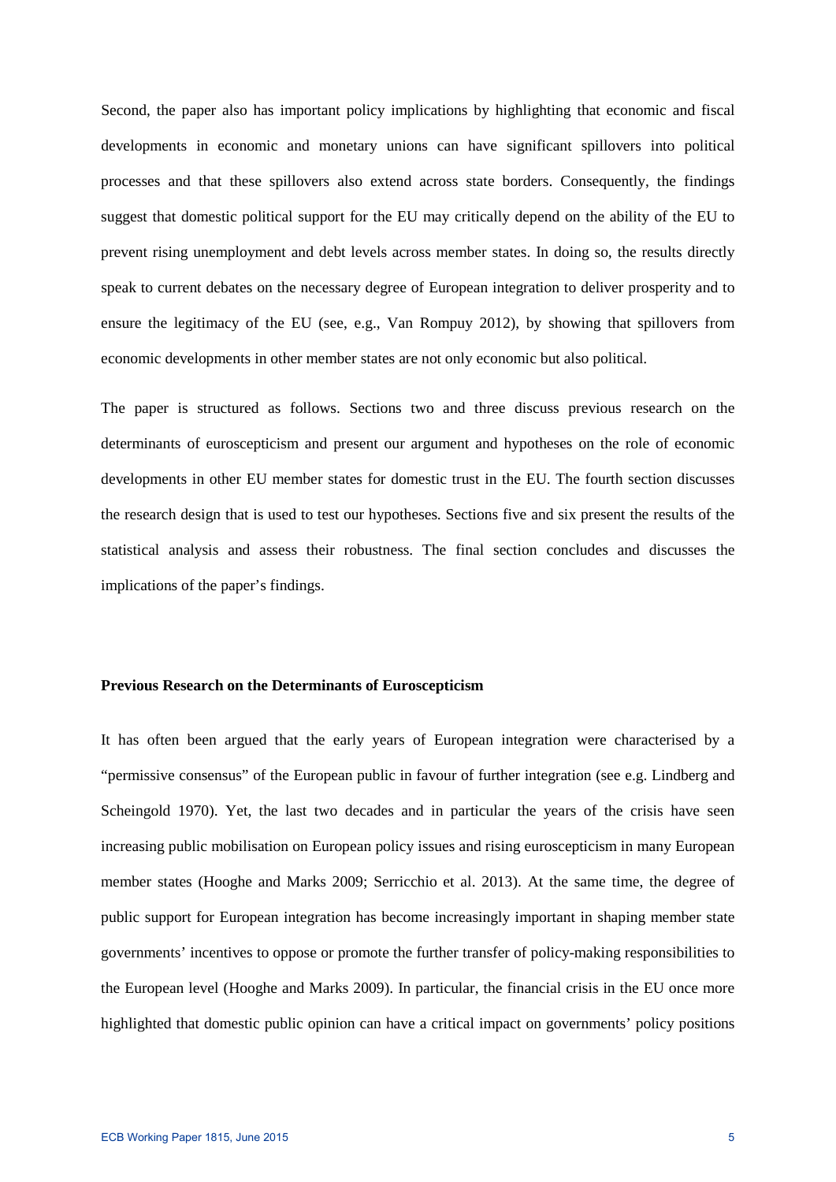Second, the paper also has important policy implications by highlighting that economic and fiscal developments in economic and monetary unions can have significant spillovers into political processes and that these spillovers also extend across state borders. Consequently, the findings suggest that domestic political support for the EU may critically depend on the ability of the EU to prevent rising unemployment and debt levels across member states. In doing so, the results directly speak to current debates on the necessary degree of European integration to deliver prosperity and to ensure the legitimacy of the EU (see, e.g., Van Rompuy 2012), by showing that spillovers from economic developments in other member states are not only economic but also political.

The paper is structured as follows. Sections two and three discuss previous research on the determinants of euroscepticism and present our argument and hypotheses on the role of economic developments in other EU member states for domestic trust in the EU. The fourth section discusses the research design that is used to test our hypotheses. Sections five and six present the results of the statistical analysis and assess their robustness. The final section concludes and discusses the implications of the paper's findings.

## Previous Research on the Determinants of Euroscepticism

It has often been argued that the early years of European integration were characterised by a "permissive consensus" of the European public in favour of further integration (see e.g. Lindberg and Scheingold 1970). Yet, the last two decades and in particular the years of the crisis have seen increasing public mobilisation on European policy issues and rising euroscepticism in many European member states (Hooghe and Marks 2009; Serricchio et al. 2013). At the same time, the degree of public support for European integration has become increasingly important in shaping member state governments' incentives to oppose or promote the further transfer of policy-making responsibilities to the European level (Hooghe and Marks 2009). In particular, the financial crisis in the EU once more highlighted that domestic public opinion can have a critical impact on governments' policy positions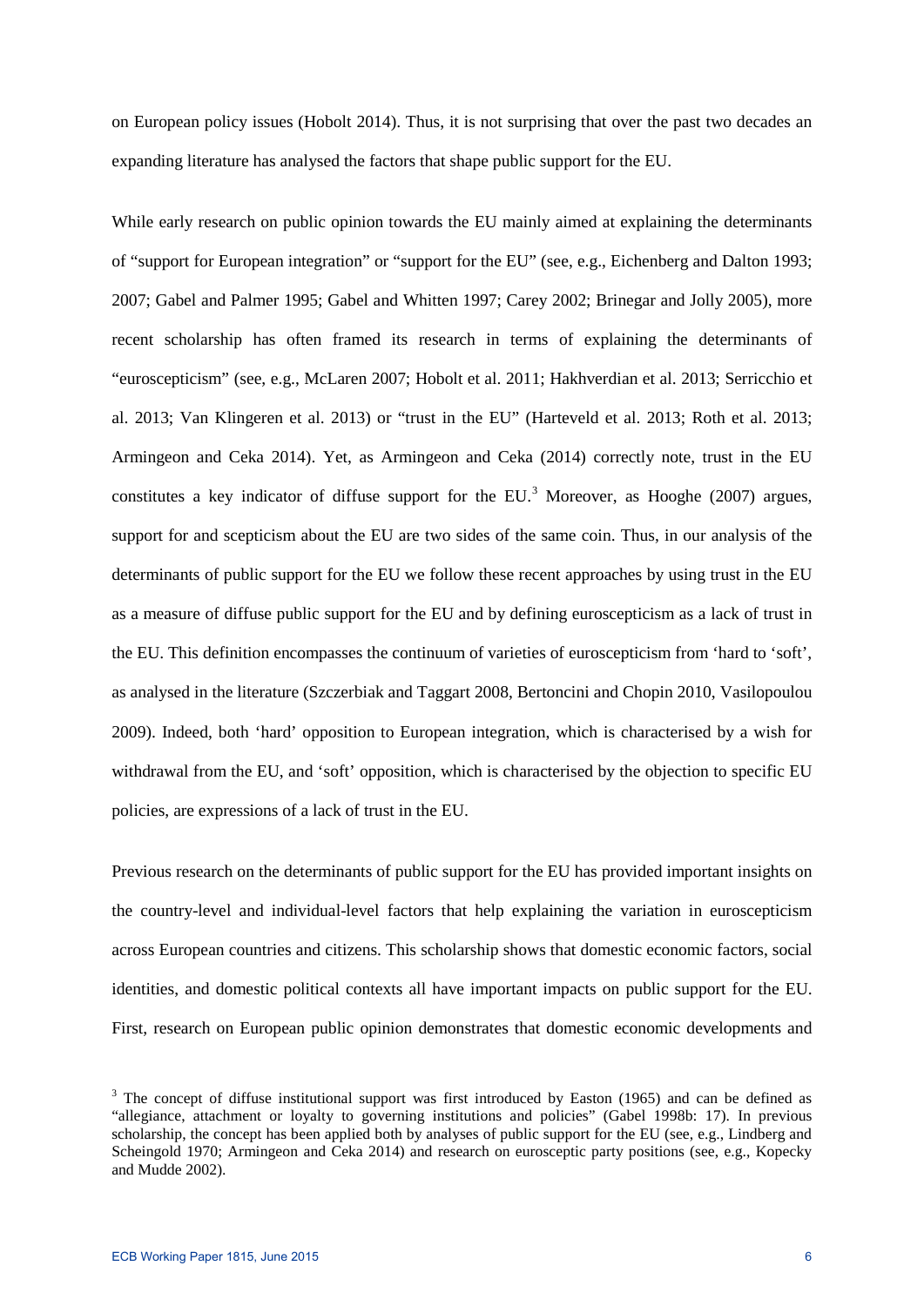on European policy issues (Hobolt 2014). Thus, it is not surprising that over the past two decades an expanding literature has analysed the factors that shape public support for the EU.

While early research on public opinion towards the EU mainly aimed at explaining the determinants of "support for European integration" or "support for the EU" (see, e.g., Eichenberg and Dalton 1993; 2007; Gabel and Palmer 1995; Gabel and Whitten 1997; Carey 2002; Brinegar and Jolly 2005), more recent scholarship has often framed its research in terms of explaining the determinants of "euroscepticism" (see, e.g., McLaren 2007; Hobolt et al. 2011; Hakhverdian et al. 2013; Serricchio et al. 2013; Van Klingeren et al. 2013) or "trust in the EU" (Harteveld et al. 2013; Roth et al. 2013; Armingeon and Ceka 2014). Yet, as Armingeon and Ceka (2014) correctly note, trust in the EU constitutes a key indicator of diffuse support for the EU.[3] Moreover, as Hooghe (2007) argues, support for and scepticism about the EU are two sides of the same coin. Thus, in our analysis of the determinants of public support for the EU we follow these recent approaches by using trust in the EU as a measure of diffuse public support for the EU and by defining euroscepticism as a lack of trust in the EU. This definition encompasses the continuum of varieties of euroscepticism from 'hard to 'soft', as analysed in the literature (Szczerbiak and Taggart 2008, Bertoncini and Chopin 2010, Vasilopoulou 2009). Indeed, both 'hard' opposition to European integration, which is characterised by a wish for withdrawal from the EU, and 'soft' opposition, which is characterised by the objection to specific EU policies, are expressions of a lack of trust in the EU.

Previous research on the determinants of public support for the EU has provided important insights on the country-level and individual-level factors that help explaining the variation in euroscepticism across European countries and citizens. This scholarship shows that domestic economic factors, social identities, and domestic political contexts all have important impacts on public support for the EU. First, research on European public opinion demonstrates that domestic economic developments and

[3] The concept of diffuse institutional support was first introduced by Easton (1965) and can be defined as "allegiance, attachment or loyalty to governing institutions and policies" (Gabel 1998b: 17). In previous scholarship, the concept has been applied both by analyses of public support for the EU (see, e.g., Lindberg and Scheingold 1970; Armingeon and Ceka 2014) and research on eurosceptic party positions (see, e.g., Kopecky and Mudde 2002).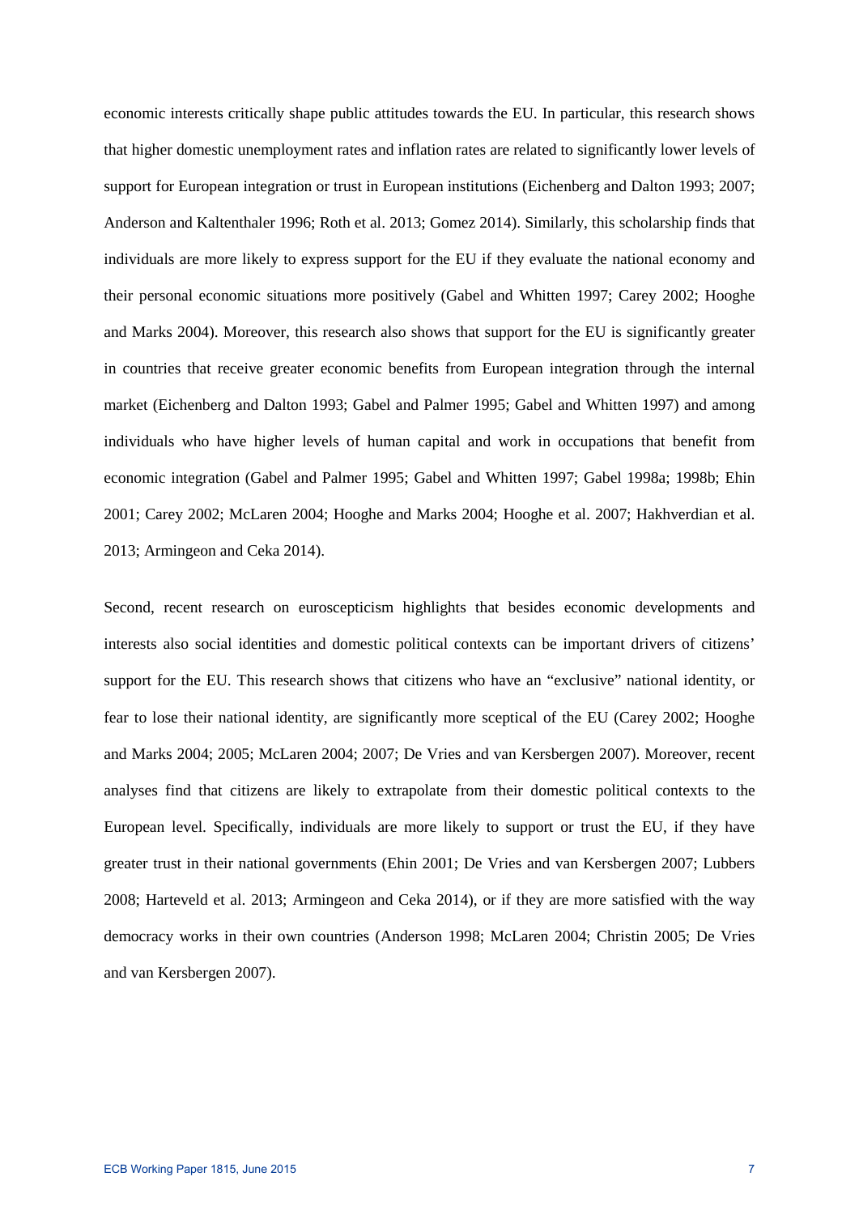economic interests critically shape public attitudes towards the EU. In particular, this research shows that higher domestic unemployment rates and inflation rates are related to significantly lower levels of support for European integration or trust in European institutions (Eichenberg and Dalton 1993; 2007; Anderson and Kaltenthaler 1996; Roth et al. 2013; Gomez 2014). Similarly, this scholarship finds that individuals are more likely to express support for the EU if they evaluate the national economy and their personal economic situations more positively (Gabel and Whitten 1997; Carey 2002; Hooghe and Marks 2004). Moreover, this research also shows that support for the EU is significantly greater in countries that receive greater economic benefits from European integration through the internal market (Eichenberg and Dalton 1993; Gabel and Palmer 1995; Gabel and Whitten 1997) and among individuals who have higher levels of human capital and work in occupations that benefit from economic integration (Gabel and Palmer 1995; Gabel and Whitten 1997; Gabel 1998a; 1998b; Ehin 2001; Carey 2002; McLaren 2004; Hooghe and Marks 2004; Hooghe et al. 2007; Hakhverdian et al. 2013; Armingeon and Ceka 2014).

Second, recent research on euroscepticism highlights that besides economic developments and interests also social identities and domestic political contexts can be important drivers of citizens' support for the EU. This research shows that citizens who have an "exclusive" national identity, or fear to lose their national identity, are significantly more sceptical of the EU (Carey 2002; Hooghe and Marks 2004; 2005; McLaren 2004; 2007; De Vries and van Kersbergen 2007). Moreover, recent analyses find that citizens are likely to extrapolate from their domestic political contexts to the European level. Specifically, individuals are more likely to support or trust the EU, if they have greater trust in their national governments (Ehin 2001; De Vries and van Kersbergen 2007; Lubbers 2008; Harteveld et al. 2013; Armingeon and Ceka 2014), or if they are more satisfied with the way democracy works in their own countries (Anderson 1998; McLaren 2004; Christin 2005; De Vries and van Kersbergen 2007).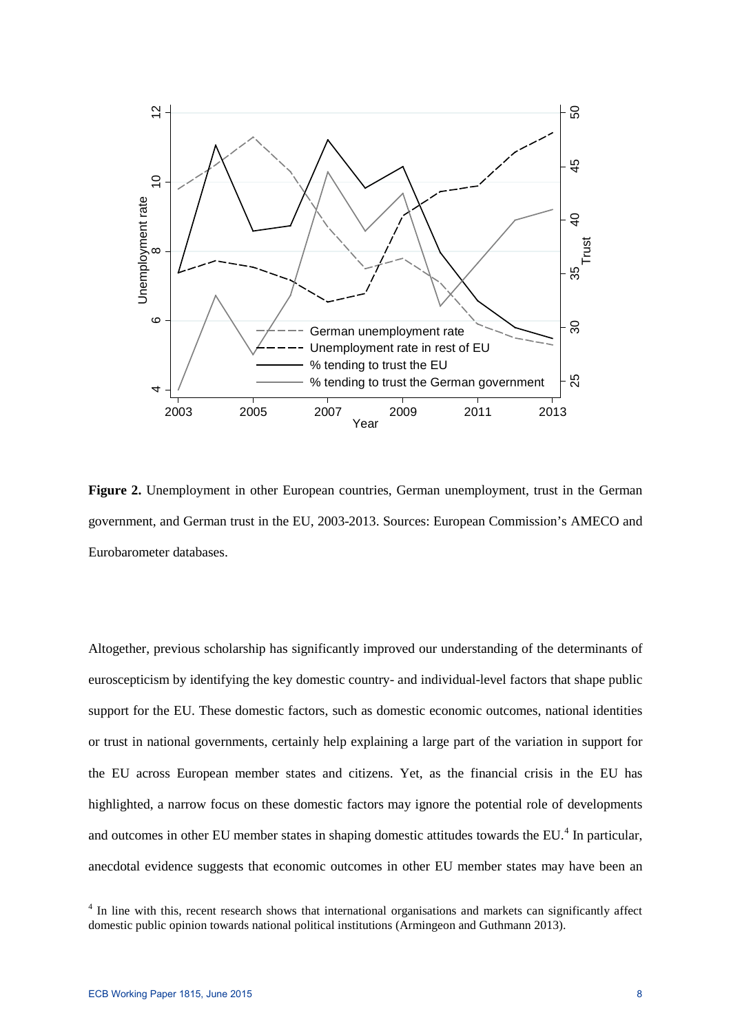**Figure 2.** Unemployment in other European countries, German unemployment, trust in the German government, and German trust in the EU, 2003-2013. Sources: European Commission's AMECO and Eurobarometer databases.

Altogether, previous scholarship has significantly improved our understanding of the determinants of euroscepticism by identifying the key domestic country- and individual-level factors that shape public support for the EU. These domestic factors, such as domestic economic outcomes, national identities or trust in national governments, certainly help explaining a large part of the variation in support for the EU across European member states and citizens. Yet, as the financial crisis in the EU has highlighted, a narrow focus on these domestic factors may ignore the potential role of developments and outcomes in other EU member states in shaping domestic attitudes towards the EU.[4] In particular, anecdotal evidence suggests that economic outcomes in other EU member states may have been an

[4] In line with this, recent research shows that international organisations and markets can significantly affect domestic public opinion towards national political institutions (Armingeon and Guthmann 2013).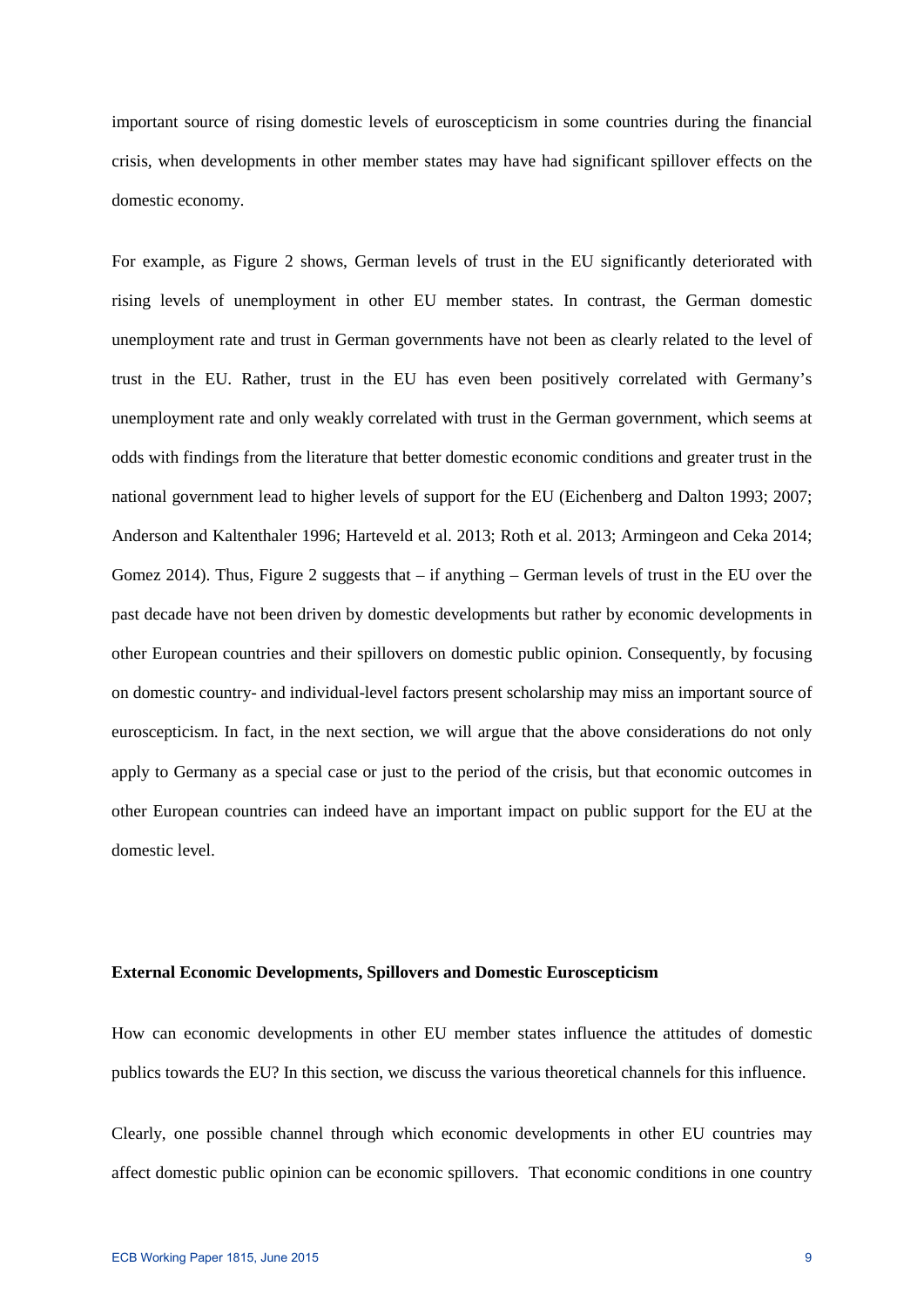important source of rising domestic levels of euroscepticism in some countries during the financial crisis, when developments in other member states may have had significant spillover effects on the domestic economy.

For example, as Figure 2 shows, German levels of trust in the EU significantly deteriorated with rising levels of unemployment in other EU member states. In contrast, the German domestic unemployment rate and trust in German governments have not been as clearly related to the level of trust in the EU. Rather, trust in the EU has even been positively correlated with Germany's unemployment rate and only weakly correlated with trust in the German government, which seems at odds with findings from the literature that better domestic economic conditions and greater trust in the national government lead to higher levels of support for the EU (Eichenberg and Dalton 1993; 2007; Anderson and Kaltenthaler 1996; Harteveld et al. 2013; Roth et al. 2013; Armingeon and Ceka 2014; Gomez 2014). Thus, Figure 2 suggests that – if anything – German levels of trust in the EU over the past decade have not been driven by domestic developments but rather by economic developments in other European countries and their spillovers on domestic public opinion. Consequently, by focusing on domestic country- and individual-level factors present scholarship may miss an important source of euroscepticism. In fact, in the next section, we will argue that the above considerations do not only apply to Germany as a special case or just to the period of the crisis, but that economic outcomes in other European countries can indeed have an important impact on public support for the EU at the domestic level.

**External Economic Developments, Spillovers and Domestic Euroscepticism**

How can economic developments in other EU member states influence the attitudes of domestic publics towards the EU? In this section, we discuss the various theoretical channels for this influence.

Clearly, one possible channel through which economic developments in other EU countries may affect domestic public opinion can be economic spillovers. That economic conditions in one country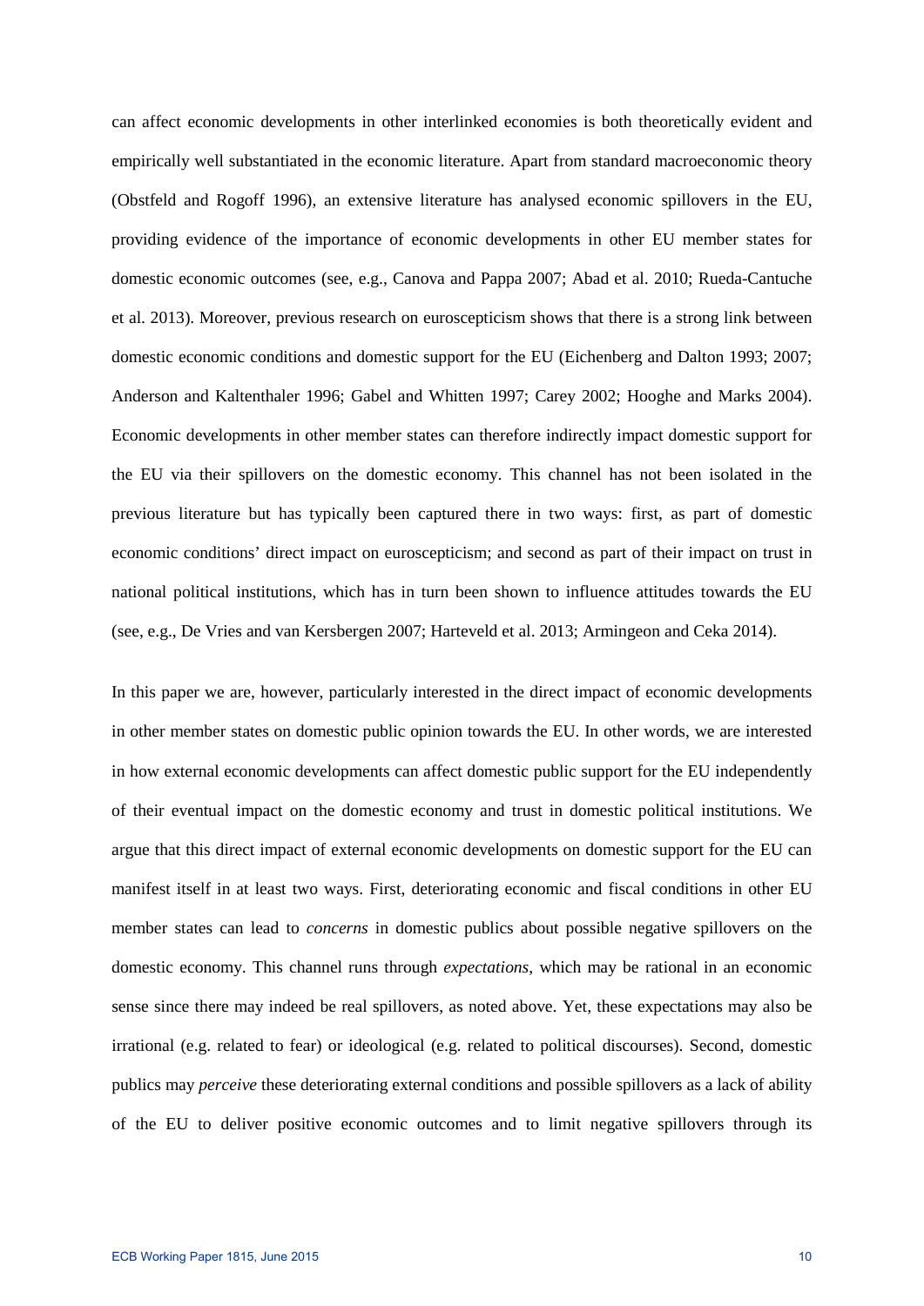can affect economic developments in other interlinked economies is both theoretically evident and empirically well substantiated in the economic literature. Apart from standard macroeconomic theory (Obstfeld and Rogoff 1996), an extensive literature has analysed economic spillovers in the EU, providing evidence of the importance of economic developments in other EU member states for domestic economic outcomes (see, e.g., Canova and Pappa 2007; Abad et al. 2010; Rueda-Cantuche et al. 2013). Moreover, previous research on euroscepticism shows that there is a strong link between domestic economic conditions and domestic support for the EU (Eichenberg and Dalton 1993; 2007; Anderson and Kaltenthaler 1996; Gabel and Whitten 1997; Carey 2002; Hooghe and Marks 2004). Economic developments in other member states can therefore indirectly impact domestic support for the EU via their spillovers on the domestic economy. This channel has not been isolated in the previous literature but has typically been captured there in two ways: first, as part of domestic economic conditions' direct impact on euroscepticism; and second as part of their impact on trust in national political institutions, which has in turn been shown to influence attitudes towards the EU (see, e.g., De Vries and van Kersbergen 2007; Harteveld et al. 2013; Armingeon and Ceka 2014).

In this paper we are, however, particularly interested in the direct impact of economic developments in other member states on domestic public opinion towards the EU. In other words, we are interested in how external economic developments can affect domestic public support for the EU independently of their eventual impact on the domestic economy and trust in domestic political institutions. We argue that this direct impact of external economic developments on domestic support for the EU can manifest itself in at least two ways. First, deteriorating economic and fiscal conditions in other EU member states can lead to *concerns* in domestic publics about possible negative spillovers on the domestic economy. This channel runs through *expectations*, which may be rational in an economic sense since there may indeed be real spillovers, as noted above. Yet, these expectations may also be irrational (e.g. related to fear) or ideological (e.g. related to political discourses). Second, domestic publics may *perceive* these deteriorating external conditions and possible spillovers as a lack of ability of the EU to deliver positive economic outcomes and to limit negative spillovers through its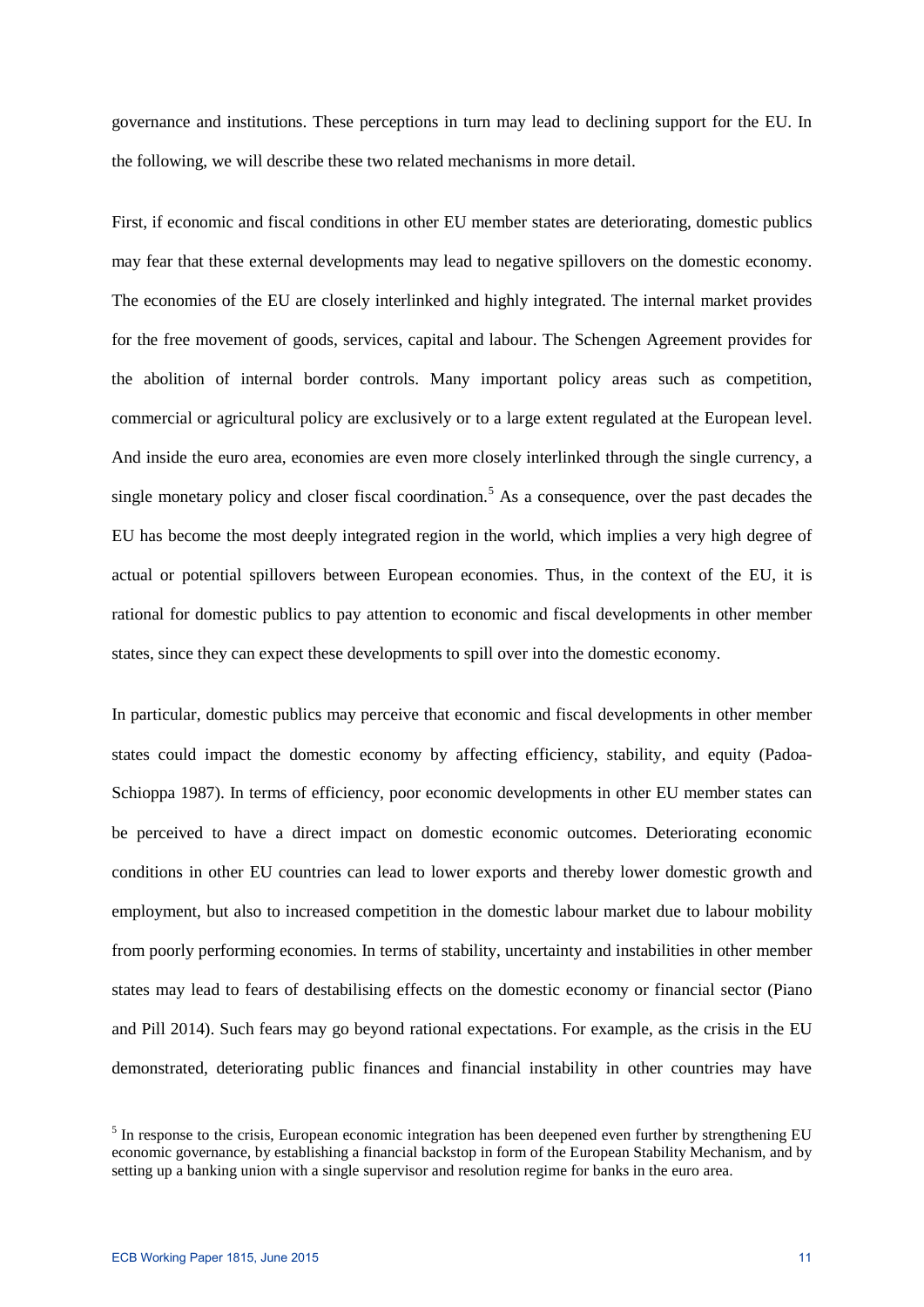governance and institutions. These perceptions in turn may lead to declining support for the EU. In the following, we will describe these two related mechanisms in more detail.

First, if economic and fiscal conditions in other EU member states are deteriorating, domestic publics may fear that these external developments may lead to negative spillovers on the domestic economy. The economies of the EU are closely interlinked and highly integrated. The internal market provides for the free movement of goods, services, capital and labour. The Schengen Agreement provides for the abolition of internal border controls. Many important policy areas such as competition, commercial or agricultural policy are exclusively or to a large extent regulated at the European level. And inside the euro area, economies are even more closely interlinked through the single currency, a single monetary policy and closer fiscal coordination.[5] As a consequence, over the past decades the EU has become the most deeply integrated region in the world, which implies a very high degree of actual or potential spillovers between European economies. Thus, in the context of the EU, it is rational for domestic publics to pay attention to economic and fiscal developments in other member states, since they can expect these developments to spill over into the domestic economy.

In particular, domestic publics may perceive that economic and fiscal developments in other member states could impact the domestic economy by affecting efficiency, stability, and equity (Padoa-Schioppa 1987). In terms of efficiency, poor economic developments in other EU member states can be perceived to have a direct impact on domestic economic outcomes. Deteriorating economic conditions in other EU countries can lead to lower exports and thereby lower domestic growth and employment, but also to increased competition in the domestic labour market due to labour mobility from poorly performing economies. In terms of stability, uncertainty and instabilities in other member states may lead to fears of destabilising effects on the domestic economy or financial sector (Piano and Pill 2014). Such fears may go beyond rational expectations. For example, as the crisis in the EU demonstrated, deteriorating public finances and financial instability in other countries may have

[5] In response to the crisis, European economic integration has been deepened even further by strengthening EU economic governance, by establishing a financial backstop in form of the European Stability Mechanism, and by setting up a banking union with a single supervisor and resolution regime for banks in the euro area.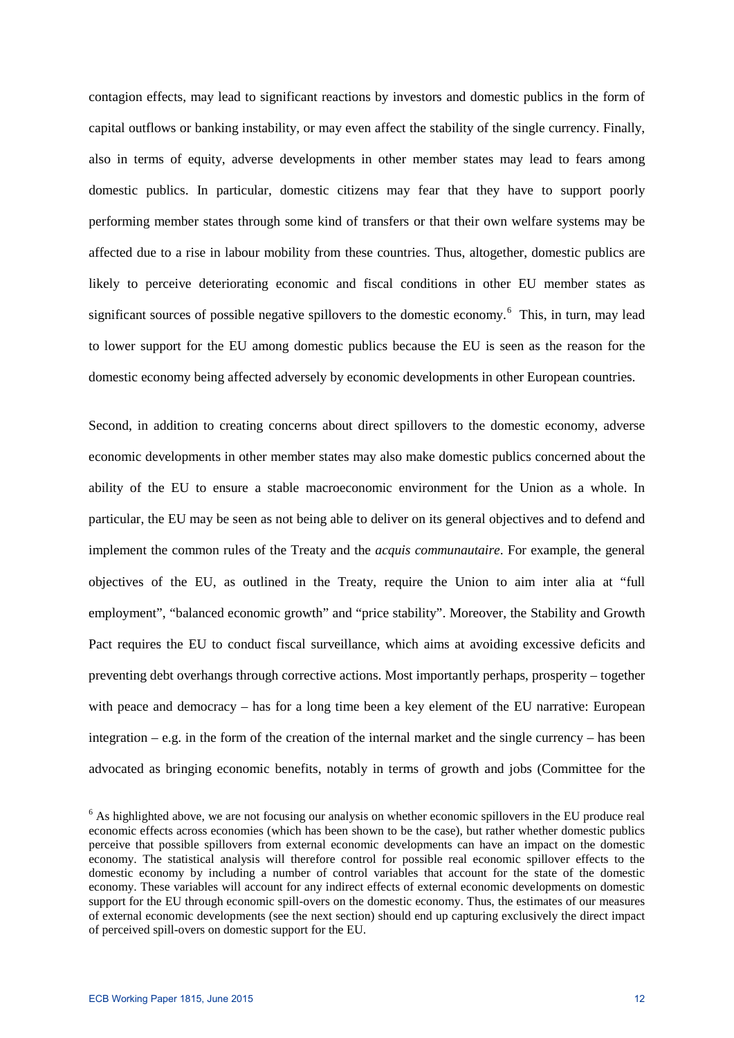contagion effects, may lead to significant reactions by investors and domestic publics in the form of capital outflows or banking instability, or may even affect the stability of the single currency. Finally, also in terms of equity, adverse developments in other member states may lead to fears among domestic publics. In particular, domestic citizens may fear that they have to support poorly performing member states through some kind of transfers or that their own welfare systems may be affected due to a rise in labour mobility from these countries. Thus, altogether, domestic publics are likely to perceive deteriorating economic and fiscal conditions in other EU member states as significant sources of possible negative spillovers to the domestic economy.[6] This, in turn, may lead to lower support for the EU among domestic publics because the EU is seen as the reason for the domestic economy being affected adversely by economic developments in other European countries.

Second, in addition to creating concerns about direct spillovers to the domestic economy, adverse economic developments in other member states may also make domestic publics concerned about the ability of the EU to ensure a stable macroeconomic environment for the Union as a whole. In particular, the EU may be seen as not being able to deliver on its general objectives and to defend and implement the common rules of the Treaty and the *acquis communautaire*. For example, the general objectives of the EU, as outlined in the Treaty, require the Union to aim inter alia at "full employment", "balanced economic growth" and "price stability". Moreover, the Stability and Growth Pact requires the EU to conduct fiscal surveillance, which aims at avoiding excessive deficits and preventing debt overhangs through corrective actions. Most importantly perhaps, prosperity – together with peace and democracy – has for a long time been a key element of the EU narrative: European integration – e.g. in the form of the creation of the internal market and the single currency – has been advocated as bringing economic benefits, notably in terms of growth and jobs (Committee for the

[6] As highlighted above, we are not focusing our analysis on whether economic spillovers in the EU produce real economic effects across economies (which has been shown to be the case), but rather whether domestic publics perceive that possible spillovers from external economic developments can have an impact on the domestic economy. The statistical analysis will therefore control for possible real economic spillover effects to the domestic economy by including a number of control variables that account for the state of the domestic economy. These variables will account for any indirect effects of external economic developments on domestic support for the EU through economic spill-overs on the domestic economy. Thus, the estimates of our measures of external economic developments (see the next section) should end up capturing exclusively the direct impact of perceived spill-overs on domestic support for the EU.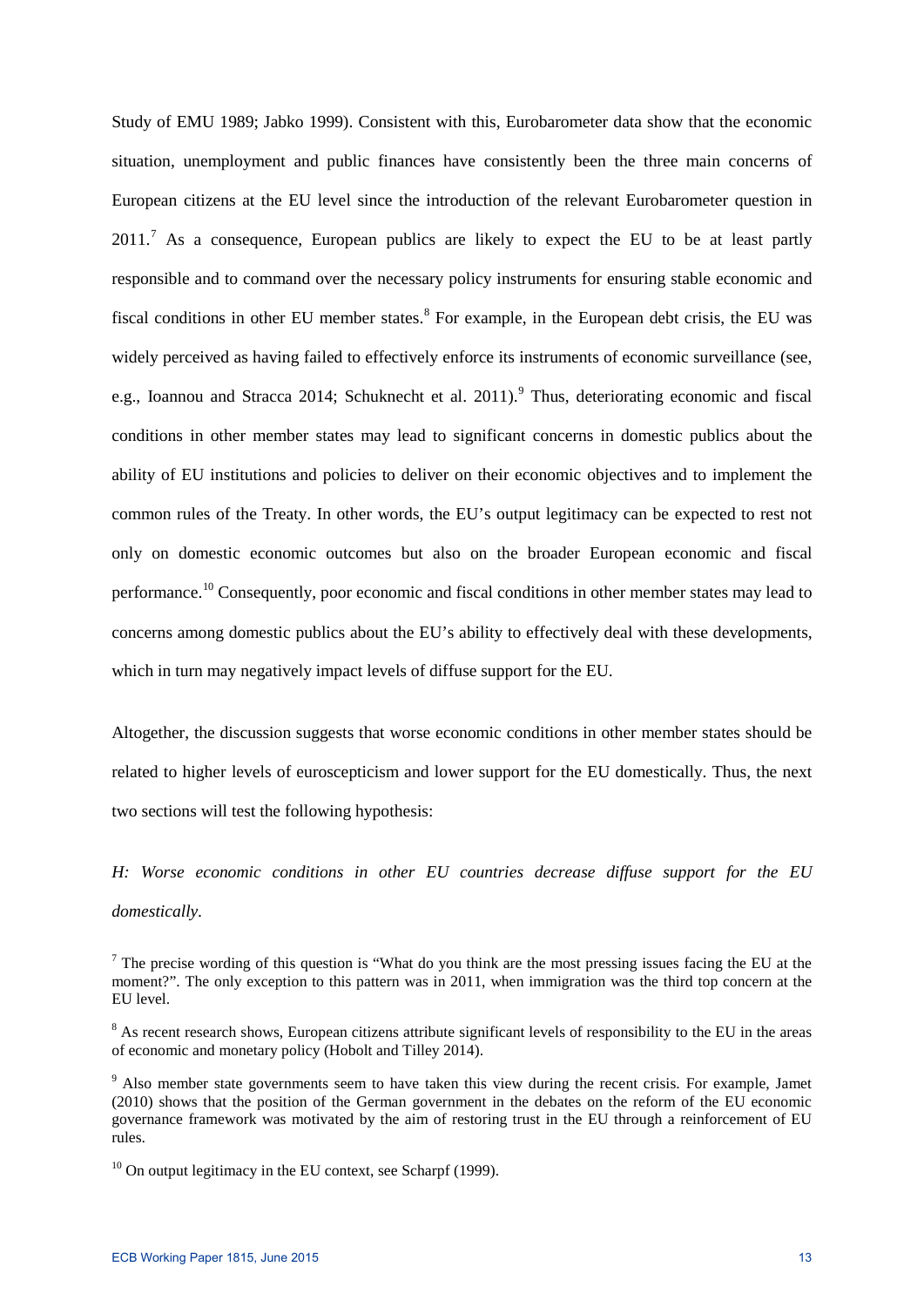Study of EMU 1989; Jabko 1999). Consistent with this, Eurobarometer data show that the economic situation, unemployment and public finances have consistently been the three main concerns of European citizens at the EU level since the introduction of the relevant Eurobarometer question in 2011.[7] As a consequence, European publics are likely to expect the EU to be at least partly responsible and to command over the necessary policy instruments for ensuring stable economic and fiscal conditions in other EU member states.[8] For example, in the European debt crisis, the EU was widely perceived as having failed to effectively enforce its instruments of economic surveillance (see, e.g., Ioannou and Stracca 2014; Schuknecht et al. 2011).[9] Thus, deteriorating economic and fiscal conditions in other member states may lead to significant concerns in domestic publics about the ability of EU institutions and policies to deliver on their economic objectives and to implement the common rules of the Treaty. In other words, the EU's output legitimacy can be expected to rest not only on domestic economic outcomes but also on the broader European economic and fiscal performance.[10] Consequently, poor economic and fiscal conditions in other member states may lead to concerns among domestic publics about the EU's ability to effectively deal with these developments, which in turn may negatively impact levels of diffuse support for the EU.

Altogether, the discussion suggests that worse economic conditions in other member states should be related to higher levels of euroscepticism and lower support for the EU domestically. Thus, the next two sections will test the following hypothesis:

*H: Worse economic conditions in other EU countries decrease diffuse support for the EU domestically.*

[7] The precise wording of this question is "What do you think are the most pressing issues facing the EU at the moment?". The only exception to this pattern was in 2011, when immigration was the third top concern at the EU level.

[8] As recent research shows, European citizens attribute significant levels of responsibility to the EU in the areas of economic and monetary policy (Hobolt and Tilley 2014).

[9] Also member state governments seem to have taken this view during the recent crisis. For example, Jamet (2010) shows that the position of the German government in the debates on the reform of the EU economic governance framework was motivated by the aim of restoring trust in the EU through a reinforcement of EU rules.

[10] On output legitimacy in the EU context, see Scharpf (1999).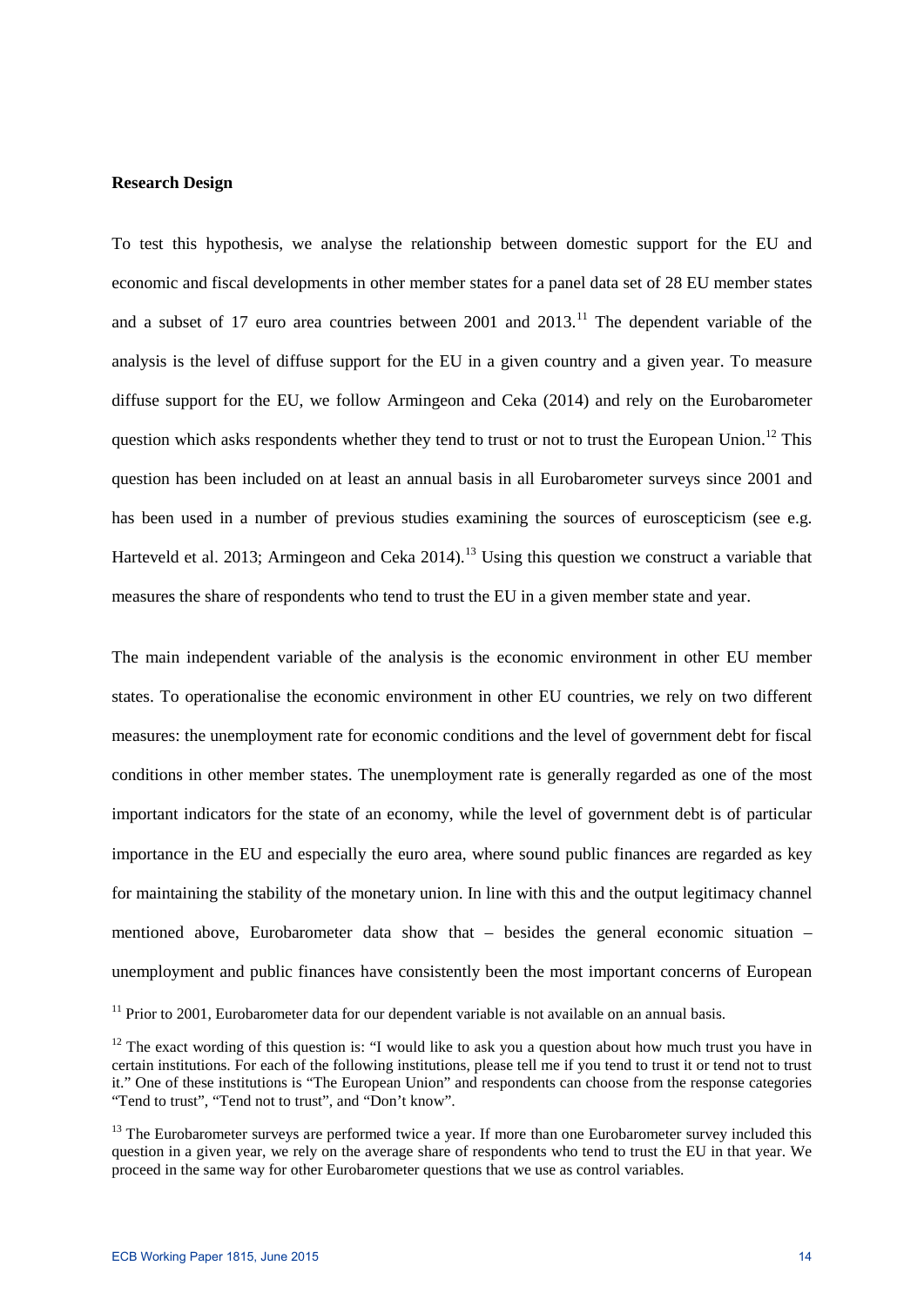**Research Design**

To test this hypothesis, we analyse the relationship between domestic support for the EU and economic and fiscal developments in other member states for a panel data set of 28 EU member states and a subset of 17 euro area countries between 2001 and 2013.[11] The dependent variable of the analysis is the level of diffuse support for the EU in a given country and a given year. To measure diffuse support for the EU, we follow Armingeon and Ceka (2014) and rely on the Eurobarometer question which asks respondents whether they tend to trust or not to trust the European Union.[12] This question has been included on at least an annual basis in all Eurobarometer surveys since 2001 and has been used in a number of previous studies examining the sources of euroscepticism (see e.g. Harteveld et al. 2013; Armingeon and Ceka 2014).[13] Using this question we construct a variable that measures the share of respondents who tend to trust the EU in a given member state and year.

The main independent variable of the analysis is the economic environment in other EU member states. To operationalise the economic environment in other EU countries, we rely on two different measures: the unemployment rate for economic conditions and the level of government debt for fiscal conditions in other member states. The unemployment rate is generally regarded as one of the most important indicators for the state of an economy, while the level of government debt is of particular importance in the EU and especially the euro area, where sound public finances are regarded as key for maintaining the stability of the monetary union. In line with this and the output legitimacy channel mentioned above, Eurobarometer data show that – besides the general economic situation – unemployment and public finances have consistently been the most important concerns of European

[11] Prior to 2001, Eurobarometer data for our dependent variable is not available on an annual basis.

[12] The exact wording of this question is: "I would like to ask you a question about how much trust you have in certain institutions. For each of the following institutions, please tell me if you tend to trust it or tend not to trust it." One of these institutions is "The European Union" and respondents can choose from the response categories "Tend to trust", "Tend not to trust", and "Don't know".

[13] The Eurobarometer surveys are performed twice a year. If more than one Eurobarometer survey included this question in a given year, we rely on the average share of respondents who tend to trust the EU in that year. We proceed in the same way for other Eurobarometer questions that we use as control variables.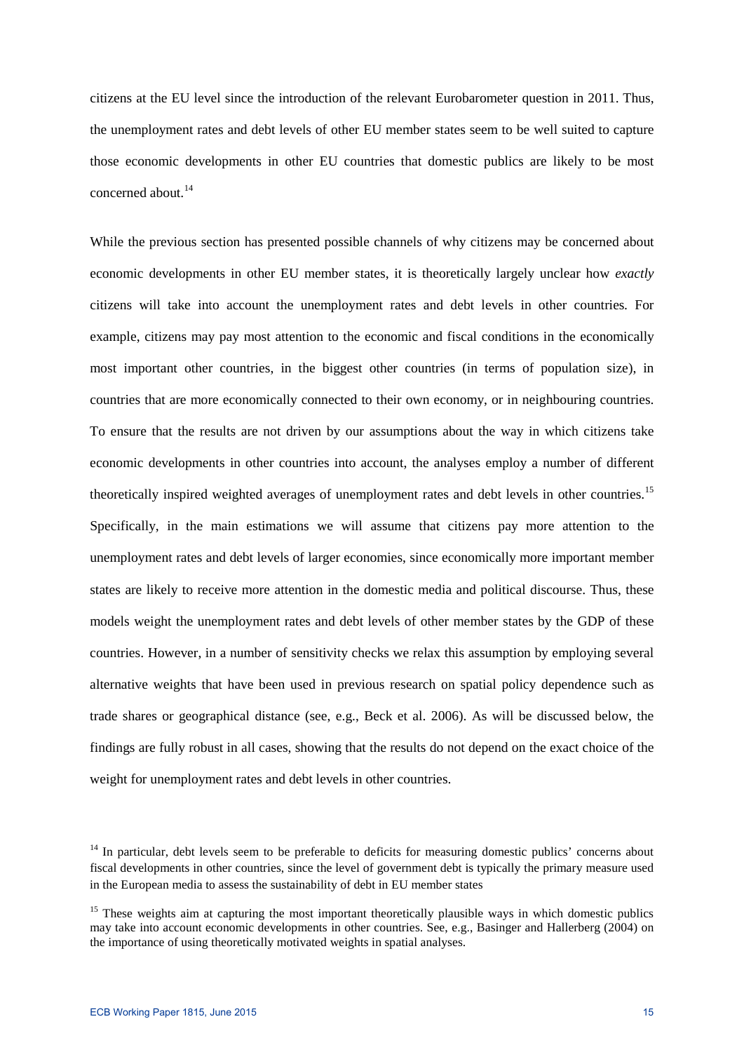citizens at the EU level since the introduction of the relevant Eurobarometer question in 2011. Thus, the unemployment rates and debt levels of other EU member states seem to be well suited to capture those economic developments in other EU countries that domestic publics are likely to be most concerned about.[14]

While the previous section has presented possible channels of why citizens may be concerned about economic developments in other EU member states, it is theoretically largely unclear how *exactly* citizens will take into account the unemployment rates and debt levels in other countries. For example, citizens may pay most attention to the economic and fiscal conditions in the economically most important other countries, in the biggest other countries (in terms of population size), in countries that are more economically connected to their own economy, or in neighbouring countries. To ensure that the results are not driven by our assumptions about the way in which citizens take economic developments in other countries into account, the analyses employ a number of different theoretically inspired weighted averages of unemployment rates and debt levels in other countries.[15] Specifically, in the main estimations we will assume that citizens pay more attention to the unemployment rates and debt levels of larger economies, since economically more important member states are likely to receive more attention in the domestic media and political discourse. Thus, these models weight the unemployment rates and debt levels of other member states by the GDP of these countries. However, in a number of sensitivity checks we relax this assumption by employing several alternative weights that have been used in previous research on spatial policy dependence such as trade shares or geographical distance (see, e.g., Beck et al. 2006). As will be discussed below, the findings are fully robust in all cases, showing that the results do not depend on the exact choice of the weight for unemployment rates and debt levels in other countries.

[14] In particular, debt levels seem to be preferable to deficits for measuring domestic publics' concerns about fiscal developments in other countries, since the level of government debt is typically the primary measure used in the European media to assess the sustainability of debt in EU member states

[15] These weights aim at capturing the most important theoretically plausible ways in which domestic publics may take into account economic developments in other countries. See, e.g., Basinger and Hallerberg (2004) on the importance of using theoretically motivated weights in spatial analyses.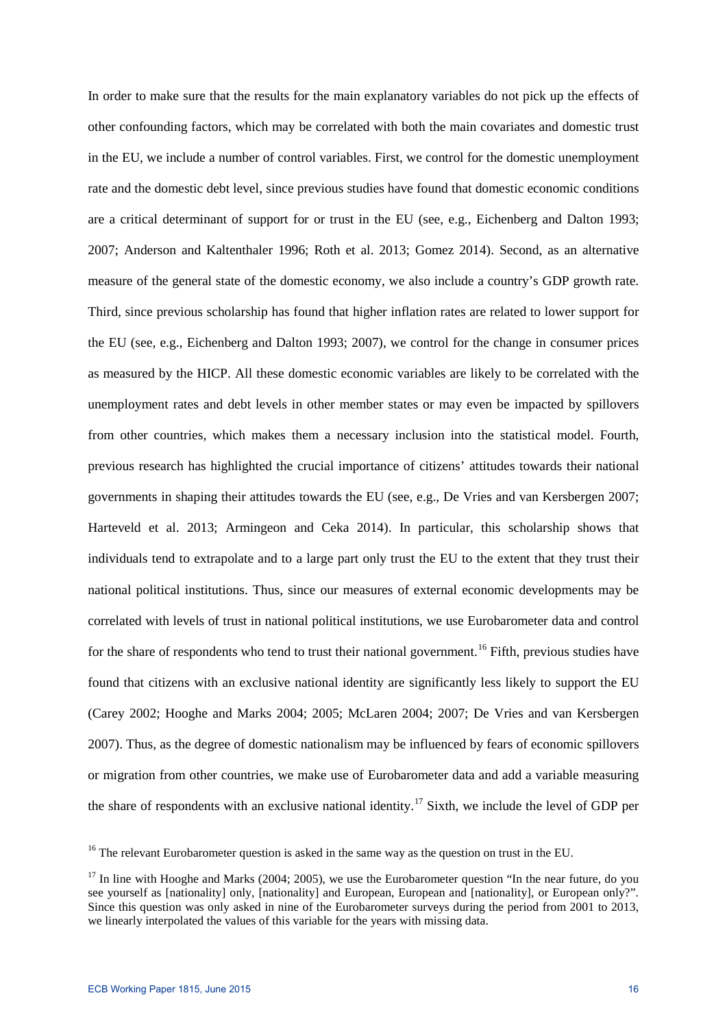In order to make sure that the results for the main explanatory variables do not pick up the effects of other confounding factors, which may be correlated with both the main covariates and domestic trust in the EU, we include a number of control variables. First, we control for the domestic unemployment rate and the domestic debt level, since previous studies have found that domestic economic conditions are a critical determinant of support for or trust in the EU (see, e.g., Eichenberg and Dalton 1993; 2007; Anderson and Kaltenthaler 1996; Roth et al. 2013; Gomez 2014). Second, as an alternative measure of the general state of the domestic economy, we also include a country's GDP growth rate. Third, since previous scholarship has found that higher inflation rates are related to lower support for the EU (see, e.g., Eichenberg and Dalton 1993; 2007), we control for the change in consumer prices as measured by the HICP. All these domestic economic variables are likely to be correlated with the unemployment rates and debt levels in other member states or may even be impacted by spillovers from other countries, which makes them a necessary inclusion into the statistical model. Fourth, previous research has highlighted the crucial importance of citizens' attitudes towards their national governments in shaping their attitudes towards the EU (see, e.g., De Vries and van Kersbergen 2007; Harteveld et al. 2013; Armingeon and Ceka 2014). In particular, this scholarship shows that individuals tend to extrapolate and to a large part only trust the EU to the extent that they trust their national political institutions. Thus, since our measures of external economic developments may be correlated with levels of trust in national political institutions, we use Eurobarometer data and control for the share of respondents who tend to trust their national government.[16] Fifth, previous studies have found that citizens with an exclusive national identity are significantly less likely to support the EU (Carey 2002; Hooghe and Marks 2004; 2005; McLaren 2004; 2007; De Vries and van Kersbergen 2007). Thus, as the degree of domestic nationalism may be influenced by fears of economic spillovers or migration from other countries, we make use of Eurobarometer data and add a variable measuring the share of respondents with an exclusive national identity.[17] Sixth, we include the level of GDP per

[16] The relevant Eurobarometer question is asked in the same way as the question on trust in the EU.

[17] In line with Hooghe and Marks (2004; 2005), we use the Eurobarometer question "In the near future, do you see yourself as [nationality] only, [nationality] and European, European and [nationality], or European only?". Since this question was only asked in nine of the Eurobarometer surveys during the period from 2001 to 2013, we linearly interpolated the values of this variable for the years with missing data.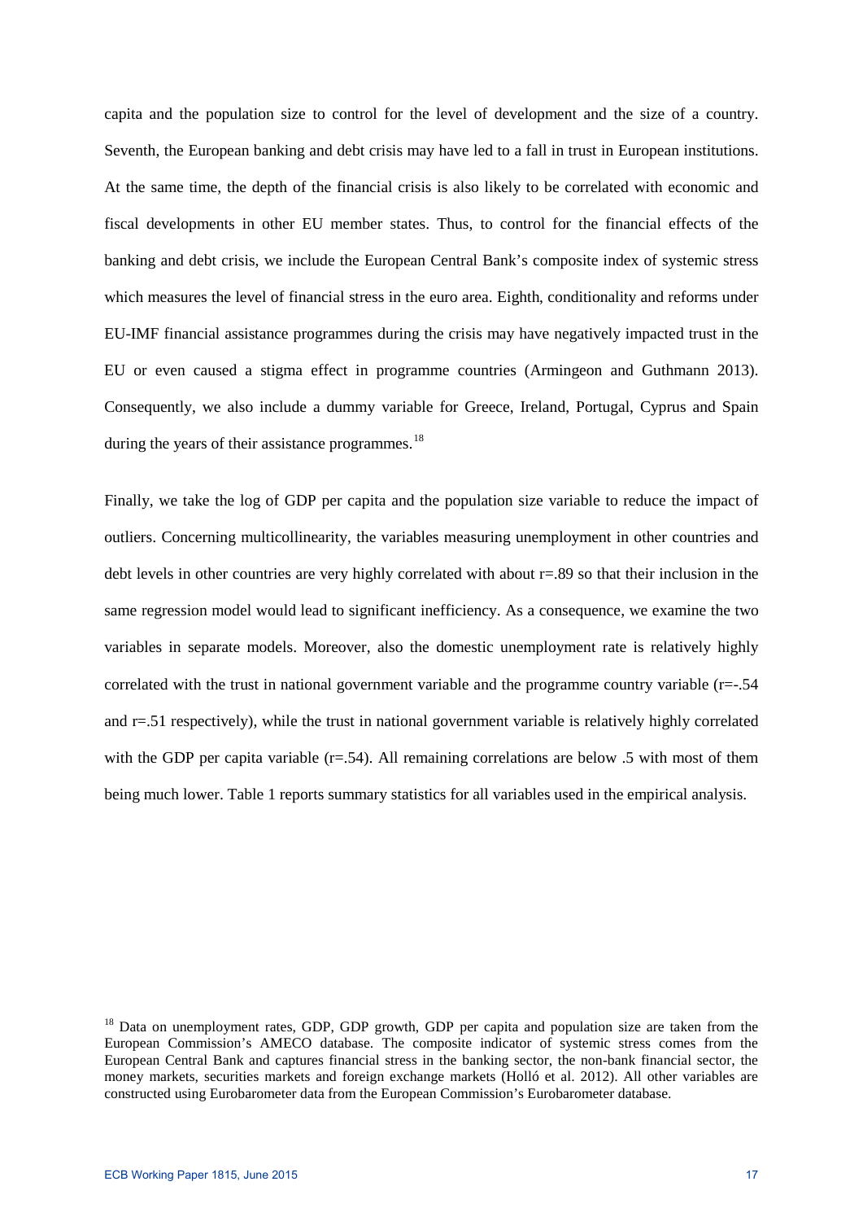capita and the population size to control for the level of development and the size of a country. Seventh, the European banking and debt crisis may have led to a fall in trust in European institutions. At the same time, the depth of the financial crisis is also likely to be correlated with economic and fiscal developments in other EU member states. Thus, to control for the financial effects of the banking and debt crisis, we include the European Central Bank's composite index of systemic stress which measures the level of financial stress in the euro area. Eighth, conditionality and reforms under EU-IMF financial assistance programmes during the crisis may have negatively impacted trust in the EU or even caused a stigma effect in programme countries (Armingeon and Guthmann 2013). Consequently, we also include a dummy variable for Greece, Ireland, Portugal, Cyprus and Spain during the years of their assistance programmes.[18]

Finally, we take the log of GDP per capita and the population size variable to reduce the impact of outliers. Concerning multicollinearity, the variables measuring unemployment in other countries and debt levels in other countries are very highly correlated with about r=.89 so that their inclusion in the same regression model would lead to significant inefficiency. As a consequence, we examine the two variables in separate models. Moreover, also the domestic unemployment rate is relatively highly correlated with the trust in national government variable and the programme country variable (r=-.54 and r=.51 respectively), while the trust in national government variable is relatively highly correlated with the GDP per capita variable (r=.54). All remaining correlations are below .5 with most of them being much lower. Table 1 reports summary statistics for all variables used in the empirical analysis.

[18] Data on unemployment rates, GDP, GDP growth, GDP per capita and population size are taken from the European Commission's AMECO database. The composite indicator of systemic stress comes from the European Central Bank and captures financial stress in the banking sector, the non-bank financial sector, the money markets, securities markets and foreign exchange markets (Holló et al. 2012). All other variables are constructed using Eurobarometer data from the European Commission's Eurobarometer database.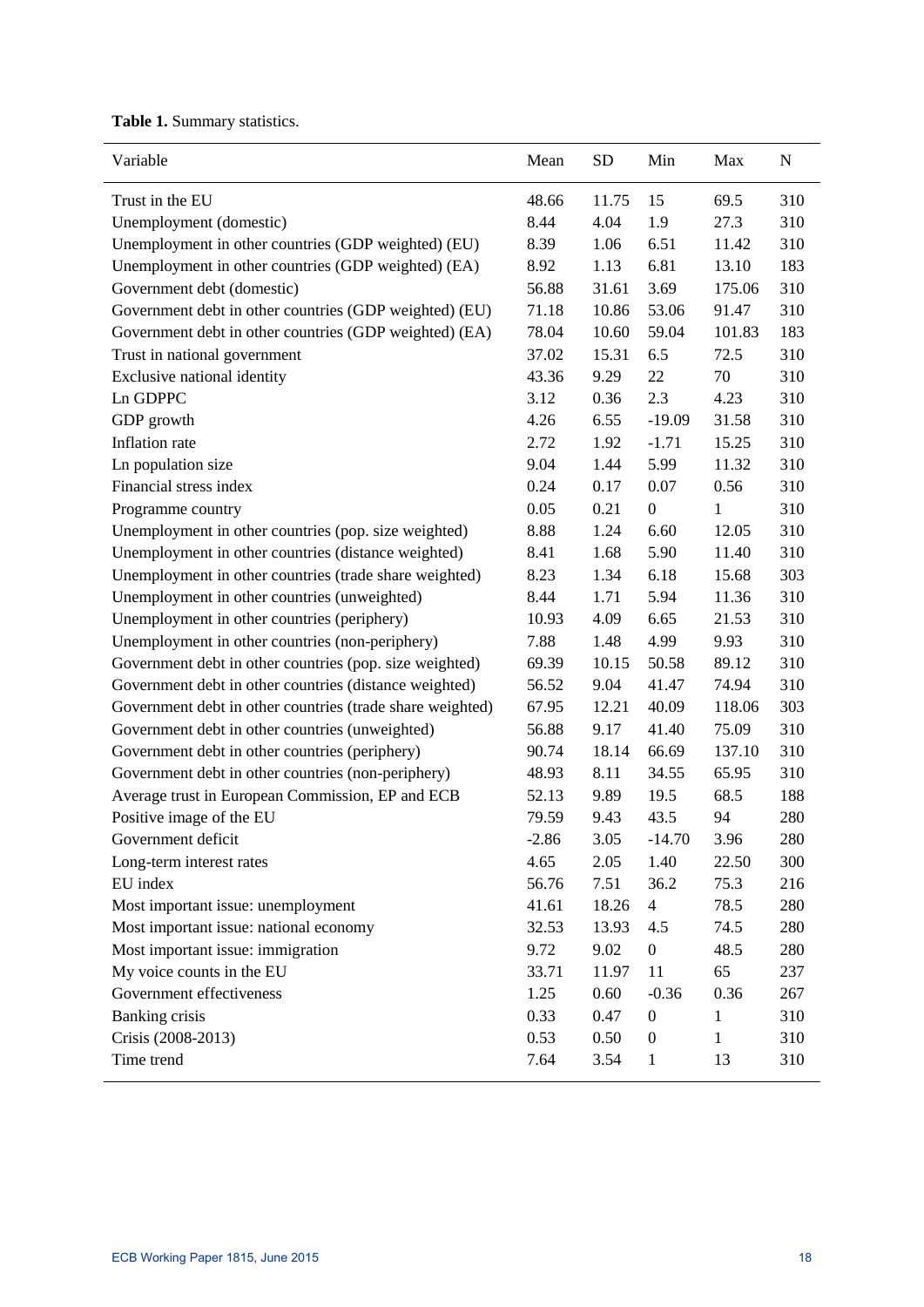**Table 1.** Summary statistics.

| Variable | Mean | SD | Min | Max | N |
|---|---|---|---|---|---|
| Trust in the EU | 48.66 | 11.75 | 15 | 69.5 | 310 |
| Unemployment (domestic) | 8.44 | 4.04 | 1.9 | 27.3 | 310 |
| Unemployment in other countries (GDP weighted) (EU) | 8.39 | 1.06 | 6.51 | 11.42 | 310 |
| Unemployment in other countries (GDP weighted) (EA) | 8.92 | 1.13 | 6.81 | 13.10 | 183 |
| Government debt (domestic) | 56.88 | 31.61 | 3.69 | 175.06 | 310 |
| Government debt in other countries (GDP weighted) (EU) | 71.18 | 10.86 | 53.06 | 91.47 | 310 |
| Government debt in other countries (GDP weighted) (EA) | 78.04 | 10.60 | 59.04 | 101.83 | 183 |
| Trust in national government | 37.02 | 15.31 | 6.5 | 72.5 | 310 |
| Exclusive national identity | 43.36 | 9.29 | 22 | 70 | 310 |
| Ln GDPPC | 3.12 | 0.36 | 2.3 | 4.23 | 310 |
| GDP growth | 4.26 | 6.55 | -19.09 | 31.58 | 310 |
| Inflation rate | 2.72 | 1.92 | -1.71 | 15.25 | 310 |
| Ln population size | 9.04 | 1.44 | 5.99 | 11.32 | 310 |
| Financial stress index | 0.24 | 0.17 | 0.07 | 0.56 | 310 |
| Programme country | 0.05 | 0.21 | 0 | 1 | 310 |
| Unemployment in other countries (pop. size weighted) | 8.88 | 1.24 | 6.60 | 12.05 | 310 |
| Unemployment in other countries (distance weighted) | 8.41 | 1.68 | 5.90 | 11.40 | 310 |
| Unemployment in other countries (trade share weighted) | 8.23 | 1.34 | 6.18 | 15.68 | 303 |
| Unemployment in other countries (unweighted) | 8.44 | 1.71 | 5.94 | 11.36 | 310 |
| Unemployment in other countries (periphery) | 10.93 | 4.09 | 6.65 | 21.53 | 310 |
| Unemployment in other countries (non-periphery) | 7.88 | 1.48 | 4.99 | 9.93 | 310 |
| Government debt in other countries (pop. size weighted) | 69.39 | 10.15 | 50.58 | 89.12 | 310 |
| Government debt in other countries (distance weighted) | 56.52 | 9.04 | 41.47 | 74.94 | 310 |
| Government debt in other countries (trade share weighted) | 67.95 | 12.21 | 40.09 | 118.06 | 303 |
| Government debt in other countries (unweighted) | 56.88 | 9.17 | 41.40 | 75.09 | 310 |
| Government debt in other countries (periphery) | 90.74 | 18.14 | 66.69 | 137.10 | 310 |
| Government debt in other countries (non-periphery) | 48.93 | 8.11 | 34.55 | 65.95 | 310 |
| Average trust in European Commission, EP and ECB | 52.13 | 9.89 | 19.5 | 68.5 | 188 |
| Positive image of the EU | 79.59 | 9.43 | 43.5 | 94 | 280 |
| Government deficit | -2.86 | 3.05 | -14.70 | 3.96 | 280 |
| Long-term interest rates | 4.65 | 2.05 | 1.40 | 22.50 | 300 |
| EU index | 56.76 | 7.51 | 36.2 | 75.3 | 216 |
| Most important issue: unemployment | 41.61 | 18.26 | 4 | 78.5 | 280 |
| Most important issue: national economy | 32.53 | 13.93 | 4.5 | 74.5 | 280 |
| Most important issue: immigration | 9.72 | 9.02 | 0 | 48.5 | 280 |
| My voice counts in the EU | 33.71 | 11.97 | 11 | 65 | 237 |
| Government effectiveness | 1.25 | 0.60 | -0.36 | 0.36 | 267 |
| Banking crisis | 0.33 | 0.47 | 0 | 1 | 310 |
| Crisis (2008-2013) | 0.53 | 0.50 | 0 | 1 | 310 |
| Time trend | 7.64 | 3.54 | 1 | 13 | 310 |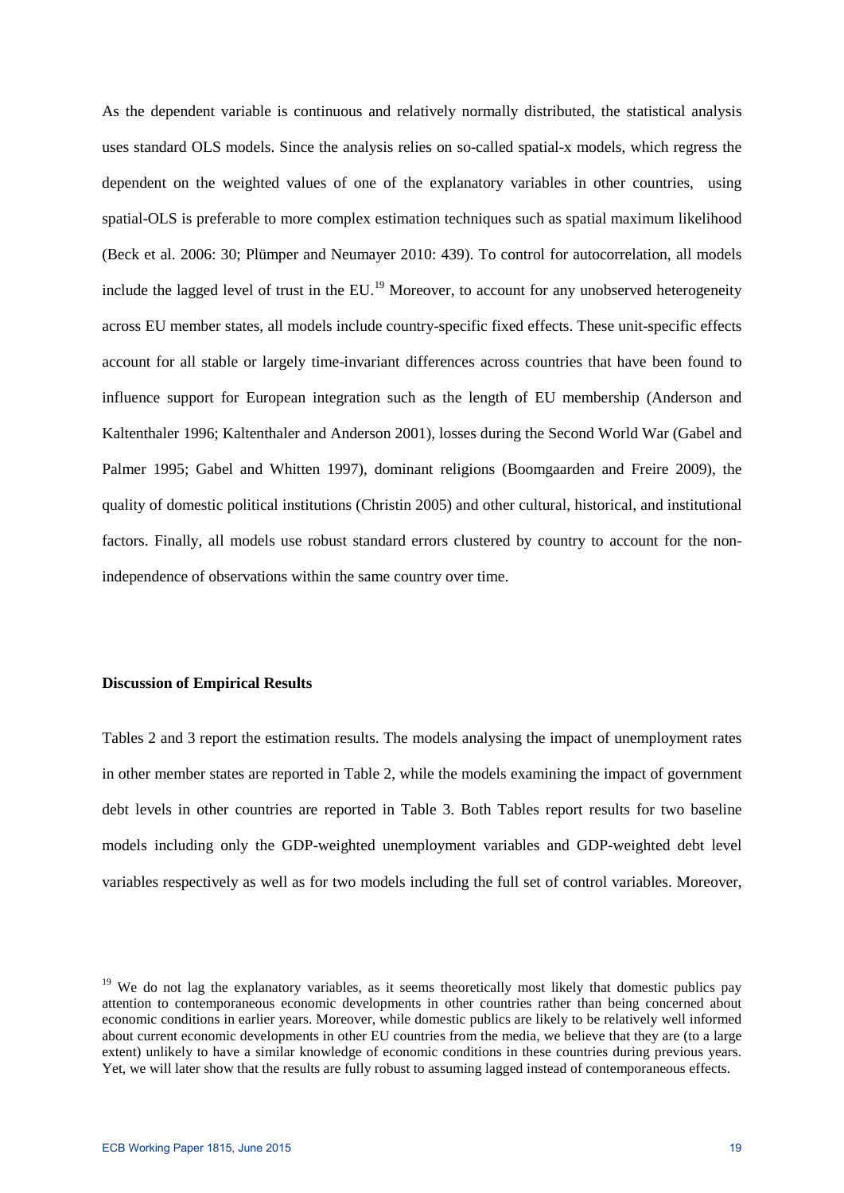As the dependent variable is continuous and relatively normally distributed, the statistical analysis uses standard OLS models. Since the analysis relies on so-called spatial-x models, which regress the dependent on the weighted values of one of the explanatory variables in other countries, using spatial-OLS is preferable to more complex estimation techniques such as spatial maximum likelihood (Beck et al. 2006: 30; Plümper and Neumayer 2010: 439). To control for autocorrelation, all models include the lagged level of trust in the EU.[19] Moreover, to account for any unobserved heterogeneity across EU member states, all models include country-specific fixed effects. These unit-specific effects account for all stable or largely time-invariant differences across countries that have been found to influence support for European integration such as the length of EU membership (Anderson and Kaltenthaler 1996; Kaltenthaler and Anderson 2001), losses during the Second World War (Gabel and Palmer 1995; Gabel and Whitten 1997), dominant religions (Boomgaarden and Freire 2009), the quality of domestic political institutions (Christin 2005) and other cultural, historical, and institutional factors. Finally, all models use robust standard errors clustered by country to account for the non-independence of observations within the same country over time.

**Discussion of Empirical Results**

Tables 2 and 3 report the estimation results. The models analysing the impact of unemployment rates in other member states are reported in Table 2, while the models examining the impact of government debt levels in other countries are reported in Table 3. Both Tables report results for two baseline models including only the GDP-weighted unemployment variables and GDP-weighted debt level variables respectively as well as for two models including the full set of control variables. Moreover,

[19] We do not lag the explanatory variables, as it seems theoretically most likely that domestic publics pay attention to contemporaneous economic developments in other countries rather than being concerned about economic conditions in earlier years. Moreover, while domestic publics are likely to be relatively well informed about current economic developments in other EU countries from the media, we believe that they are (to a large extent) unlikely to have a similar knowledge of economic conditions in these countries during previous years. Yet, we will later show that the results are fully robust to assuming lagged instead of contemporaneous effects.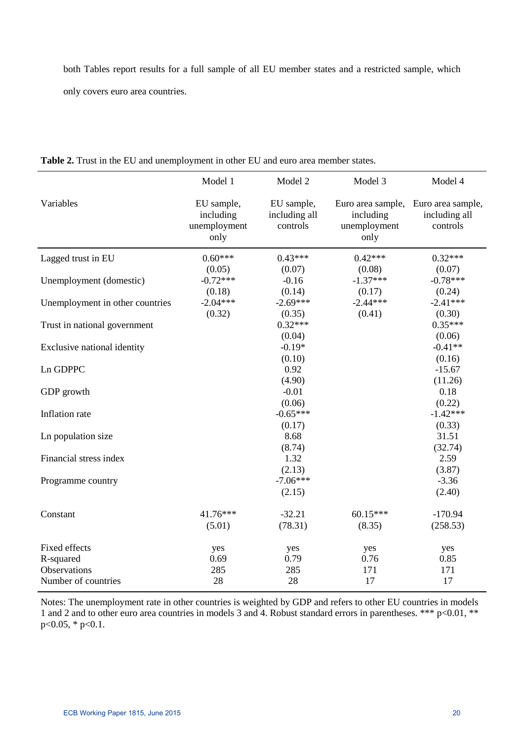both Tables report results for a full sample of all EU member states and a restricted sample, which only covers euro area countries.

**Table 2.** Trust in the EU and unemployment in other EU and euro area member states.

| | Model 1 | Model 2 | Model 3 | Model 4 |
|---|---|---|---|---|
| Variables | EU sample, including unemployment only | EU sample, including all controls | Euro area sample, including unemployment only | Euro area sample, including all controls |
| Lagged trust in EU | 0.60*** | 0.43*** | 0.42*** | 0.32*** |
| | (0.05) | (0.07) | (0.08) | (0.07) |
| Unemployment (domestic) | -0.72*** | -0.16 | -1.37*** | -0.78*** |
| | (0.18) | (0.14) | (0.17) | (0.24) |
| Unemployment in other countries | -2.04*** | -2.69*** | -2.44*** | -2.41*** |
| | (0.32) | (0.35) | (0.41) | (0.30) |
| Trust in national government | | 0.32*** | | 0.35*** |
| | | (0.04) | | (0.06) |
| Exclusive national identity | | -0.19* | | -0.41** |
| | | (0.10) | | (0.16) |
| Ln GDPPC | | 0.92 | | -15.67 |
| | | (4.90) | | (11.26) |
| GDP growth | | -0.01 | | 0.18 |
| | | (0.06) | | (0.22) |
| Inflation rate | | -0.65*** | | -1.42*** |
| | | (0.17) | | (0.33) |
| Ln population size | | 8.68 | | 31.51 |
| | | (8.74) | | (32.74) |
| Financial stress index | | 1.32 | | 2.59 |
| | | (2.13) | | (3.87) |
| Programme country | | -7.06*** | | -3.36 |
| | | (2.15) | | (2.40) |
| Constant | 41.76*** | -32.21 | 60.15*** | -170.94 |
| | (5.01) | (78.31) | (8.35) | (258.53) |
| Fixed effects | yes | yes | yes | yes |
| R-squared | 0.69 | 0.79 | 0.76 | 0.85 |
| Observations | 285 | 285 | 171 | 171 |
| Number of countries | 28 | 28 | 17 | 17 |

Notes: The unemployment rate in other countries is weighted by GDP and refers to other EU countries in models 1 and 2 and to other euro area countries in models 3 and 4. Robust standard errors in parentheses. *** p<0.01, ** p<0.05, * p<0.1.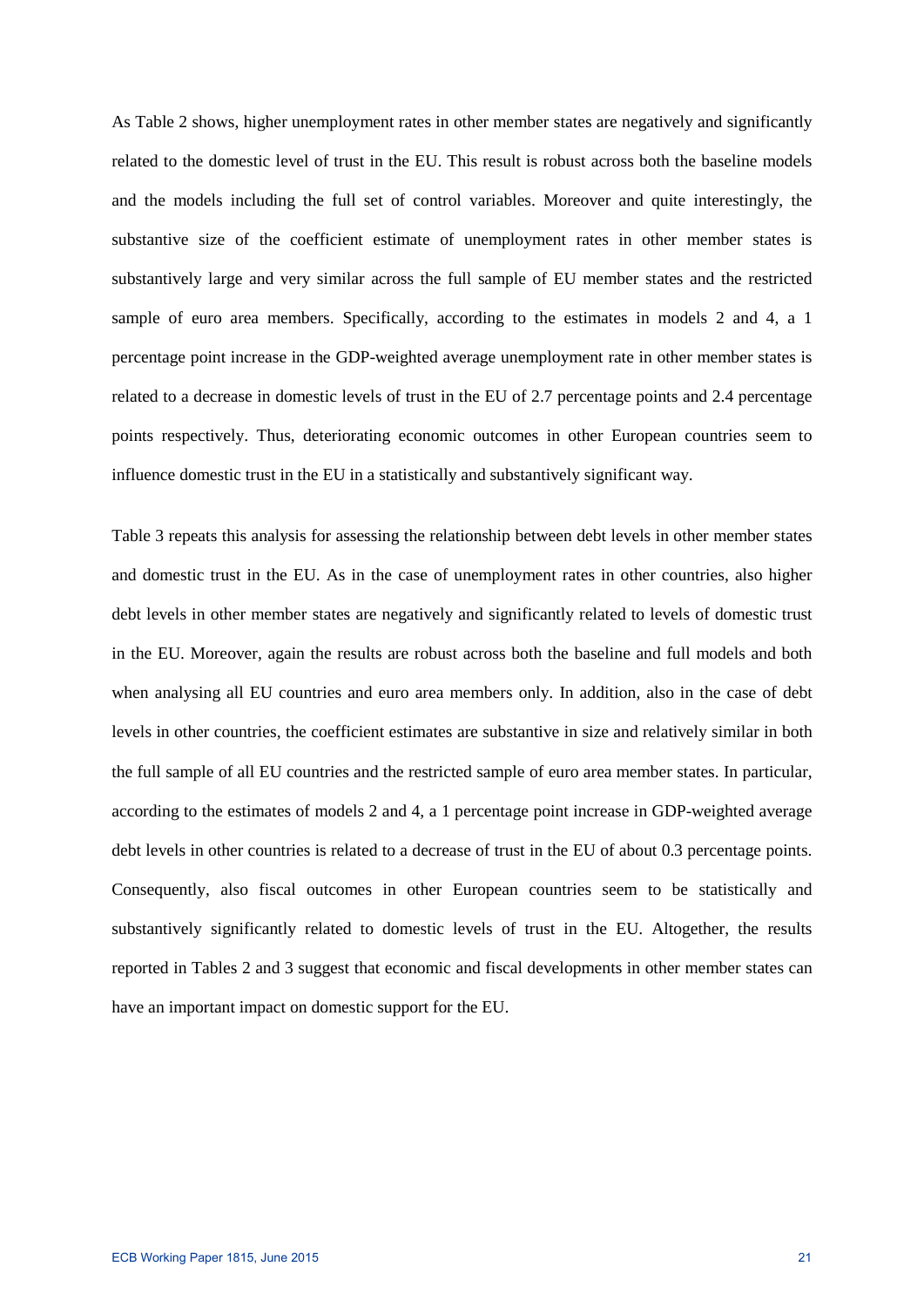As Table 2 shows, higher unemployment rates in other member states are negatively and significantly related to the domestic level of trust in the EU. This result is robust across both the baseline models and the models including the full set of control variables. Moreover and quite interestingly, the substantive size of the coefficient estimate of unemployment rates in other member states is substantively large and very similar across the full sample of EU member states and the restricted sample of euro area members. Specifically, according to the estimates in models 2 and 4, a 1 percentage point increase in the GDP-weighted average unemployment rate in other member states is related to a decrease in domestic levels of trust in the EU of 2.7 percentage points and 2.4 percentage points respectively. Thus, deteriorating economic outcomes in other European countries seem to influence domestic trust in the EU in a statistically and substantively significant way.

Table 3 repeats this analysis for assessing the relationship between debt levels in other member states and domestic trust in the EU. As in the case of unemployment rates in other countries, also higher debt levels in other member states are negatively and significantly related to levels of domestic trust in the EU. Moreover, again the results are robust across both the baseline and full models and both when analysing all EU countries and euro area members only. In addition, also in the case of debt levels in other countries, the coefficient estimates are substantive in size and relatively similar in both the full sample of all EU countries and the restricted sample of euro area member states. In particular, according to the estimates of models 2 and 4, a 1 percentage point increase in GDP-weighted average debt levels in other countries is related to a decrease of trust in the EU of about 0.3 percentage points. Consequently, also fiscal outcomes in other European countries seem to be statistically and substantively significantly related to domestic levels of trust in the EU. Altogether, the results reported in Tables 2 and 3 suggest that economic and fiscal developments in other member states can have an important impact on domestic support for the EU.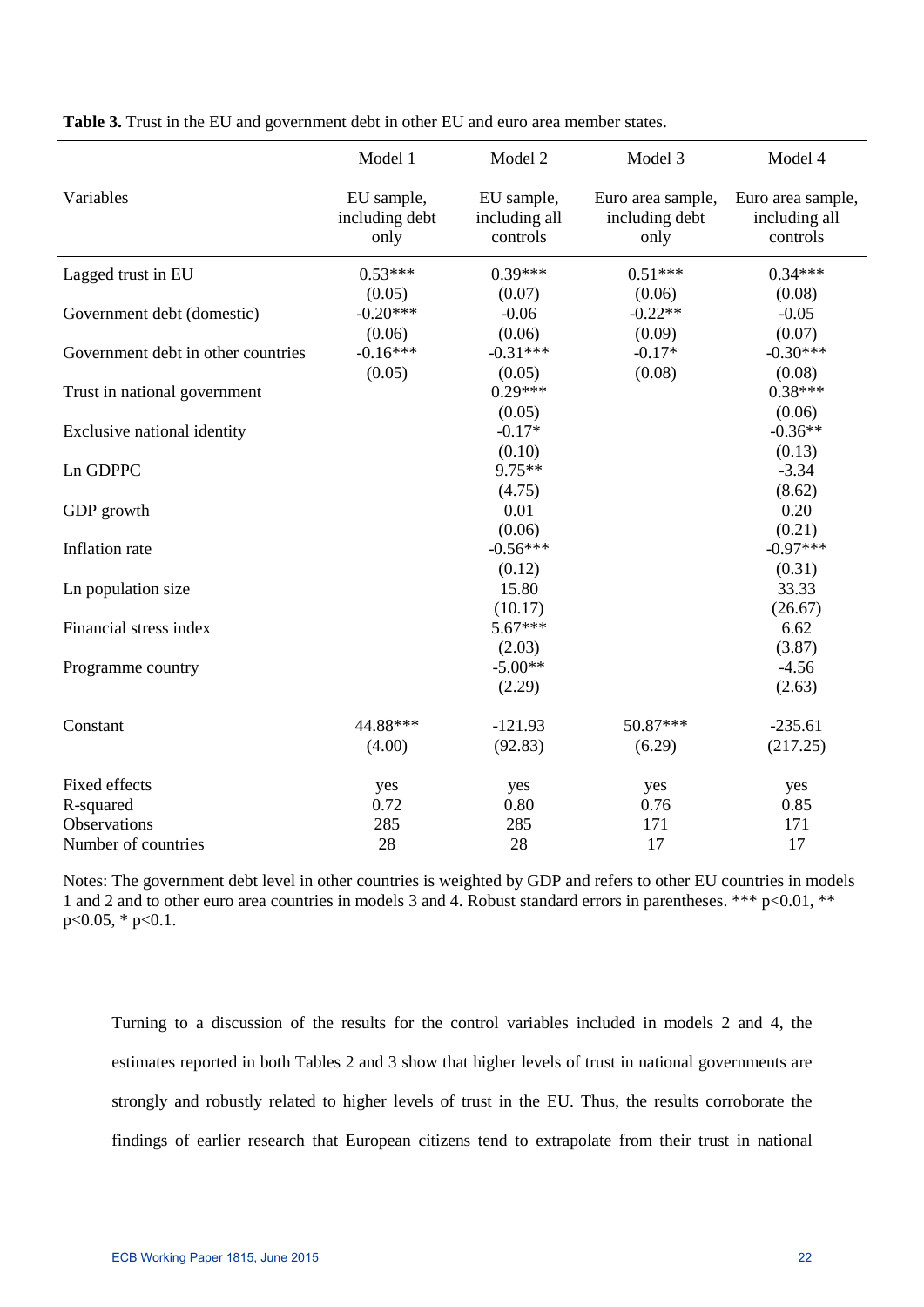**Table 3.** Trust in the EU and government debt in other EU and euro area member states.

| Variables | Model 1<br>EU sample, including debt only | Model 2<br>EU sample, including all controls | Model 3<br>Euro area sample, including debt only | Model 4<br>Euro area sample, including all controls |
|---|---|---|---|---|
| Lagged trust in EU | 0.53*** | 0.39*** | 0.51*** | 0.34*** |
| | (0.05) | (0.07) | (0.06) | (0.08) |
| Government debt (domestic) | -0.20*** | -0.06 | -0.22** | -0.05 |
| | (0.06) | (0.06) | (0.09) | (0.07) |
| Government debt in other countries | -0.16*** | -0.31*** | -0.17* | -0.30*** |
| | (0.05) | (0.05) | (0.08) | (0.08) |
| Trust in national government | | 0.29*** | | 0.38*** |
| | | (0.05) | | (0.06) |
| Exclusive national identity | | -0.17* | | -0.36** |
| | | (0.10) | | (0.13) |
| Ln GDPPC | | 9.75** | | -3.34 |
| | | (4.75) | | (8.62) |
| GDP growth | | 0.01 | | 0.20 |
| | | (0.06) | | (0.21) |
| Inflation rate | | -0.56*** | | -0.97*** |
| | | (0.12) | | (0.31) |
| Ln population size | | 15.80 | | 33.33 |
| | | (10.17) | | (26.67) |
| Financial stress index | | 5.67*** | | 6.62 |
| | | (2.03) | | (3.87) |
| Programme country | | -5.00** | | -4.56 |
| | | (2.29) | | (2.63) |
| Constant | 44.88*** | -121.93 | 50.87*** | -235.61 |
| | (4.00) | (92.83) | (6.29) | (217.25) |
| Fixed effects | yes | yes | yes | yes |
| R-squared | 0.72 | 0.80 | 0.76 | 0.85 |
| Observations | 285 | 285 | 171 | 171 |
| Number of countries | 28 | 28 | 17 | 17 |

Notes: The government debt level in other countries is weighted by GDP and refers to other EU countries in models 1 and 2 and to other euro area countries in models 3 and 4. Robust standard errors in parentheses. *** $p<0.01$, ** $p<0.05$, * $p<0.1$.

Turning to a discussion of the results for the control variables included in models 2 and 4, the estimates reported in both Tables 2 and 3 show that higher levels of trust in national governments are strongly and robustly related to higher levels of trust in the EU. Thus, the results corroborate the findings of earlier research that European citizens tend to extrapolate from their trust in national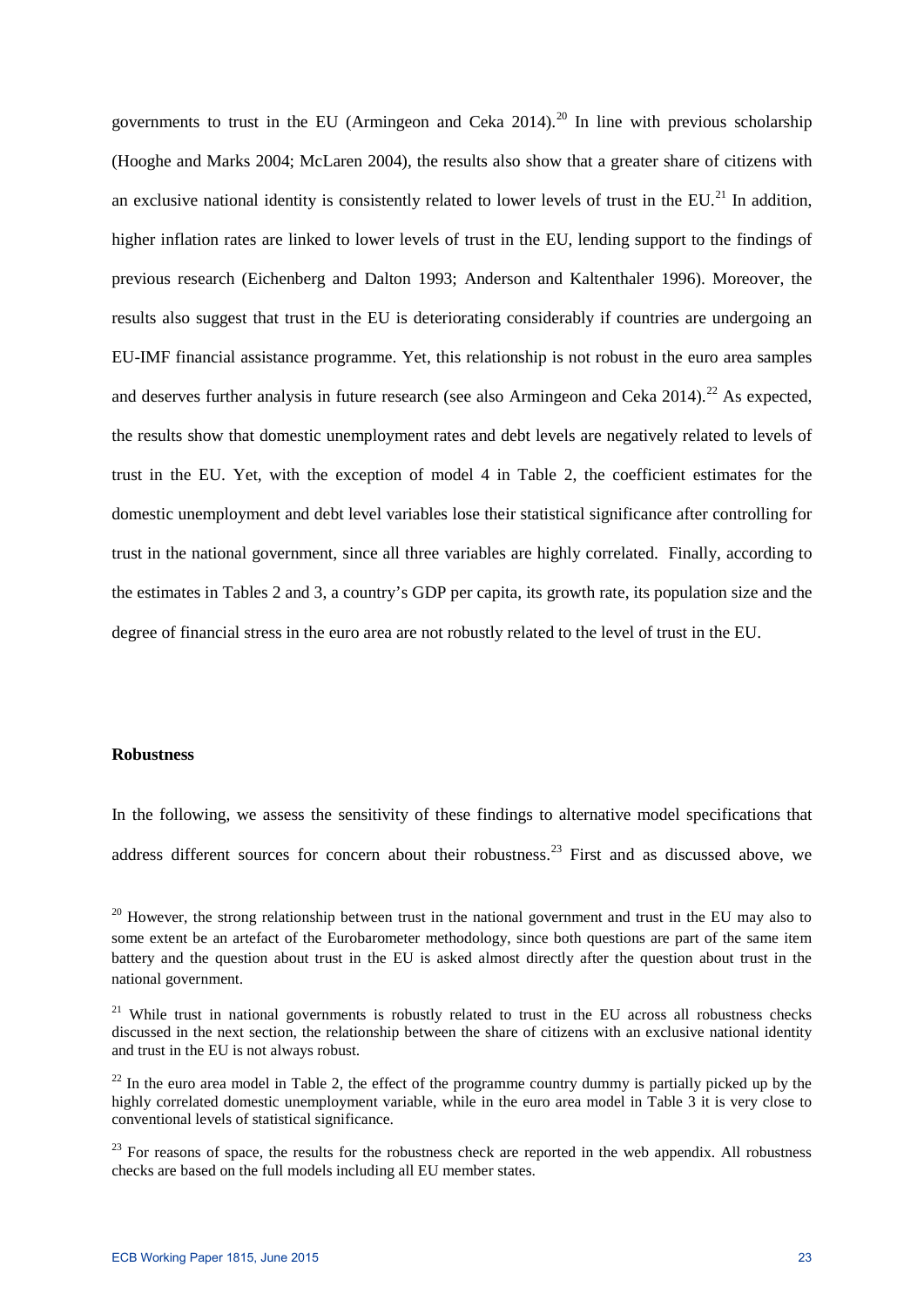governments to trust in the EU (Armingeon and Ceka 2014).[20] In line with previous scholarship (Hooghe and Marks 2004; McLaren 2004), the results also show that a greater share of citizens with an exclusive national identity is consistently related to lower levels of trust in the EU.[21] In addition, higher inflation rates are linked to lower levels of trust in the EU, lending support to the findings of previous research (Eichenberg and Dalton 1993; Anderson and Kaltenthaler 1996). Moreover, the results also suggest that trust in the EU is deteriorating considerably if countries are undergoing an EU-IMF financial assistance programme. Yet, this relationship is not robust in the euro area samples and deserves further analysis in future research (see also Armingeon and Ceka 2014).[22] As expected, the results show that domestic unemployment rates and debt levels are negatively related to levels of trust in the EU. Yet, with the exception of model 4 in Table 2, the coefficient estimates for the domestic unemployment and debt level variables lose their statistical significance after controlling for trust in the national government, since all three variables are highly correlated. Finally, according to the estimates in Tables 2 and 3, a country's GDP per capita, its growth rate, its population size and the degree of financial stress in the euro area are not robustly related to the level of trust in the EU.

**Robustness**

In the following, we assess the sensitivity of these findings to alternative model specifications that address different sources for concern about their robustness.[23] First and as discussed above, we

[20] However, the strong relationship between trust in the national government and trust in the EU may also to some extent be an artefact of the Eurobarometer methodology, since both questions are part of the same item battery and the question about trust in the EU is asked almost directly after the question about trust in the national government.

[21] While trust in national governments is robustly related to trust in the EU across all robustness checks discussed in the next section, the relationship between the share of citizens with an exclusive national identity and trust in the EU is not always robust.

[22] In the euro area model in Table 2, the effect of the programme country dummy is partially picked up by the highly correlated domestic unemployment variable, while in the euro area model in Table 3 it is very close to conventional levels of statistical significance.

[23] For reasons of space, the results for the robustness check are reported in the web appendix. All robustness checks are based on the full models including all EU member states.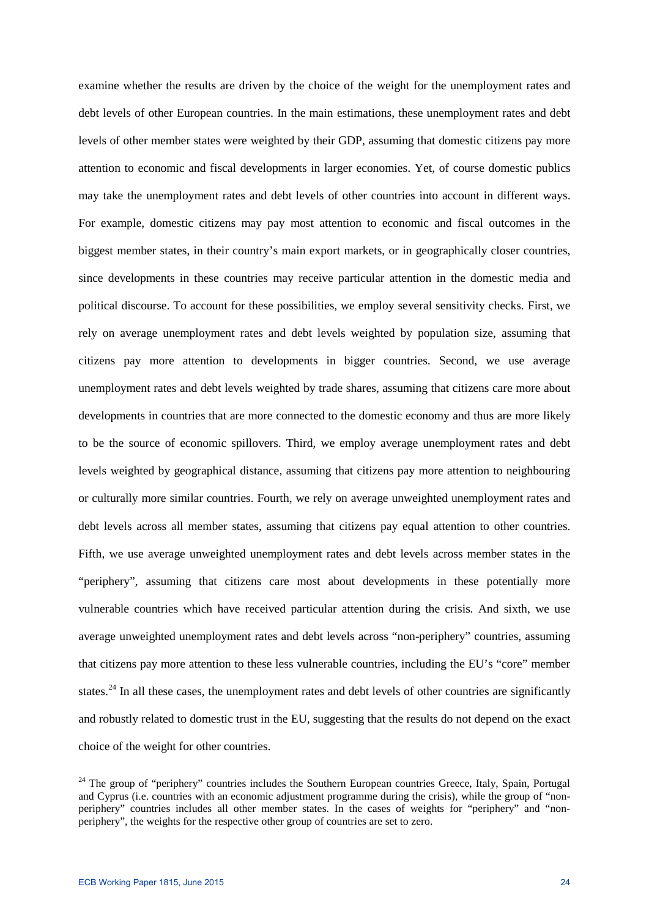examine whether the results are driven by the choice of the weight for the unemployment rates and debt levels of other European countries. In the main estimations, these unemployment rates and debt levels of other member states were weighted by their GDP, assuming that domestic citizens pay more attention to economic and fiscal developments in larger economies. Yet, of course domestic publics may take the unemployment rates and debt levels of other countries into account in different ways. For example, domestic citizens may pay most attention to economic and fiscal outcomes in the biggest member states, in their country's main export markets, or in geographically closer countries, since developments in these countries may receive particular attention in the domestic media and political discourse. To account for these possibilities, we employ several sensitivity checks. First, we rely on average unemployment rates and debt levels weighted by population size, assuming that citizens pay more attention to developments in bigger countries. Second, we use average unemployment rates and debt levels weighted by trade shares, assuming that citizens care more about developments in countries that are more connected to the domestic economy and thus are more likely to be the source of economic spillovers. Third, we employ average unemployment rates and debt levels weighted by geographical distance, assuming that citizens pay more attention to neighbouring or culturally more similar countries. Fourth, we rely on average unweighted unemployment rates and debt levels across all member states, assuming that citizens pay equal attention to other countries. Fifth, we use average unweighted unemployment rates and debt levels across member states in the "periphery", assuming that citizens care most about developments in these potentially more vulnerable countries which have received particular attention during the crisis. And sixth, we use average unweighted unemployment rates and debt levels across "non-periphery" countries, assuming that citizens pay more attention to these less vulnerable countries, including the EU's "core" member states.[24] In all these cases, the unemployment rates and debt levels of other countries are significantly and robustly related to domestic trust in the EU, suggesting that the results do not depend on the exact choice of the weight for other countries.

[24] The group of "periphery" countries includes the Southern European countries Greece, Italy, Spain, Portugal and Cyprus (i.e. countries with an economic adjustment programme during the crisis), while the group of "non-periphery" countries includes all other member states. In the cases of weights for "periphery" and "non-periphery", the weights for the respective other group of countries are set to zero.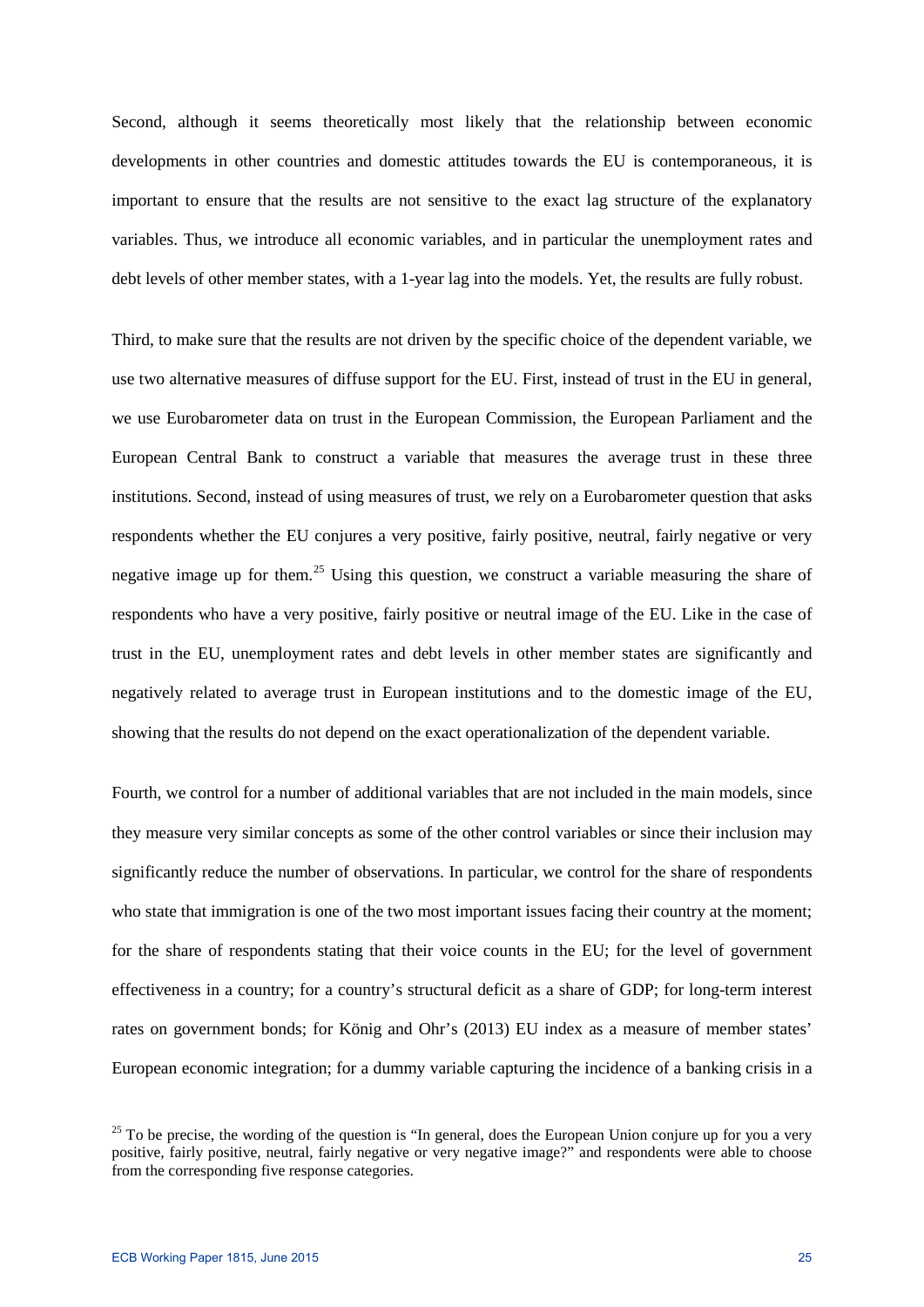Second, although it seems theoretically most likely that the relationship between economic developments in other countries and domestic attitudes towards the EU is contemporaneous, it is important to ensure that the results are not sensitive to the exact lag structure of the explanatory variables. Thus, we introduce all economic variables, and in particular the unemployment rates and debt levels of other member states, with a 1-year lag into the models. Yet, the results are fully robust.

Third, to make sure that the results are not driven by the specific choice of the dependent variable, we use two alternative measures of diffuse support for the EU. First, instead of trust in the EU in general, we use Eurobarometer data on trust in the European Commission, the European Parliament and the European Central Bank to construct a variable that measures the average trust in these three institutions. Second, instead of using measures of trust, we rely on a Eurobarometer question that asks respondents whether the EU conjures a very positive, fairly positive, neutral, fairly negative or very negative image up for them.[25] Using this question, we construct a variable measuring the share of respondents who have a very positive, fairly positive or neutral image of the EU. Like in the case of trust in the EU, unemployment rates and debt levels in other member states are significantly and negatively related to average trust in European institutions and to the domestic image of the EU, showing that the results do not depend on the exact operationalization of the dependent variable.

Fourth, we control for a number of additional variables that are not included in the main models, since they measure very similar concepts as some of the other control variables or since their inclusion may significantly reduce the number of observations. In particular, we control for the share of respondents who state that immigration is one of the two most important issues facing their country at the moment; for the share of respondents stating that their voice counts in the EU; for the level of government effectiveness in a country; for a country's structural deficit as a share of GDP; for long-term interest rates on government bonds; for König and Ohr's (2013) EU index as a measure of member states' European economic integration; for a dummy variable capturing the incidence of a banking crisis in a

[25] To be precise, the wording of the question is "In general, does the European Union conjure up for you a very positive, fairly positive, neutral, fairly negative or very negative image?" and respondents were able to choose from the corresponding five response categories.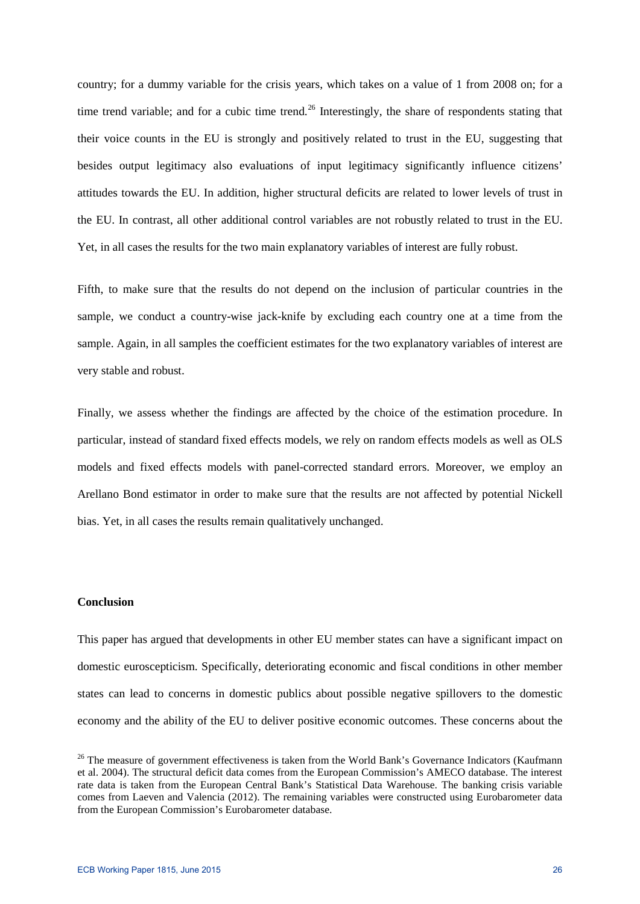country; for a dummy variable for the crisis years, which takes on a value of 1 from 2008 on; for a time trend variable; and for a cubic time trend.[26] Interestingly, the share of respondents stating that their voice counts in the EU is strongly and positively related to trust in the EU, suggesting that besides output legitimacy also evaluations of input legitimacy significantly influence citizens' attitudes towards the EU. In addition, higher structural deficits are related to lower levels of trust in the EU. In contrast, all other additional control variables are not robustly related to trust in the EU. Yet, in all cases the results for the two main explanatory variables of interest are fully robust.

Fifth, to make sure that the results do not depend on the inclusion of particular countries in the sample, we conduct a country-wise jack-knife by excluding each country one at a time from the sample. Again, in all samples the coefficient estimates for the two explanatory variables of interest are very stable and robust.

Finally, we assess whether the findings are affected by the choice of the estimation procedure. In particular, instead of standard fixed effects models, we rely on random effects models as well as OLS models and fixed effects models with panel-corrected standard errors. Moreover, we employ an Arellano Bond estimator in order to make sure that the results are not affected by potential Nickell bias. Yet, in all cases the results remain qualitatively unchanged.

**Conclusion**

This paper has argued that developments in other EU member states can have a significant impact on domestic euroscepticism. Specifically, deteriorating economic and fiscal conditions in other member states can lead to concerns in domestic publics about possible negative spillovers to the domestic economy and the ability of the EU to deliver positive economic outcomes. These concerns about the

[26] The measure of government effectiveness is taken from the World Bank's Governance Indicators (Kaufmann et al. 2004). The structural deficit data comes from the European Commission's AMECO database. The interest rate data is taken from the European Central Bank's Statistical Data Warehouse. The banking crisis variable comes from Laeven and Valencia (2012). The remaining variables were constructed using Eurobarometer data from the European Commission's Eurobarometer database.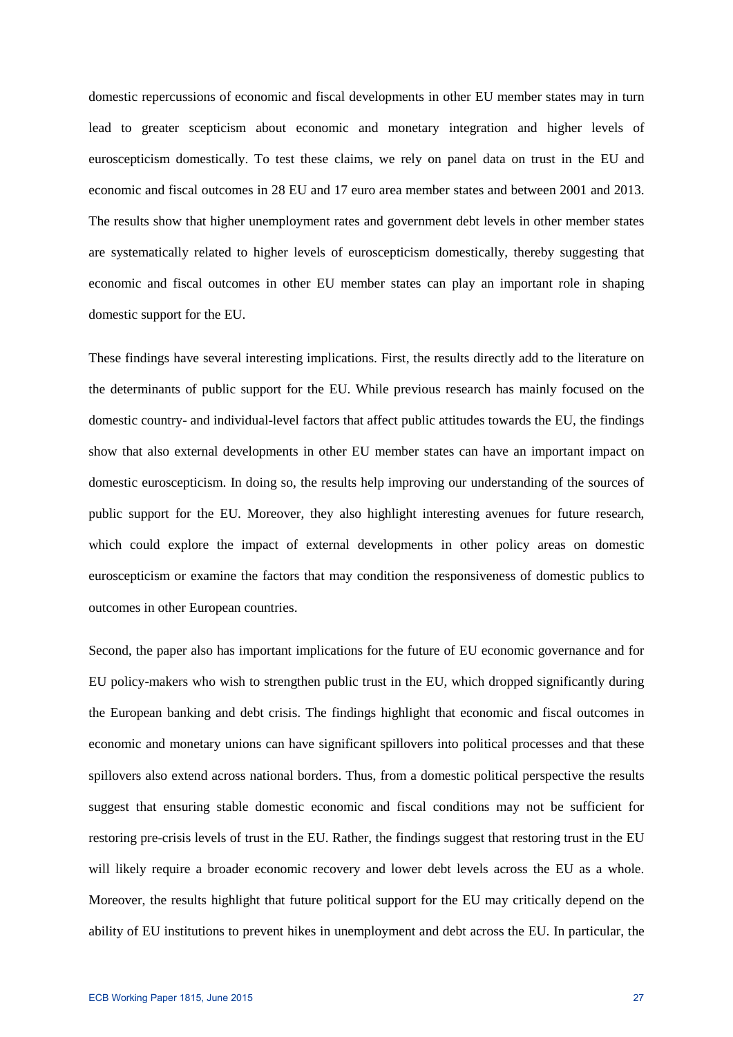domestic repercussions of economic and fiscal developments in other EU member states may in turn lead to greater scepticism about economic and monetary integration and higher levels of euroscepticism domestically. To test these claims, we rely on panel data on trust in the EU and economic and fiscal outcomes in 28 EU and 17 euro area member states and between 2001 and 2013. The results show that higher unemployment rates and government debt levels in other member states are systematically related to higher levels of euroscepticism domestically, thereby suggesting that economic and fiscal outcomes in other EU member states can play an important role in shaping domestic support for the EU.

These findings have several interesting implications. First, the results directly add to the literature on the determinants of public support for the EU. While previous research has mainly focused on the domestic country- and individual-level factors that affect public attitudes towards the EU, the findings show that also external developments in other EU member states can have an important impact on domestic euroscepticism. In doing so, the results help improving our understanding of the sources of public support for the EU. Moreover, they also highlight interesting avenues for future research, which could explore the impact of external developments in other policy areas on domestic euroscepticism or examine the factors that may condition the responsiveness of domestic publics to outcomes in other European countries.

Second, the paper also has important implications for the future of EU economic governance and for EU policy-makers who wish to strengthen public trust in the EU, which dropped significantly during the European banking and debt crisis. The findings highlight that economic and fiscal outcomes in economic and monetary unions can have significant spillovers into political processes and that these spillovers also extend across national borders. Thus, from a domestic political perspective the results suggest that ensuring stable domestic economic and fiscal conditions may not be sufficient for restoring pre-crisis levels of trust in the EU. Rather, the findings suggest that restoring trust in the EU will likely require a broader economic recovery and lower debt levels across the EU as a whole. Moreover, the results highlight that future political support for the EU may critically depend on the ability of EU institutions to prevent hikes in unemployment and debt across the EU. In particular, the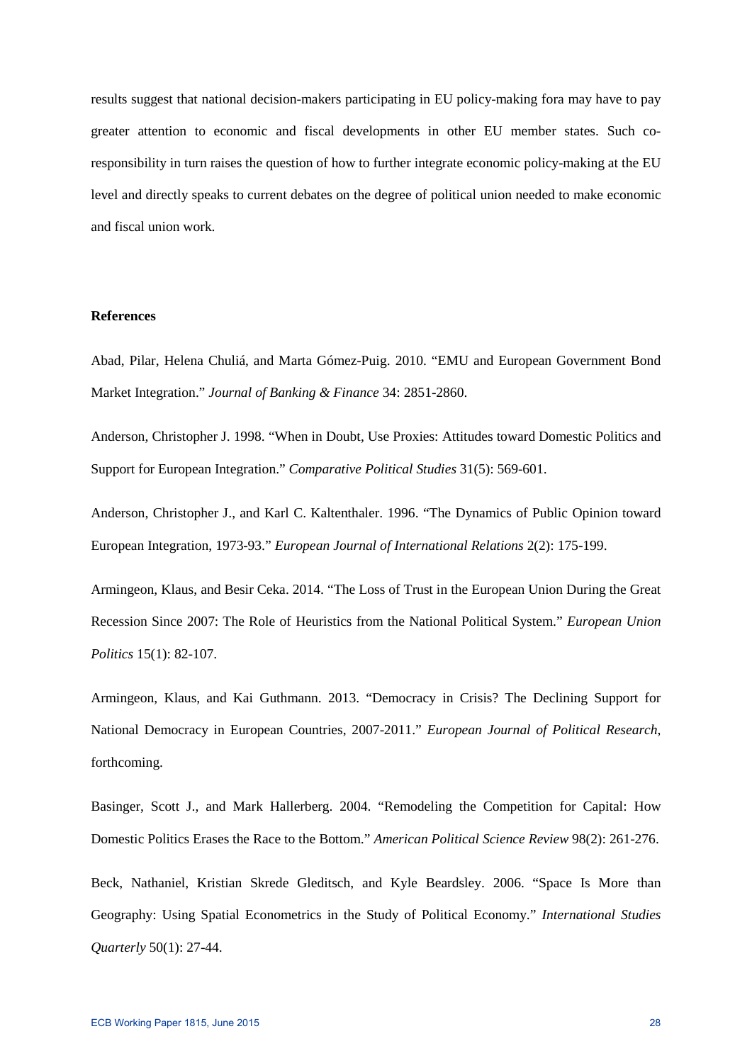results suggest that national decision-makers participating in EU policy-making fora may have to pay greater attention to economic and fiscal developments in other EU member states. Such co-responsibility in turn raises the question of how to further integrate economic policy-making at the EU level and directly speaks to current debates on the degree of political union needed to make economic and fiscal union work.

**References**

Abad, Pilar, Helena Chuliá, and Marta Gómez-Puig. 2010. "EMU and European Government Bond Market Integration." *Journal of Banking & Finance* 34: 2851-2860.

Anderson, Christopher J. 1998. "When in Doubt, Use Proxies: Attitudes toward Domestic Politics and Support for European Integration." *Comparative Political Studies* 31(5): 569-601.

Anderson, Christopher J., and Karl C. Kaltenthaler. 1996. "The Dynamics of Public Opinion toward European Integration, 1973-93." *European Journal of International Relations* 2(2): 175-199.

Armingeon, Klaus, and Besir Ceka. 2014. "The Loss of Trust in the European Union During the Great Recession Since 2007: The Role of Heuristics from the National Political System." *European Union Politics* 15(1): 82-107.

Armingeon, Klaus, and Kai Guthmann. 2013. "Democracy in Crisis? The Declining Support for National Democracy in European Countries, 2007-2011." *European Journal of Political Research*, forthcoming.

Basinger, Scott J., and Mark Hallerberg. 2004. "Remodeling the Competition for Capital: How Domestic Politics Erases the Race to the Bottom." *American Political Science Review* 98(2): 261-276.

Beck, Nathaniel, Kristian Skrede Gleditsch, and Kyle Beardsley. 2006. "Space Is More than Geography: Using Spatial Econometrics in the Study of Political Economy." *International Studies Quarterly* 50(1): 27-44.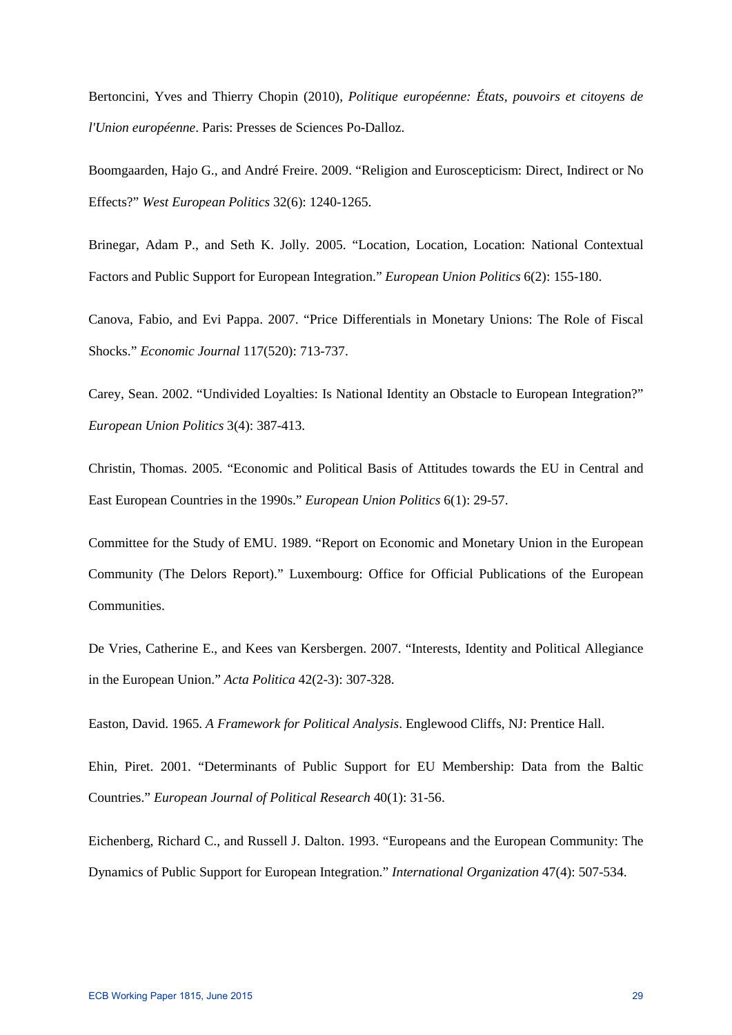Bertoncini, Yves and Thierry Chopin (2010), *Politique européenne: États, pouvoirs et citoyens de l'Union européenne*. Paris: Presses de Sciences Po-Dalloz.

Boomgaarden, Hajo G., and André Freire. 2009. "Religion and Euroscepticism: Direct, Indirect or No Effects?" *West European Politics* 32(6): 1240-1265.

Brinegar, Adam P., and Seth K. Jolly. 2005. "Location, Location, Location: National Contextual Factors and Public Support for European Integration." *European Union Politics* 6(2): 155-180.

Canova, Fabio, and Evi Pappa. 2007. "Price Differentials in Monetary Unions: The Role of Fiscal Shocks." *Economic Journal* 117(520): 713-737.

Carey, Sean. 2002. "Undivided Loyalties: Is National Identity an Obstacle to European Integration?" *European Union Politics* 3(4): 387-413.

Christin, Thomas. 2005. "Economic and Political Basis of Attitudes towards the EU in Central and East European Countries in the 1990s." *European Union Politics* 6(1): 29-57.

Committee for the Study of EMU. 1989. "Report on Economic and Monetary Union in the European Community (The Delors Report)." Luxembourg: Office for Official Publications of the European Communities.

De Vries, Catherine E., and Kees van Kersbergen. 2007. "Interests, Identity and Political Allegiance in the European Union." *Acta Politica* 42(2-3): 307-328.

Easton, David. 1965. *A Framework for Political Analysis*. Englewood Cliffs, NJ: Prentice Hall.

Ehin, Piret. 2001. "Determinants of Public Support for EU Membership: Data from the Baltic Countries." *European Journal of Political Research* 40(1): 31-56.

Eichenberg, Richard C., and Russell J. Dalton. 1993. "Europeans and the European Community: The Dynamics of Public Support for European Integration." *International Organization* 47(4): 507-534.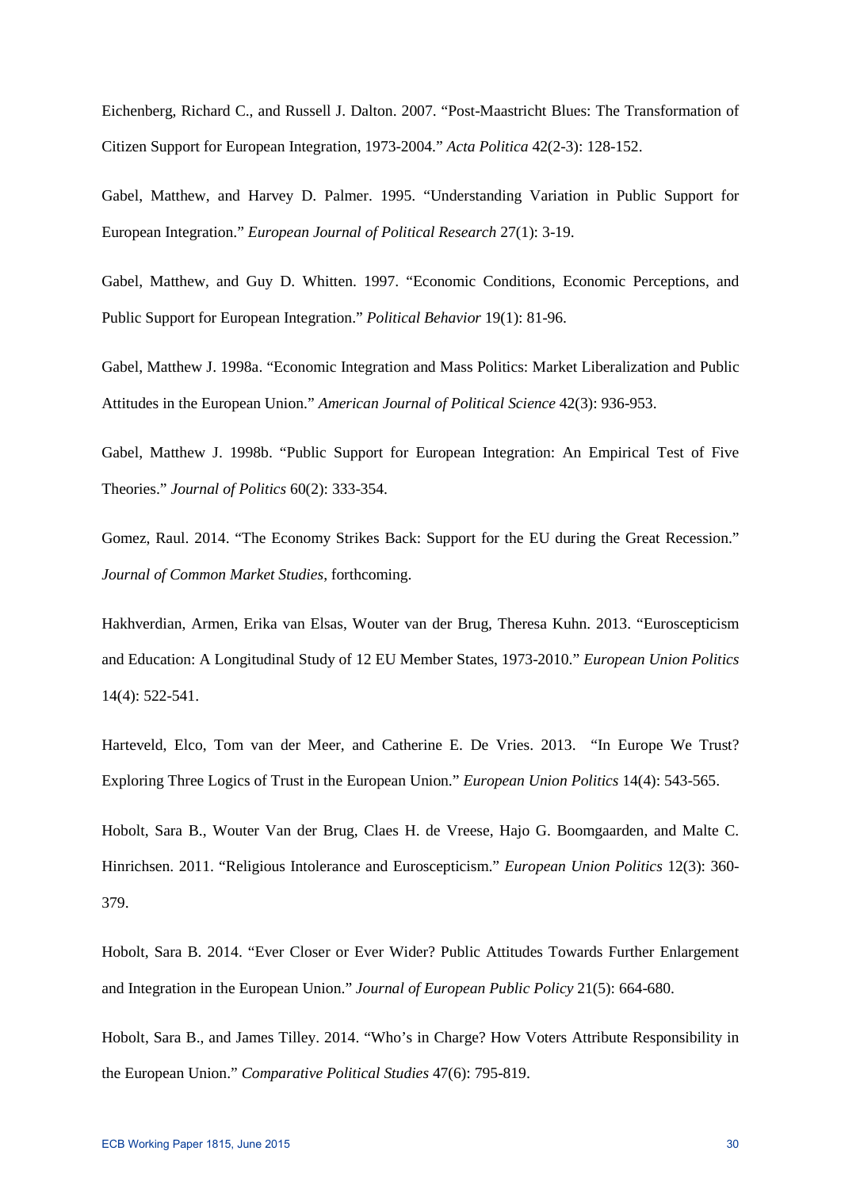Eichenberg, Richard C., and Russell J. Dalton. 2007. "Post-Maastricht Blues: The Transformation of Citizen Support for European Integration, 1973-2004." *Acta Politica* 42(2-3): 128-152.

Gabel, Matthew, and Harvey D. Palmer. 1995. "Understanding Variation in Public Support for European Integration." *European Journal of Political Research* 27(1): 3-19.

Gabel, Matthew, and Guy D. Whitten. 1997. "Economic Conditions, Economic Perceptions, and Public Support for European Integration." *Political Behavior* 19(1): 81-96.

Gabel, Matthew J. 1998a. "Economic Integration and Mass Politics: Market Liberalization and Public Attitudes in the European Union." *American Journal of Political Science* 42(3): 936-953.

Gabel, Matthew J. 1998b. "Public Support for European Integration: An Empirical Test of Five Theories." *Journal of Politics* 60(2): 333-354.

Gomez, Raul. 2014. "The Economy Strikes Back: Support for the EU during the Great Recession." *Journal of Common Market Studies*, forthcoming.

Hakhverdian, Armen, Erika van Elsas, Wouter van der Brug, Theresa Kuhn. 2013. "Euroscepticism and Education: A Longitudinal Study of 12 EU Member States, 1973-2010." *European Union Politics* 14(4): 522-541.

Harteveld, Elco, Tom van der Meer, and Catherine E. De Vries. 2013. "In Europe We Trust? Exploring Three Logics of Trust in the European Union." *European Union Politics* 14(4): 543-565.

Hobolt, Sara B., Wouter Van der Brug, Claes H. de Vreese, Hajo G. Boomgaarden, and Malte C. Hinrichsen. 2011. "Religious Intolerance and Euroscepticism." *European Union Politics* 12(3): 360-379.

Hobolt, Sara B. 2014. "Ever Closer or Ever Wider? Public Attitudes Towards Further Enlargement and Integration in the European Union." *Journal of European Public Policy* 21(5): 664-680.

Hobolt, Sara B., and James Tilley. 2014. "Who's in Charge? How Voters Attribute Responsibility in the European Union." *Comparative Political Studies* 47(6): 795-819.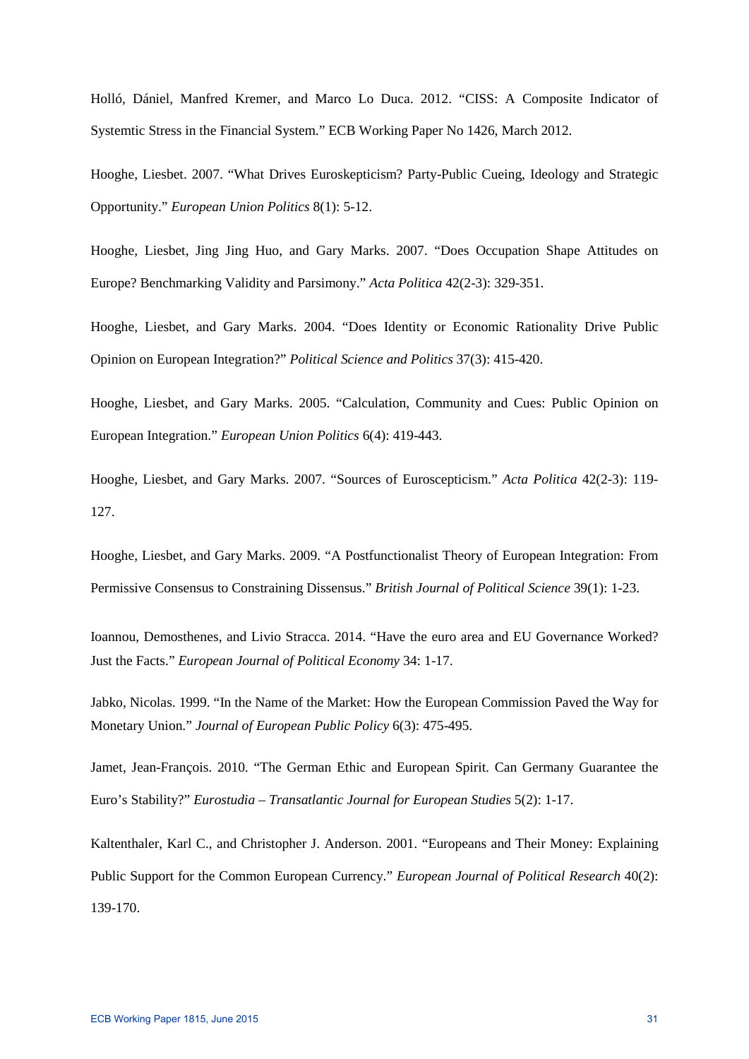Holló, Dániel, Manfred Kremer, and Marco Lo Duca. 2012. "CISS: A Composite Indicator of Systemtic Stress in the Financial System." ECB Working Paper No 1426, March 2012.

Hooghe, Liesbet. 2007. "What Drives Euroskepticism? Party-Public Cueing, Ideology and Strategic Opportunity." *European Union Politics* 8(1): 5-12.

Hooghe, Liesbet, Jing Jing Huo, and Gary Marks. 2007. "Does Occupation Shape Attitudes on Europe? Benchmarking Validity and Parsimony." *Acta Politica* 42(2-3): 329-351.

Hooghe, Liesbet, and Gary Marks. 2004. "Does Identity or Economic Rationality Drive Public Opinion on European Integration?" *Political Science and Politics* 37(3): 415-420.

Hooghe, Liesbet, and Gary Marks. 2005. "Calculation, Community and Cues: Public Opinion on European Integration." *European Union Politics* 6(4): 419-443.

Hooghe, Liesbet, and Gary Marks. 2007. "Sources of Euroscepticism." *Acta Politica* 42(2-3): 119-127.

Hooghe, Liesbet, and Gary Marks. 2009. "A Postfunctionalist Theory of European Integration: From Permissive Consensus to Constraining Dissensus." *British Journal of Political Science* 39(1): 1-23.

Ioannou, Demosthenes, and Livio Stracca. 2014. "Have the euro area and EU Governance Worked? Just the Facts." *European Journal of Political Economy* 34: 1-17.

Jabko, Nicolas. 1999. "In the Name of the Market: How the European Commission Paved the Way for Monetary Union." *Journal of European Public Policy* 6(3): 475-495.

Jamet, Jean-François. 2010. "The German Ethic and European Spirit. Can Germany Guarantee the Euro's Stability?" *Eurostudia – Transatlantic Journal for European Studies* 5(2): 1-17.

Kaltenthaler, Karl C., and Christopher J. Anderson. 2001. "Europeans and Their Money: Explaining Public Support for the Common European Currency." *European Journal of Political Research* 40(2): 139-170.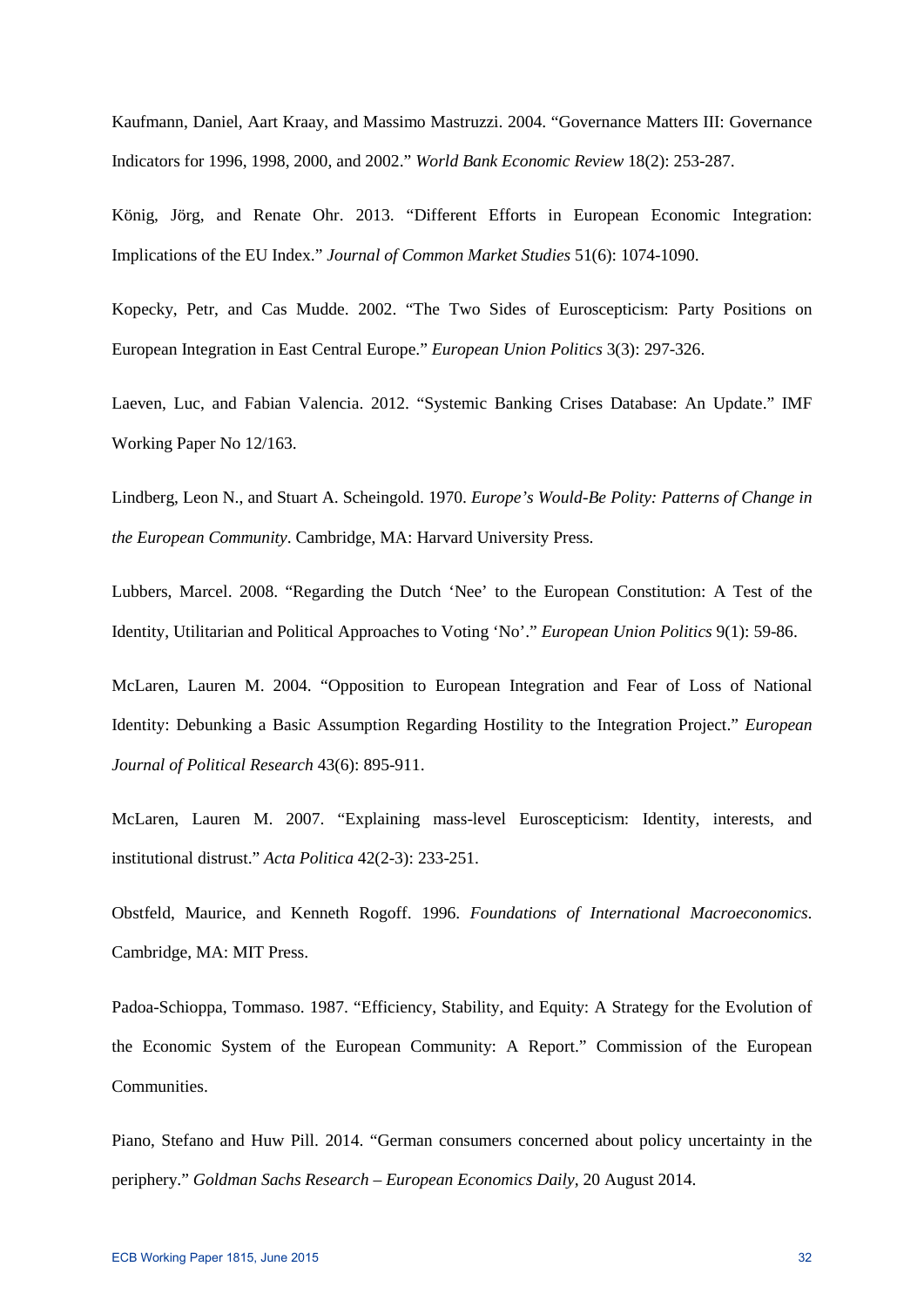Kaufmann, Daniel, Aart Kraay, and Massimo Mastruzzi. 2004. "Governance Matters III: Governance Indicators for 1996, 1998, 2000, and 2002." *World Bank Economic Review* 18(2): 253-287.

König, Jörg, and Renate Ohr. 2013. "Different Efforts in European Economic Integration: Implications of the EU Index." *Journal of Common Market Studies* 51(6): 1074-1090.

Kopecky, Petr, and Cas Mudde. 2002. "The Two Sides of Euroscepticism: Party Positions on European Integration in East Central Europe." *European Union Politics* 3(3): 297-326.

Laeven, Luc, and Fabian Valencia. 2012. "Systemic Banking Crises Database: An Update." IMF Working Paper No 12/163.

Lindberg, Leon N., and Stuart A. Scheingold. 1970. *Europe's Would-Be Polity: Patterns of Change in the European Community*. Cambridge, MA: Harvard University Press.

Lubbers, Marcel. 2008. "Regarding the Dutch 'Nee' to the European Constitution: A Test of the Identity, Utilitarian and Political Approaches to Voting 'No'." *European Union Politics* 9(1): 59-86.

McLaren, Lauren M. 2004. "Opposition to European Integration and Fear of Loss of National Identity: Debunking a Basic Assumption Regarding Hostility to the Integration Project." *European Journal of Political Research* 43(6): 895-911.

McLaren, Lauren M. 2007. "Explaining mass-level Euroscepticism: Identity, interests, and institutional distrust." *Acta Politica* 42(2-3): 233-251.

Obstfeld, Maurice, and Kenneth Rogoff. 1996. *Foundations of International Macroeconomics*. Cambridge, MA: MIT Press.

Padoa-Schioppa, Tommaso. 1987. "Efficiency, Stability, and Equity: A Strategy for the Evolution of the Economic System of the European Community: A Report." Commission of the European Communities.

Piano, Stefano and Huw Pill. 2014. "German consumers concerned about policy uncertainty in the periphery." *Goldman Sachs Research – European Economics Daily,* 20 August 2014.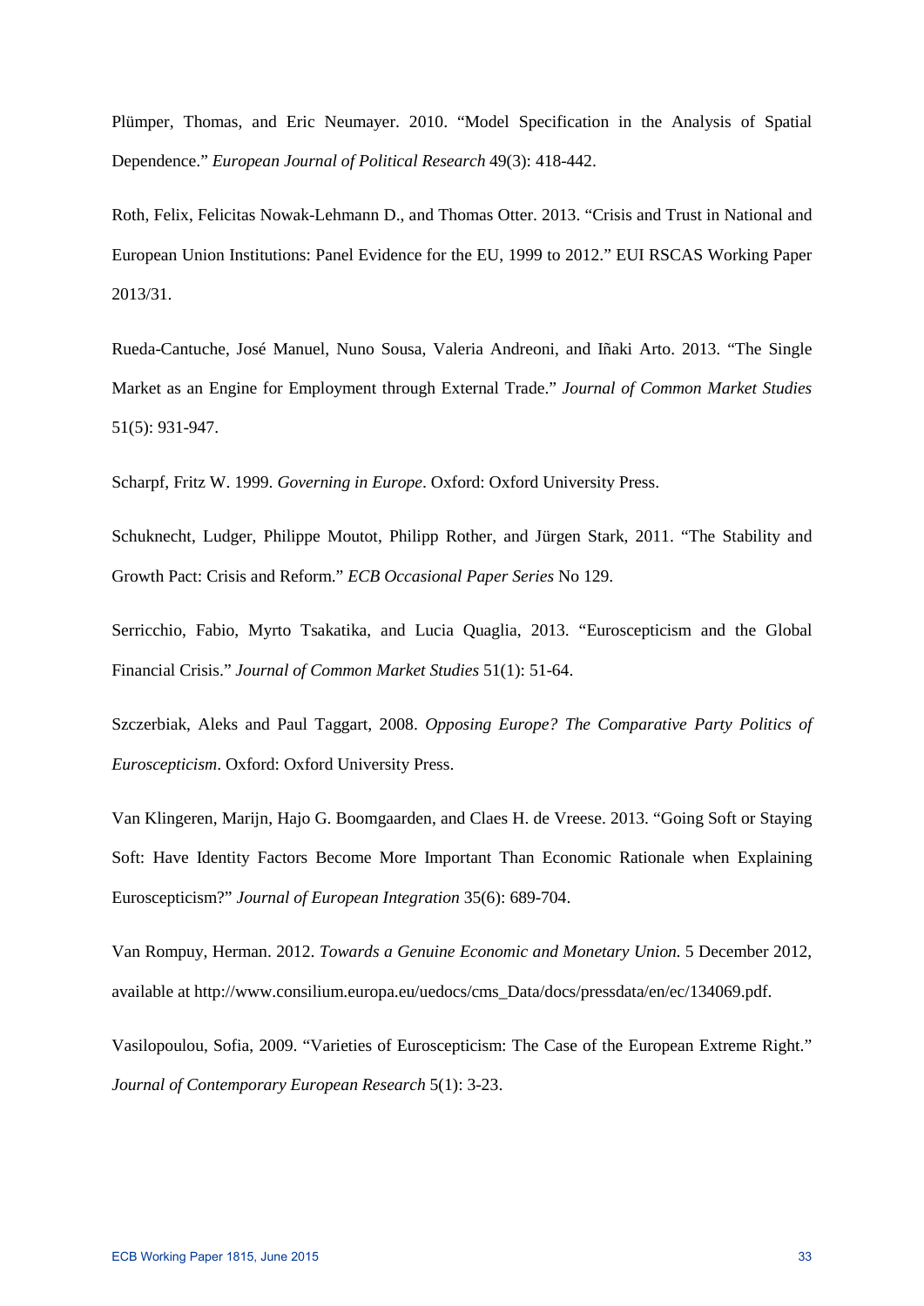Plümper, Thomas, and Eric Neumayer. 2010. "Model Specification in the Analysis of Spatial Dependence." *European Journal of Political Research* 49(3): 418-442.

Roth, Felix, Felicitas Nowak-Lehmann D., and Thomas Otter. 2013. "Crisis and Trust in National and European Union Institutions: Panel Evidence for the EU, 1999 to 2012." EUI RSCAS Working Paper 2013/31.

Rueda-Cantuche, José Manuel, Nuno Sousa, Valeria Andreoni, and Iñaki Arto. 2013. "The Single Market as an Engine for Employment through External Trade." *Journal of Common Market Studies* 51(5): 931-947.

Scharpf, Fritz W. 1999. *Governing in Europe*. Oxford: Oxford University Press.

Schuknecht, Ludger, Philippe Moutot, Philipp Rother, and Jürgen Stark, 2011. "The Stability and Growth Pact: Crisis and Reform." *ECB Occasional Paper Series* No 129.

Serricchio, Fabio, Myrto Tsakatika, and Lucia Quaglia, 2013. "Euroscepticism and the Global Financial Crisis." *Journal of Common Market Studies* 51(1): 51-64.

Szczerbiak, Aleks and Paul Taggart, 2008. *Opposing Europe? The Comparative Party Politics of Euroscepticism*. Oxford: Oxford University Press.

Van Klingeren, Marijn, Hajo G. Boomgaarden, and Claes H. de Vreese. 2013. "Going Soft or Staying Soft: Have Identity Factors Become More Important Than Economic Rationale when Explaining Euroscepticism?" *Journal of European Integration* 35(6): 689-704.

Van Rompuy, Herman. 2012. *Towards a Genuine Economic and Monetary Union.* 5 December 2012, available at http://www.consilium.europa.eu/uedocs/cms_Data/docs/pressdata/en/ec/134069.pdf.

Vasilopoulou, Sofia, 2009. "Varieties of Euroscepticism: The Case of the European Extreme Right." *Journal of Contemporary European Research* 5(1): 3-23.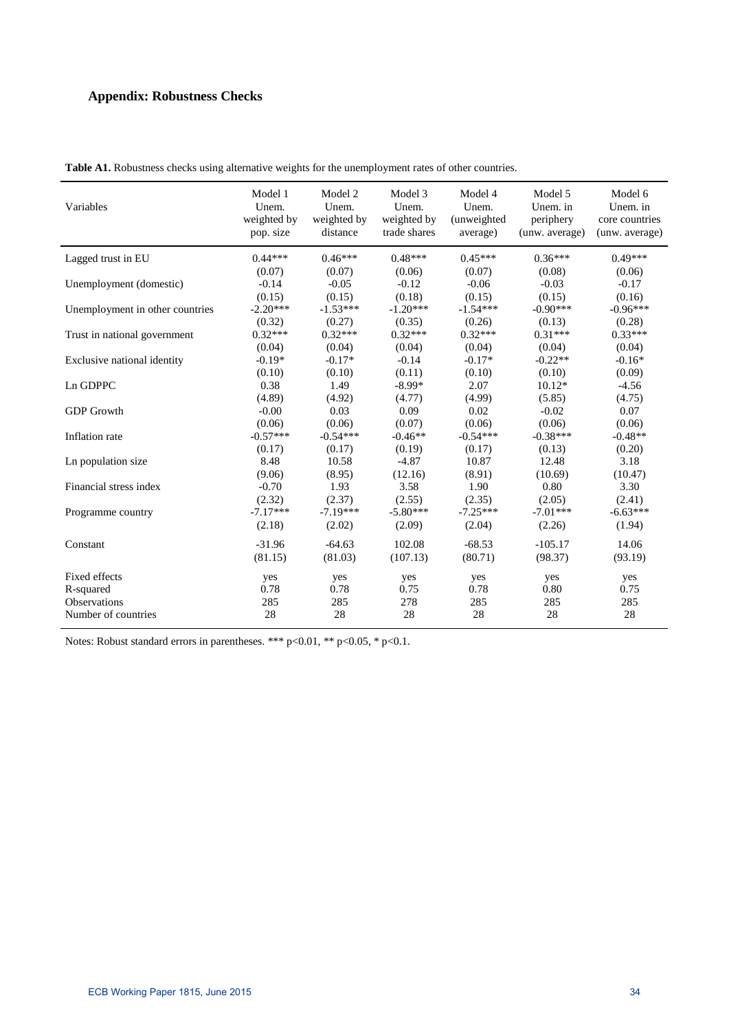## Appendix: Robustness Checks

**Table A1.** Robustness checks using alternative weights for the unemployment rates of other countries.

| Variables | Model 1 Unem. weighted by pop. size | Model 2 Unem. weighted by distance | Model 3 Unem. weighted by trade shares | Model 4 Unem. (unweighted average) | Model 5 Unem. in periphery (unw. average) | Model 6 Unem. in core countries (unw. average) |
|---|---|---|---|---|---|---|
| Lagged trust in EU | 0.44*** | 0.46*** | 0.48*** | 0.45*** | 0.36*** | 0.49*** |
| | (0.07) | (0.07) | (0.06) | (0.07) | (0.08) | (0.06) |
| Unemployment (domestic) | -0.14 | -0.05 | -0.12 | -0.06 | -0.03 | -0.17 |
| | (0.15) | (0.15) | (0.18) | (0.15) | (0.15) | (0.16) |
| Unemployment in other countries | -2.20*** | -1.53*** | -1.20*** | -1.54*** | -0.90*** | -0.96*** |
| | (0.32) | (0.27) | (0.35) | (0.26) | (0.13) | (0.28) |
| Trust in national government | 0.32*** | 0.32*** | 0.32*** | 0.32*** | 0.31*** | 0.33*** |
| | (0.04) | (0.04) | (0.04) | (0.04) | (0.04) | (0.04) |
| Exclusive national identity | -0.19* | -0.17* | -0.14 | -0.17* | -0.22** | -0.16* |
| | (0.10) | (0.10) | (0.11) | (0.10) | (0.10) | (0.09) |
| Ln GDPPC | 0.38 | 1.49 | -8.99* | 2.07 | 10.12* | -4.56 |
| | (4.89) | (4.92) | (4.77) | (4.99) | (5.85) | (4.75) |
| GDP Growth | -0.00 | 0.03 | 0.09 | 0.02 | -0.02 | 0.07 |
| | (0.06) | (0.06) | (0.07) | (0.06) | (0.06) | (0.06) |
| Inflation rate | -0.57*** | -0.54*** | -0.46** | -0.54*** | -0.38*** | -0.48** |
| | (0.17) | (0.17) | (0.19) | (0.17) | (0.13) | (0.20) |
| Ln population size | 8.48 | 10.58 | -4.87 | 10.87 | 12.48 | 3.18 |
| | (9.06) | (8.95) | (12.16) | (8.91) | (10.69) | (10.47) |
| Financial stress index | -0.70 | 1.93 | 3.58 | 1.90 | 0.80 | 3.30 |
| | (2.32) | (2.37) | (2.55) | (2.35) | (2.05) | (2.41) |
| Programme country | -7.17*** | -7.19*** | -5.80*** | -7.25*** | -7.01*** | -6.63*** |
| | (2.18) | (2.02) | (2.09) | (2.04) | (2.26) | (1.94) |
| Constant | -31.96 | -64.63 | 102.08 | -68.53 | -105.17 | 14.06 |
| | (81.15) | (81.03) | (107.13) | (80.71) | (98.37) | (93.19) |
| Fixed effects | yes | yes | yes | yes | yes | yes |
| R-squared | 0.78 | 0.78 | 0.75 | 0.78 | 0.80 | 0.75 |
| Observations | 285 | 285 | 278 | 285 | 285 | 285 |
| Number of countries | 28 | 28 | 28 | 28 | 28 | 28 |

Notes: Robust standard errors in parentheses. *** p<0.01, ** p<0.05, * p<0.1.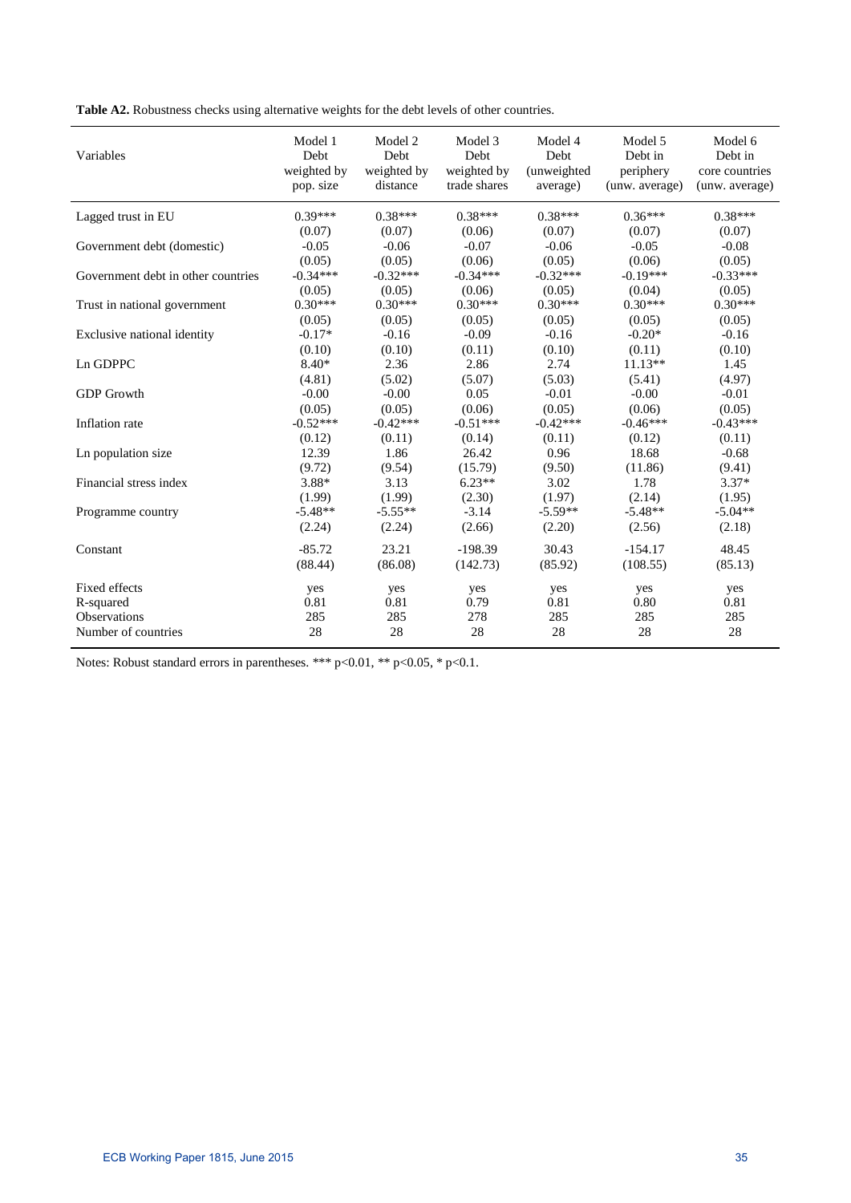**Table A2.** Robustness checks using alternative weights for the debt levels of other countries.

| Variables | Model 1 Debt weighted by pop. size | Model 2 Debt weighted by distance | Model 3 Debt weighted by trade shares | Model 4 Debt (unweighted average) | Model 5 Debt in periphery (unw. average) | Model 6 Debt in core countries (unw. average) |
|---|---|---|---|---|---|---|
| Lagged trust in EU | 0.39*** | 0.38*** | 0.38*** | 0.38*** | 0.36*** | 0.38*** |
| | (0.07) | (0.07) | (0.06) | (0.07) | (0.07) | (0.07) |
| Government debt (domestic) | -0.05 | -0.06 | -0.07 | -0.06 | -0.05 | -0.08 |
| | (0.05) | (0.05) | (0.06) | (0.05) | (0.06) | (0.05) |
| Government debt in other countries | -0.34*** | -0.32*** | -0.34*** | -0.32*** | -0.19*** | -0.33*** |
| | (0.05) | (0.05) | (0.06) | (0.05) | (0.04) | (0.05) |
| Trust in national government | 0.30*** | 0.30*** | 0.30*** | 0.30*** | 0.30*** | 0.30*** |
| | (0.05) | (0.05) | (0.05) | (0.05) | (0.05) | (0.05) |
| Exclusive national identity | -0.17* | -0.16 | -0.09 | -0.16 | -0.20* | -0.16 |
| | (0.10) | (0.10) | (0.11) | (0.10) | (0.11) | (0.10) |
| Ln GDPPC | 8.40* | 2.36 | 2.86 | 2.74 | 11.13** | 1.45 |
| | (4.81) | (5.02) | (5.07) | (5.03) | (5.41) | (4.97) |
| GDP Growth | -0.00 | -0.00 | 0.05 | -0.01 | -0.00 | -0.01 |
| | (0.05) | (0.05) | (0.06) | (0.05) | (0.06) | (0.05) |
| Inflation rate | -0.52*** | -0.42*** | -0.51*** | -0.42*** | -0.46*** | -0.43*** |
| | (0.12) | (0.11) | (0.14) | (0.11) | (0.12) | (0.11) |
| Ln population size | 12.39 | 1.86 | 26.42 | 0.96 | 18.68 | -0.68 |
| | (9.72) | (9.54) | (15.79) | (9.50) | (11.86) | (9.41) |
| Financial stress index | 3.88* | 3.13 | 6.23** | 3.02 | 1.78 | 3.37* |
| | (1.99) | (1.99) | (2.30) | (1.97) | (2.14) | (1.95) |
| Programme country | -5.48** | -5.55** | -3.14 | -5.59** | -5.48** | -5.04** |
| | (2.24) | (2.24) | (2.66) | (2.20) | (2.56) | (2.18) |
| Constant | -85.72 | 23.21 | -198.39 | 30.43 | -154.17 | 48.45 |
| | (88.44) | (86.08) | (142.73) | (85.92) | (108.55) | (85.13) |
| Fixed effects | yes | yes | yes | yes | yes | yes |
| R-squared | 0.81 | 0.81 | 0.79 | 0.81 | 0.80 | 0.81 |
| Observations | 285 | 285 | 278 | 285 | 285 | 285 |
| Number of countries | 28 | 28 | 28 | 28 | 28 | 28 |

Notes: Robust standard errors in parentheses. *** p<0.01, ** p<0.05, * p<0.1.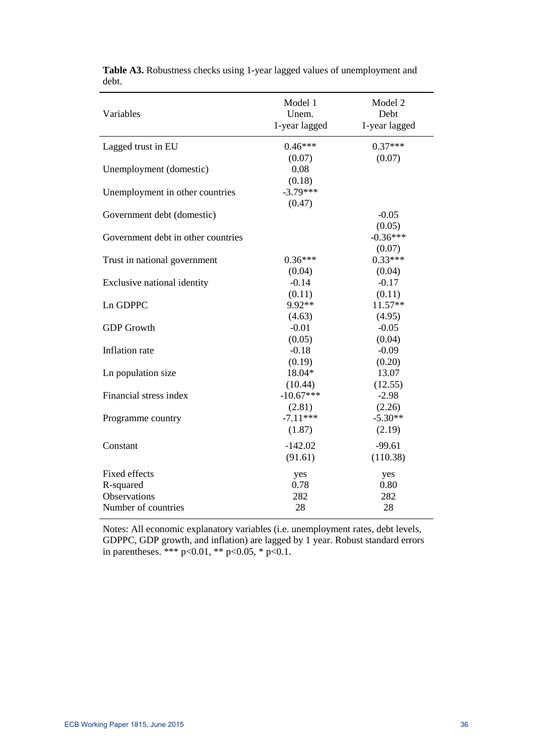**Table A3.** Robustness checks using 1-year lagged values of unemployment and debt.

| Variables | Model 1 Unem. 1-year lagged | Model 2 Debt 1-year lagged |
|---|---|---|
| Lagged trust in EU | 0.46*** | 0.37*** |
| | (0.07) | (0.07) |
| Unemployment (domestic) | 0.08 | |
| | (0.18) | |
| Unemployment in other countries | -3.79*** | |
| | (0.47) | |
| Government debt (domestic) | | -0.05 |
| | | (0.05) |
| Government debt in other countries | | -0.36*** |
| | | (0.07) |
| Trust in national government | 0.36*** | 0.33*** |
| | (0.04) | (0.04) |
| Exclusive national identity | -0.14 | -0.17 |
| | (0.11) | (0.11) |
| Ln GDPPC | 9.92** | 11.57** |
| | (4.63) | (4.95) |
| GDP Growth | -0.01 | -0.05 |
| | (0.05) | (0.04) |
| Inflation rate | -0.18 | -0.09 |
| | (0.19) | (0.20) |
| Ln population size | 18.04* | 13.07 |
| | (10.44) | (12.55) |
| Financial stress index | -10.67*** | -2.98 |
| | (2.81) | (2.26) |
| Programme country | -7.11*** | -5.30** |
| | (1.87) | (2.19) |
| Constant | -142.02 | -99.61 |
| | (91.61) | (110.38) |
| Fixed effects | yes | yes |
| R-squared | 0.78 | 0.80 |
| Observations | 282 | 282 |
| Number of countries | 28 | 28 |

Notes: All economic explanatory variables (i.e. unemployment rates, debt levels, GDPPC, GDP growth, and inflation) are lagged by 1 year. Robust standard errors in parentheses. *** $p<0.01$, ** $p<0.05$, * $p<0.1$.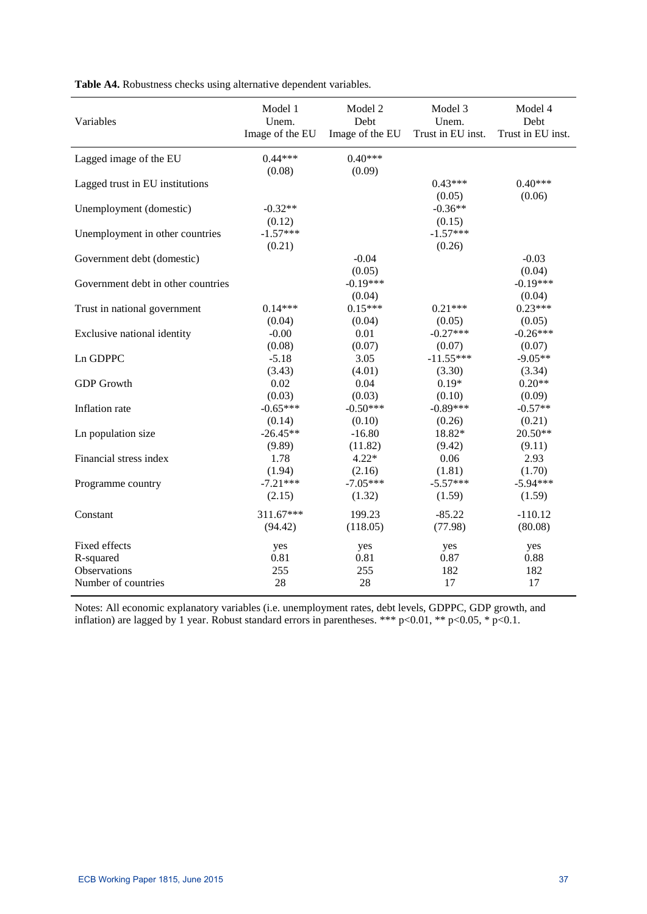**Table A4.** Robustness checks using alternative dependent variables.

| Variables | Model 1<br>Unem.<br>Image of the EU | Model 2<br>Debt<br>Image of the EU | Model 3<br>Unem.<br>Trust in EU inst. | Model 4<br>Debt<br>Trust in EU inst. |
|---|---|---|---|---|
| Lagged image of the EU | 0.44***<br>(0.08) | 0.40***<br>(0.09) | | |
| Lagged trust in EU institutions | | | 0.43***<br>(0.05) | 0.40***<br>(0.06) |
| Unemployment (domestic) | -0.32**<br>(0.12) | | -0.36**<br>(0.15) | |
| Unemployment in other countries | -1.57***<br>(0.21) | | -1.57***<br>(0.26) | |
| Government debt (domestic) | | -0.04<br>(0.05) | | -0.03<br>(0.04) |
| Government debt in other countries | | -0.19***<br>(0.04) | | -0.19***<br>(0.04) |
| Trust in national government | 0.14***<br>(0.04) | 0.15***<br>(0.04) | 0.21***<br>(0.05) | 0.23***<br>(0.05) |
| Exclusive national identity | -0.00<br>(0.08) | 0.01<br>(0.07) | -0.27***<br>(0.07) | -0.26***<br>(0.07) |
| Ln GDPPC | -5.18<br>(3.43) | 3.05<br>(4.01) | -11.55***<br>(3.30) | -9.05**<br>(3.34) |
| GDP Growth | 0.02<br>(0.03) | 0.04<br>(0.03) | 0.19*<br>(0.10) | 0.20**<br>(0.09) |
| Inflation rate | -0.65***<br>(0.14) | -0.50***<br>(0.10) | -0.89***<br>(0.26) | -0.57**<br>(0.21) |
| Ln population size | -26.45**<br>(9.89) | -16.80<br>(11.82) | 18.82*<br>(9.42) | 20.50**<br>(9.11) |
| Financial stress index | 1.78<br>(1.94) | 4.22*<br>(2.16) | 0.06<br>(1.81) | 2.93<br>(1.70) |
| Programme country | -7.21***<br>(2.15) | -7.05***<br>(1.32) | -5.57***<br>(1.59) | -5.94***<br>(1.59) |
| Constant | 311.67***<br>(94.42) | 199.23<br>(118.05) | -85.22<br>(77.98) | -110.12<br>(80.08) |
| Fixed effects | yes | yes | yes | yes |
| R-squared | 0.81 | 0.81 | 0.87 | 0.88 |
| Observations | 255 | 255 | 182 | 182 |
| Number of countries | 28 | 28 | 17 | 17 |

Notes: All economic explanatory variables (i.e. unemployment rates, debt levels, GDPPC, GDP growth, and inflation) are lagged by 1 year. Robust standard errors in parentheses. *** p<0.01, ** p<0.05, * p<0.1.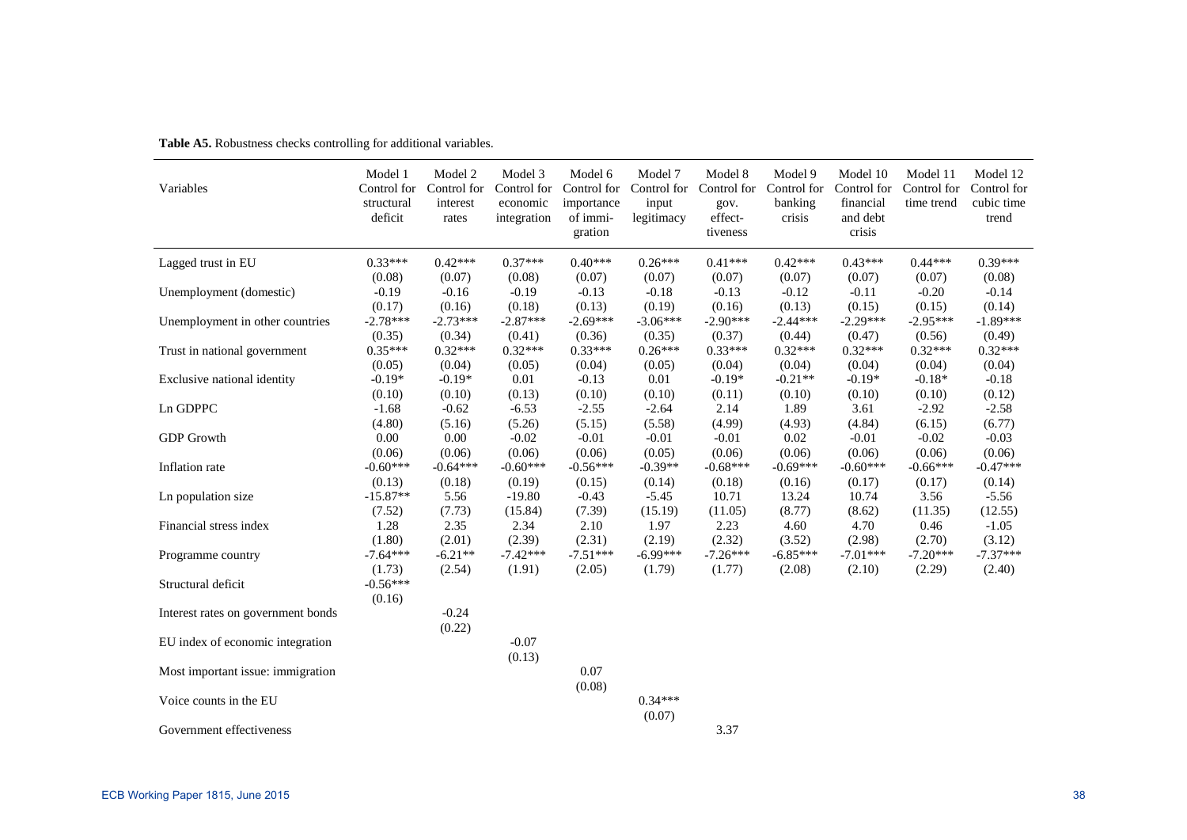**Table A5.** Robustness checks controlling for additional variables.

| Variables | Model 1 Control for structural deficit | Model 2 Control for interest rates | Model 3 Control for economic integration | Model 6 Control for importance of immi-gration | Model 7 Control for input legitimacy | Model 8 Control for gov. effect-tiveness | Model 9 Control for banking crisis | Model 10 Control for financial and debt crisis | Model 11 Control for time trend | Model 12 Control for cubic time trend |
|---|---|---|---|---|---|---|---|---|---|---|
| Lagged trust in EU | 0.33*** | 0.42*** | 0.37*** | 0.40*** | 0.26*** | 0.41*** | 0.42*** | 0.43*** | 0.44*** | 0.39*** |
| | (0.08) | (0.07) | (0.08) | (0.07) | (0.07) | (0.07) | (0.07) | (0.07) | (0.07) | (0.08) |
| Unemployment (domestic) | -0.19 | -0.16 | -0.19 | -0.13 | -0.18 | -0.13 | -0.12 | -0.11 | -0.20 | -0.14 |
| | (0.17) | (0.16) | (0.18) | (0.13) | (0.19) | (0.16) | (0.13) | (0.15) | (0.15) | (0.14) |
| Unemployment in other countries | -2.78*** | -2.73*** | -2.87*** | -2.69*** | -3.06*** | -2.90*** | -2.44*** | -2.29*** | -2.95*** | -1.89*** |
| | (0.35) | (0.34) | (0.41) | (0.36) | (0.35) | (0.37) | (0.44) | (0.47) | (0.56) | (0.49) |
| Trust in national government | 0.35*** | 0.32*** | 0.32*** | 0.33*** | 0.26*** | 0.33*** | 0.32*** | 0.32*** | 0.32*** | 0.32*** |
| | (0.05) | (0.04) | (0.05) | (0.04) | (0.05) | (0.04) | (0.04) | (0.04) | (0.04) | (0.04) |
| Exclusive national identity | -0.19* | -0.19* | 0.01 | -0.13 | 0.01 | -0.19* | -0.21** | -0.19* | -0.18* | -0.18 |
| | (0.10) | (0.10) | (0.13) | (0.10) | (0.10) | (0.11) | (0.10) | (0.10) | (0.10) | (0.12) |
| Ln GDPPC | -1.68 | -0.62 | -6.53 | -2.55 | -2.64 | 2.14 | 1.89 | 3.61 | -2.92 | -2.58 |
| | (4.80) | (5.16) | (5.26) | (5.15) | (5.58) | (4.99) | (4.93) | (4.84) | (6.15) | (6.77) |
| GDP Growth | 0.00 | 0.00 | -0.02 | -0.01 | -0.01 | -0.01 | 0.02 | -0.01 | -0.02 | -0.03 |
| | (0.06) | (0.06) | (0.06) | (0.06) | (0.05) | (0.06) | (0.06) | (0.06) | (0.06) | (0.06) |
| Inflation rate | -0.60*** | -0.64*** | -0.60*** | -0.56*** | -0.39** | -0.68*** | -0.69*** | -0.60*** | -0.66*** | -0.47*** |
| | (0.13) | (0.18) | (0.19) | (0.15) | (0.14) | (0.18) | (0.16) | (0.17) | (0.17) | (0.14) |
| Ln population size | -15.87** | 5.56 | -19.80 | -0.43 | -5.45 | 10.71 | 13.24 | 10.74 | 3.56 | -5.56 |
| | (7.52) | (7.73) | (15.84) | (7.39) | (15.19) | (11.05) | (8.77) | (8.62) | (11.35) | (12.55) |
| Financial stress index | 1.28 | 2.35 | 2.34 | 2.10 | 1.97 | 2.23 | 4.60 | 4.70 | 0.46 | -1.05 |
| | (1.80) | (2.01) | (2.39) | (2.31) | (2.19) | (2.32) | (3.52) | (2.98) | (2.70) | (3.12) |
| Programme country | -7.64*** | -6.21** | -7.42*** | -7.51*** | -6.99*** | -7.26*** | -6.85*** | -7.01*** | -7.20*** | -7.37*** |
| | (1.73) | (2.54) | (1.91) | (2.05) | (1.79) | (1.77) | (2.08) | (2.10) | (2.29) | (2.40) |
| Structural deficit | -0.56*** | | | | | | | | | |
| | (0.16) | | | | | | | | | |
| Interest rates on government bonds | | -0.24 | | | | | | | | |
| | | (0.22) | | | | | | | | |
| EU index of economic integration | | | -0.07 | | | | | | | |
| | | | (0.13) | | | | | | | |
| Most important issue: immigration | | | | 0.07 | | | | | | |
| | | | | (0.08) | | | | | | |
| Voice counts in the EU | | | | | 0.34*** | | | | | |
| | | | | | (0.07) | | | | | |
| Government effectiveness | | | | | | 3.37 | | | | |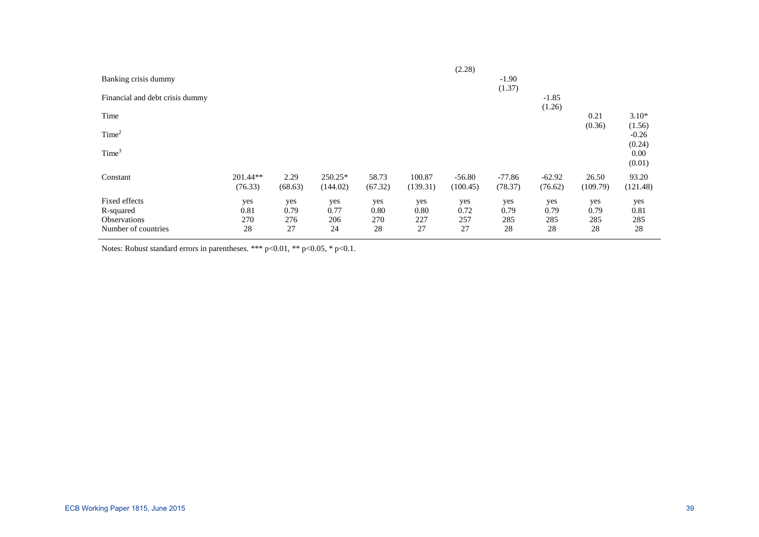| | | | | | | | | | | |
|---|---|---|---|---|---|---|---|---|---|---|
| | | | | | | (2.28) | | | | |
| Banking crisis dummy | | | | | | | -1.90 | | | |
| | | | | | | | (1.37) | | | |
| Financial and debt crisis dummy | | | | | | | | -1.85 | | |
| | | | | | | | | (1.26) | | |
| Time | | | | | | | | | 0.21 | 3.10* |
| | | | | | | | | | (0.36) | (1.56) |
| $Time^2$ | | | | | | | | | | -0.26 |
| | | | | | | | | | | (0.24) |
| $Time^3$ | | | | | | | | | | 0.00 |
| | | | | | | | | | | (0.01) |
| Constant | 201.44** | 2.29 | 250.25* | 58.73 | 100.87 | -56.80 | -77.86 | -62.92 | 26.50 | 93.20 |
| | (76.33) | (68.63) | (144.02) | (67.32) | (139.31) | (100.45) | (78.37) | (76.62) | (109.79) | (121.48) |
| Fixed effects | yes | yes | yes | yes | yes | yes | yes | yes | yes | yes |
| R-squared | 0.81 | 0.79 | 0.77 | 0.80 | 0.80 | 0.72 | 0.79 | 0.79 | 0.79 | 0.81 |
| Observations | 270 | 276 | 206 | 270 | 227 | 257 | 285 | 285 | 285 | 285 |
| Number of countries | 28 | 27 | 24 | 28 | 27 | 27 | 28 | 28 | 28 | 28 |

Notes: Robust standard errors in parentheses. *** p<0.01, ** p<0.05, * p<0.1.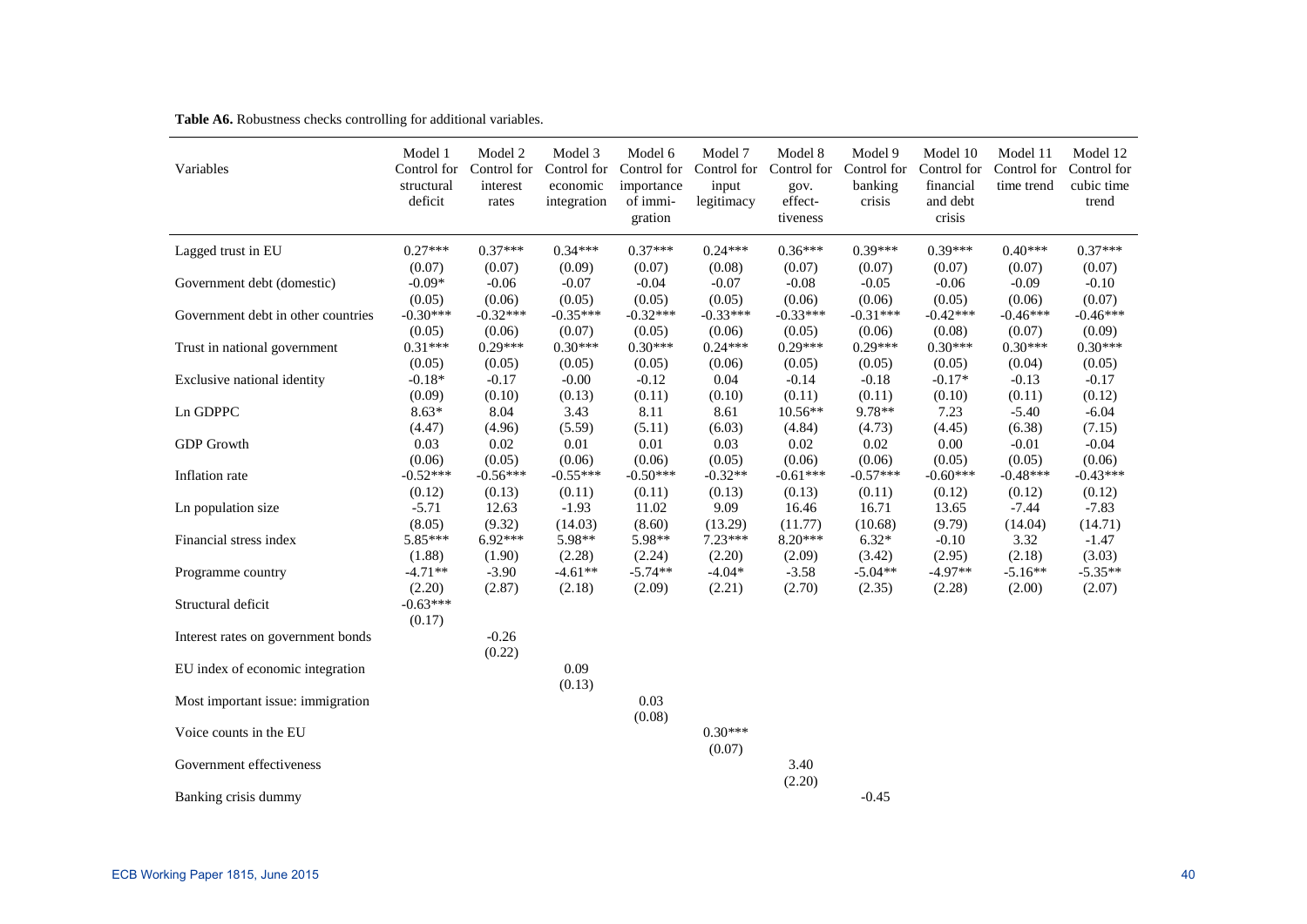**Table A6.** Robustness checks controlling for additional variables.

| Variables | Model 1 Control for structural deficit | Model 2 Control for interest rates | Model 3 Control for economic integration | Model 6 Control for importance of immi-gration | Model 7 Control for input legitimacy | Model 8 Control for gov. effect-tiveness | Model 9 Control for banking crisis | Model 10 Control for financial and debt crisis | Model 11 Control for time trend | Model 12 Control for cubic time trend |
|---|---|---|---|---|---|---|---|---|---|---|
| Lagged trust in EU | 0.27*** | 0.37*** | 0.34*** | 0.37*** | 0.24*** | 0.36*** | 0.39*** | 0.39*** | 0.40*** | 0.37*** |
| | (0.07) | (0.07) | (0.09) | (0.07) | (0.08) | (0.07) | (0.07) | (0.07) | (0.07) | (0.07) |
| Government debt (domestic) | -0.09* | -0.06 | -0.07 | -0.04 | -0.07 | -0.08 | -0.05 | -0.06 | -0.09 | -0.10 |
| | (0.05) | (0.06) | (0.05) | (0.05) | (0.05) | (0.06) | (0.06) | (0.05) | (0.06) | (0.07) |
| Government debt in other countries | -0.30*** | -0.32*** | -0.35*** | -0.32*** | -0.33*** | -0.33*** | -0.31*** | -0.42*** | -0.46*** | -0.46*** |
| | (0.05) | (0.06) | (0.07) | (0.05) | (0.06) | (0.05) | (0.06) | (0.08) | (0.07) | (0.09) |
| Trust in national government | 0.31*** | 0.29*** | 0.30*** | 0.30*** | 0.24*** | 0.29*** | 0.29*** | 0.30*** | 0.30*** | 0.30*** |
| | (0.05) | (0.05) | (0.05) | (0.05) | (0.06) | (0.05) | (0.05) | (0.05) | (0.04) | (0.05) |
| Exclusive national identity | -0.18* | -0.17 | -0.00 | -0.12 | 0.04 | -0.14 | -0.18 | -0.17* | -0.13 | -0.17 |
| | (0.09) | (0.10) | (0.13) | (0.11) | (0.10) | (0.11) | (0.11) | (0.10) | (0.11) | (0.12) |
| Ln GDPPC | 8.63* | 8.04 | 3.43 | 8.11 | 8.61 | 10.56** | 9.78** | 7.23 | -5.40 | -6.04 |
| | (4.47) | (4.96) | (5.59) | (5.11) | (6.03) | (4.84) | (4.73) | (4.45) | (6.38) | (7.15) |
| GDP Growth | 0.03 | 0.02 | 0.01 | 0.01 | 0.03 | 0.02 | 0.02 | 0.00 | -0.01 | -0.04 |
| | (0.06) | (0.05) | (0.06) | (0.06) | (0.05) | (0.06) | (0.06) | (0.05) | (0.05) | (0.06) |
| Inflation rate | -0.52*** | -0.56*** | -0.55*** | -0.50*** | -0.32** | -0.61*** | -0.57*** | -0.60*** | -0.48*** | -0.43*** |
| | (0.12) | (0.13) | (0.11) | (0.11) | (0.13) | (0.13) | (0.11) | (0.12) | (0.12) | (0.12) |
| Ln population size | -5.71 | 12.63 | -1.93 | 11.02 | 9.09 | 16.46 | 16.71 | 13.65 | -7.44 | -7.83 |
| | (8.05) | (9.32) | (14.03) | (8.60) | (13.29) | (11.77) | (10.68) | (9.79) | (14.04) | (14.71) |
| Financial stress index | 5.85*** | 6.92*** | 5.98** | 5.98** | 7.23*** | 8.20*** | 6.32* | -0.10 | 3.32 | -1.47 |
| | (1.88) | (1.90) | (2.28) | (2.24) | (2.20) | (2.09) | (3.42) | (2.95) | (2.18) | (3.03) |
| Programme country | -4.71** | -3.90 | -4.61** | -5.74** | -4.04* | -3.58 | -5.04** | -4.97** | -5.16** | -5.35** |
| | (2.20) | (2.87) | (2.18) | (2.09) | (2.21) | (2.70) | (2.35) | (2.28) | (2.00) | (2.07) |
| Structural deficit | -0.63*** | | | | | | | | | |
| | (0.17) | | | | | | | | | |
| Interest rates on government bonds | | -0.26 | | | | | | | | |
| | | (0.22) | | | | | | | | |
| EU index of economic integration | | | 0.09 | | | | | | | |
| | | | (0.13) | | | | | | | |
| Most important issue: immigration | | | | 0.03 | | | | | | |
| | | | | (0.08) | | | | | | |
| Voice counts in the EU | | | | | 0.30*** | | | | | |
| | | | | | (0.07) | | | | | |
| Government effectiveness | | | | | | 3.40 | | | | |
| | | | | | | (2.20) | | | | |
| Banking crisis dummy | | | | | | | -0.45 | | | |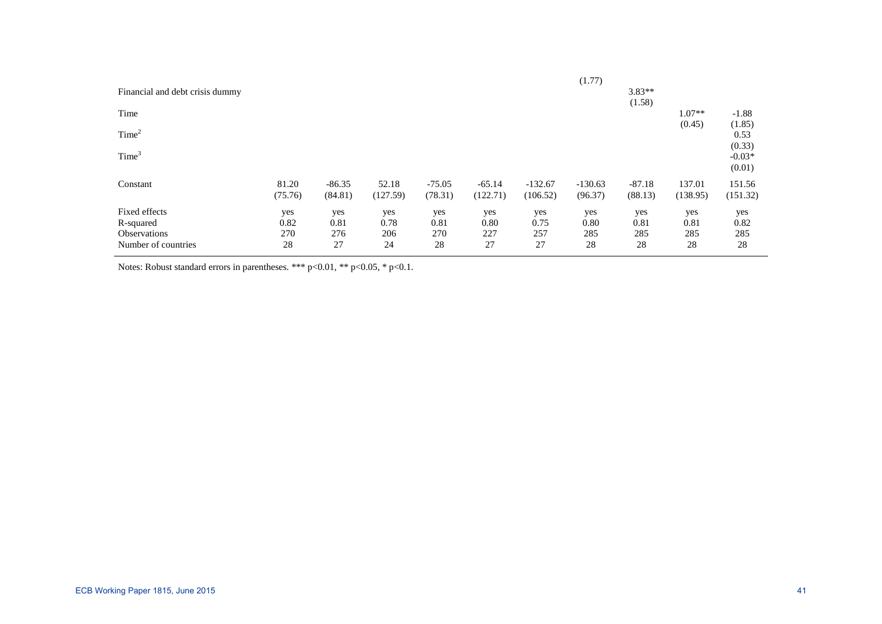| | | | | | | | | | | |
|---|---|---|---|---|---|---|---|---|---|---|
| | | | | | | | (1.77) | | | |
| Financial and debt crisis dummy | | | | | | | | 3.83** | | |
| | | | | | | | | (1.58) | | |
| Time | | | | | | | | | 1.07** | -1.88 |
| | | | | | | | | | (0.45) | (1.85) |
| $Time^2$ | | | | | | | | | | 0.53 |
| | | | | | | | | | | (0.33) |
| $Time^3$ | | | | | | | | | | -0.03* |
| | | | | | | | | | | (0.01) |
| Constant | 81.20 | -86.35 | 52.18 | -75.05 | -65.14 | -132.67 | -130.63 | -87.18 | 137.01 | 151.56 |
| | (75.76) | (84.81) | (127.59) | (78.31) | (122.71) | (106.52) | (96.37) | (88.13) | (138.95) | (151.32) |
| Fixed effects | yes | yes | yes | yes | yes | yes | yes | yes | yes | yes |
| R-squared | 0.82 | 0.81 | 0.78 | 0.81 | 0.80 | 0.75 | 0.80 | 0.81 | 0.81 | 0.82 |
| Observations | 270 | 276 | 206 | 270 | 227 | 257 | 285 | 285 | 285 | 285 |
| Number of countries | 28 | 27 | 24 | 28 | 27 | 27 | 28 | 28 | 28 | 28 |

Notes: Robust standard errors in parentheses. *** $p<0.01$, ** $p<0.05$, * $p<0.1$.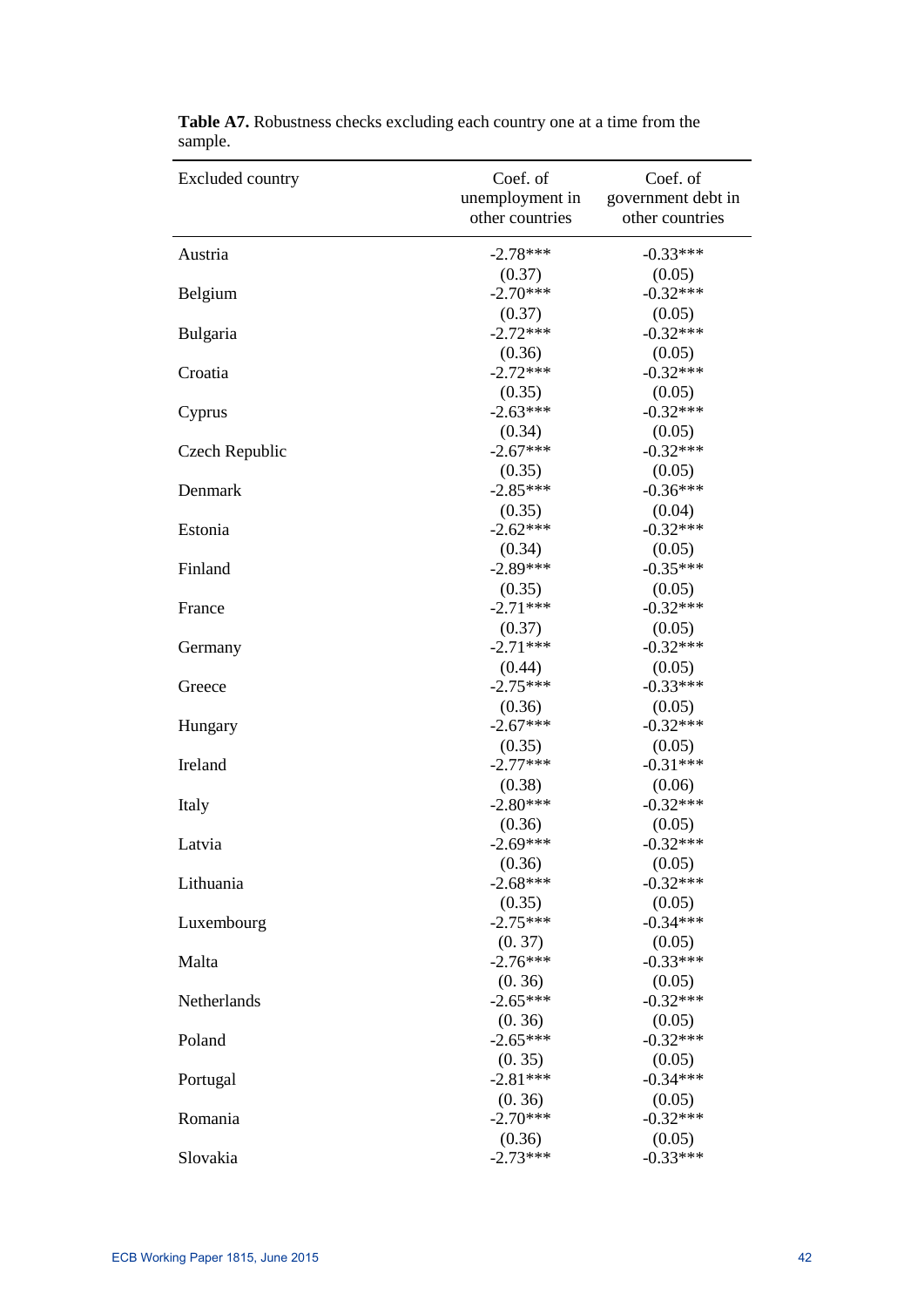**Table A7.** Robustness checks excluding each country one at a time from the sample.

| Excluded country | Coef. of unemployment in other countries | Coef. of government debt in other countries |
|---|---|---|
| Austria | -2.78*** | -0.33*** |
| | (0.37) | (0.05) |
| Belgium | -2.70*** | -0.32*** |
| | (0.37) | (0.05) |
| Bulgaria | -2.72*** | -0.32*** |
| | (0.36) | (0.05) |
| Croatia | -2.72*** | -0.32*** |
| | (0.35) | (0.05) |
| Cyprus | -2.63*** | -0.32*** |
| | (0.34) | (0.05) |
| Czech Republic | -2.67*** | -0.32*** |
| | (0.35) | (0.05) |
| Denmark | -2.85*** | -0.36*** |
| | (0.35) | (0.04) |
| Estonia | -2.62*** | -0.32*** |
| | (0.34) | (0.05) |
| Finland | -2.89*** | -0.35*** |
| | (0.35) | (0.05) |
| France | -2.71*** | -0.32*** |
| | (0.37) | (0.05) |
| Germany | -2.71*** | -0.32*** |
| | (0.44) | (0.05) |
| Greece | -2.75*** | -0.33*** |
| | (0.36) | (0.05) |
| Hungary | -2.67*** | -0.32*** |
| | (0.35) | (0.05) |
| Ireland | -2.77*** | -0.31*** |
| | (0.38) | (0.06) |
| Italy | -2.80*** | -0.32*** |
| | (0.36) | (0.05) |
| Latvia | -2.69*** | -0.32*** |
| | (0.36) | (0.05) |
| Lithuania | -2.68*** | -0.32*** |
| | (0.35) | (0.05) |
| Luxembourg | -2.75*** | -0.34*** |
| | (0. 37) | (0.05) |
| Malta | -2.76*** | -0.33*** |
| | (0. 36) | (0.05) |
| Netherlands | -2.65*** | -0.32*** |
| | (0. 36) | (0.05) |
| Poland | -2.65*** | -0.32*** |
| | (0. 35) | (0.05) |
| Portugal | -2.81*** | -0.34*** |
| | (0. 36) | (0.05) |
| Romania | -2.70*** | -0.32*** |
| | (0.36) | (0.05) |
| Slovakia | -2.73*** | -0.33*** |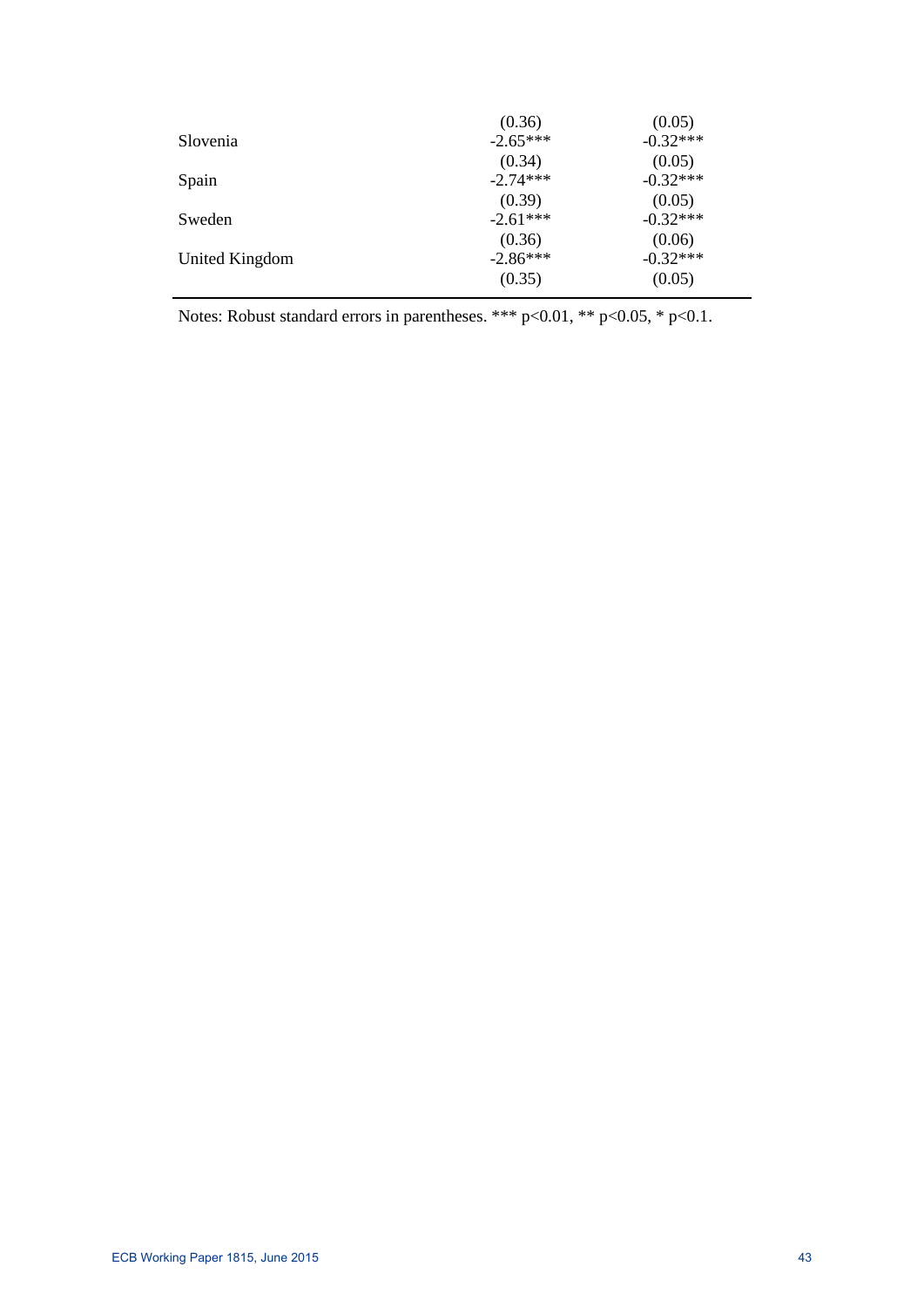| | | |
|---|---|---|
| | (0.36) | (0.05) |
| Slovenia | -2.65*** | -0.32*** |
| | (0.34) | (0.05) |
| Spain | -2.74*** | -0.32*** |
| | (0.39) | (0.05) |
| Sweden | -2.61*** | -0.32*** |
| | (0.36) | (0.06) |
| United Kingdom | -2.86*** | -0.32*** |
| | (0.35) | (0.05) |

Notes: Robust standard errors in parentheses. *** p<0.01, ** p<0.05, * p<0.1.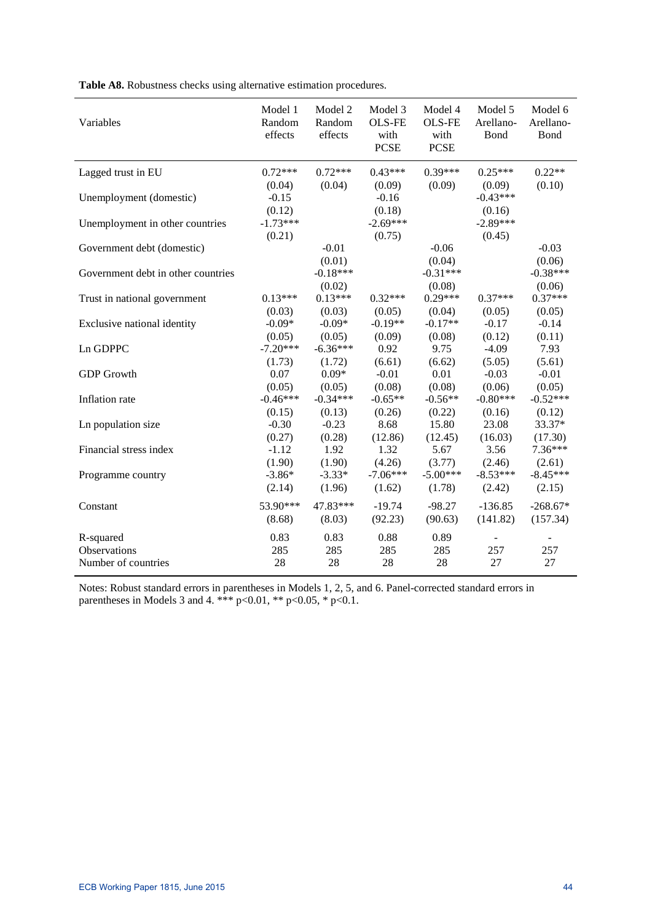**Table A8.** Robustness checks using alternative estimation procedures.

| Variables | Model 1 Random effects | Model 2 Random effects | Model 3 OLS-FE with PCSE | Model 4 OLS-FE with PCSE | Model 5 Arellano-Bond | Model 6 Arellano-Bond |
|---|---|---|---|---|---|---|
| Lagged trust in EU | 0.72*** | 0.72*** | 0.43*** | 0.39*** | 0.25*** | 0.22** |
| | (0.04) | (0.04) | (0.09) | (0.09) | (0.09) | (0.10) |
| Unemployment (domestic) | -0.15 | | -0.16 | | -0.43*** | |
| | (0.12) | | (0.18) | | (0.16) | |
| Unemployment in other countries | -1.73*** | | -2.69*** | | -2.89*** | |
| | (0.21) | | (0.75) | | (0.45) | |
| Government debt (domestic) | | -0.01 | | -0.06 | | -0.03 |
| | | (0.01) | | (0.04) | | (0.06) |
| Government debt in other countries | | -0.18*** | | -0.31*** | | -0.38*** |
| | | (0.02) | | (0.08) | | (0.06) |
| Trust in national government | 0.13*** | 0.13*** | 0.32*** | 0.29*** | 0.37*** | 0.37*** |
| | (0.03) | (0.03) | (0.05) | (0.04) | (0.05) | (0.05) |
| Exclusive national identity | -0.09* | -0.09* | -0.19** | -0.17** | -0.17 | -0.14 |
| | (0.05) | (0.05) | (0.09) | (0.08) | (0.12) | (0.11) |
| Ln GDPPC | -7.20*** | -6.36*** | 0.92 | 9.75 | -4.09 | 7.93 |
| | (1.73) | (1.72) | (6.61) | (6.62) | (5.05) | (5.61) |
| GDP Growth | 0.07 | 0.09* | -0.01 | 0.01 | -0.03 | -0.01 |
| | (0.05) | (0.05) | (0.08) | (0.08) | (0.06) | (0.05) |
| Inflation rate | -0.46*** | -0.34*** | -0.65** | -0.56** | -0.80*** | -0.52*** |
| | (0.15) | (0.13) | (0.26) | (0.22) | (0.16) | (0.12) |
| Ln population size | -0.30 | -0.23 | 8.68 | 15.80 | 23.08 | 33.37* |
| | (0.27) | (0.28) | (12.86) | (12.45) | (16.03) | (17.30) |
| Financial stress index | -1.12 | 1.92 | 1.32 | 5.67 | 3.56 | 7.36*** |
| | (1.90) | (1.90) | (4.26) | (3.77) | (2.46) | (2.61) |
| Programme country | -3.86* | -3.33* | -7.06*** | -5.00*** | -8.53*** | -8.45*** |
| | (2.14) | (1.96) | (1.62) | (1.78) | (2.42) | (2.15) |
| Constant | 53.90*** | 47.83*** | -19.74 | -98.27 | -136.85 | -268.67* |
| | (8.68) | (8.03) | (92.23) | (90.63) | (141.82) | (157.34) |
| R-squared | 0.83 | 0.83 | 0.88 | 0.89 | - | - |
| Observations | 285 | 285 | 285 | 285 | 257 | 257 |
| Number of countries | 28 | 28 | 28 | 28 | 27 | 27 |

Notes: Robust standard errors in parentheses in Models 1, 2, 5, and 6. Panel-corrected standard errors in parentheses in Models 3 and 4. *** p<0.01, ** p<0.05, * p<0.1.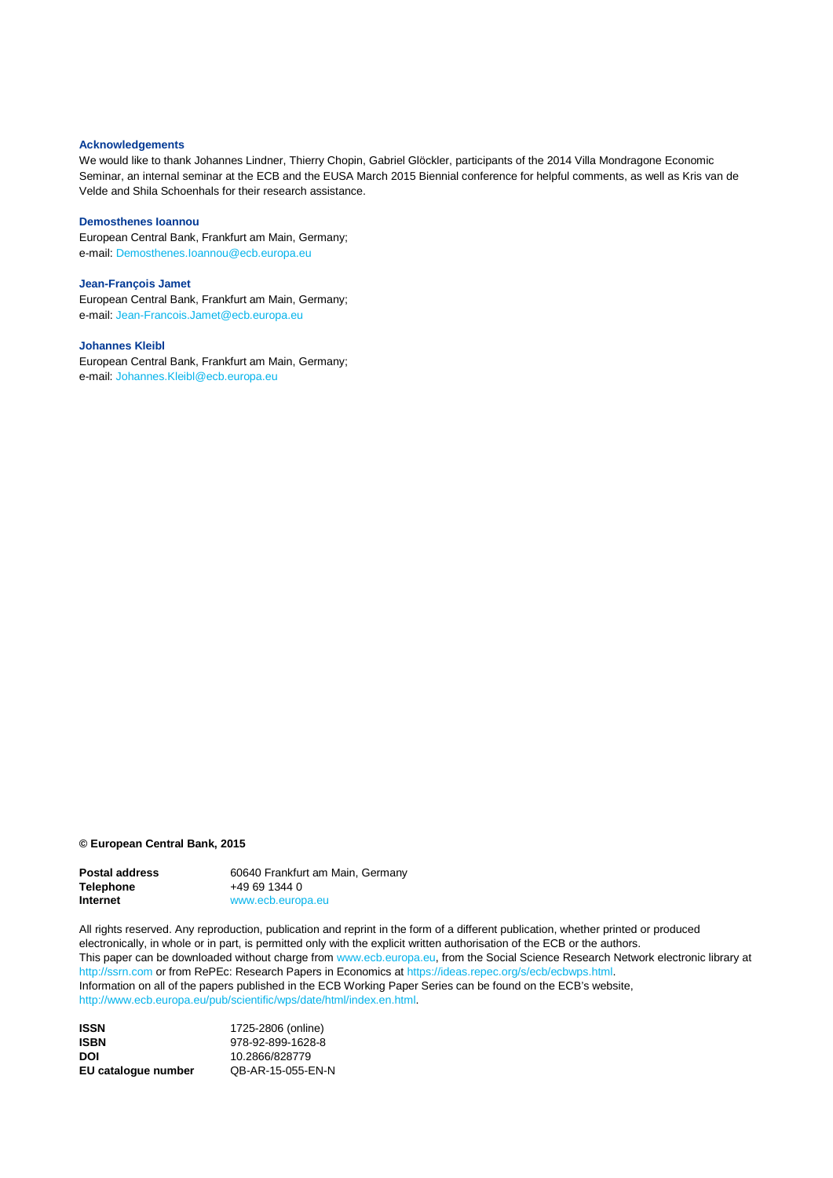**Acknowledgements**

We would like to thank Johannes Lindner, Thierry Chopin, Gabriel Glöckler, participants of the 2014 Villa Mondragone Economic Seminar, an internal seminar at the ECB and the EUSA March 2015 Biennial conference for helpful comments, as well as Kris van de Velde and Shila Schoenhals for their research assistance.

**Demosthenes Ioannou**

European Central Bank, Frankfurt am Main, Germany;
e-mail: Demosthenes.Ioannou@ecb.europa.eu

**Jean-François Jamet**

European Central Bank, Frankfurt am Main, Germany;
e-mail: Jean-Francois.Jamet@ecb.europa.eu

**Johannes Kleibl**

European Central Bank, Frankfurt am Main, Germany;
e-mail: Johannes.Kleibl@ecb.europa.eu

**© European Central Bank, 2015**

| | |
|---|---|
| **Postal address** | 60640 Frankfurt am Main, Germany |
| **Telephone** | +49 69 1344 0 |
| **Internet** | www.ecb.europa.eu |

All rights reserved. Any reproduction, publication and reprint in the form of a different publication, whether printed or produced electronically, in whole or in part, is permitted only with the explicit written authorisation of the ECB or the authors.
This paper can be downloaded without charge from www.ecb.europa.eu, from the Social Science Research Network electronic library at http://ssrn.com or from RePEc: Research Papers in Economics at https://ideas.repec.org/s/ecb/ecbwps.html.
Information on all of the papers published in the ECB Working Paper Series can be found on the ECB's website, http://www.ecb.europa.eu/pub/scientific/wps/date/html/index.en.html.

| | |
|---|---|
| **ISSN** | 1725-2806 (online) |
| **ISBN** | 978-92-899-1628-8 |
| **DOI** | 10.2866/828779 |
| **EU catalogue number** | QB-AR-15-055-EN-N |